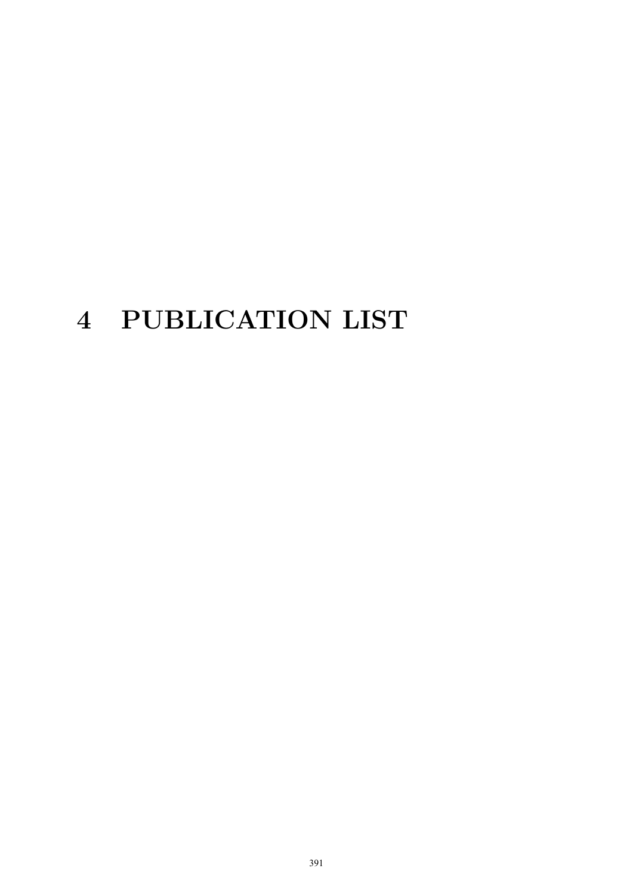# 4 PUBLICATION LIST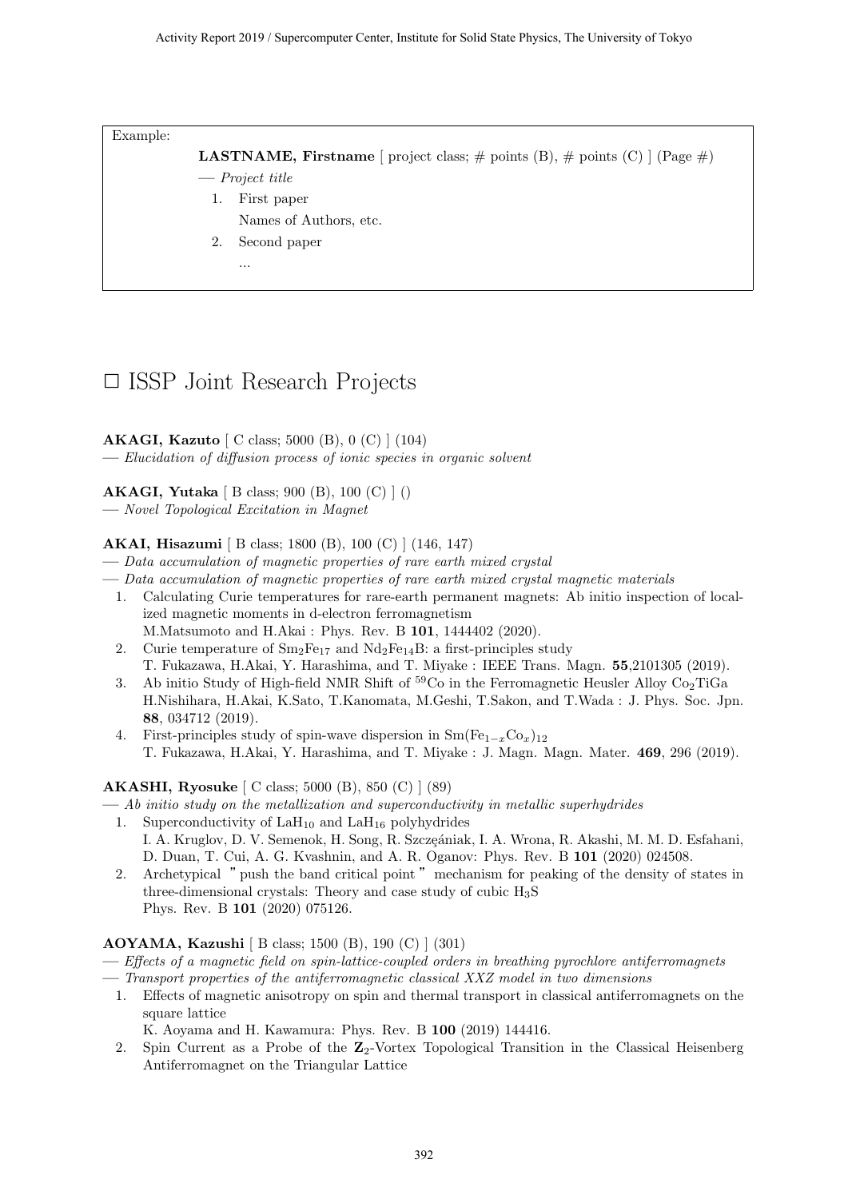Example:

> **LASTNAME, Firstname** [ project class; # points (B), # points (C) ] (Page #)
> — *Project title*
> 1. First paper
>    Names of Authors, etc.
> 2. Second paper
>    ...

## □ ISSP Joint Research Projects

**AKAGI, Kazuto** [ C class; 5000 (B), 0 (C) ] (104)
— *Elucidation of diffusion process of ionic species in organic solvent*

**AKAGI, Yutaka** [ B class; 900 (B), 100 (C) ] ()
— *Novel Topological Excitation in Magnet*

**AKAI, Hisazumi** [ B class; 1800 (B), 100 (C) ] (146, 147)
— *Data accumulation of magnetic properties of rare earth mixed crystal*
— *Data accumulation of magnetic properties of rare earth mixed crystal magnetic materials*

1. Calculating Curie temperatures for rare-earth permanent magnets: Ab initio inspection of localized magnetic moments in d-electron ferromagnetism
   M.Matsumoto and H.Akai : Phys. Rev. B **101**, 1444402 (2020).
2. Curie temperature of $Sm_2Fe_{17}$ and $Nd_2Fe_{14}B$: a first-principles study
   T. Fukazawa, H.Akai, Y. Harashima, and T. Miyake : IEEE Trans. Magn. **55**,2101305 (2019).
3. Ab initio Study of High-field NMR Shift of $^{59}Co$ in the Ferromagnetic Heusler Alloy $Co_2TiGa$
   H.Nishihara, H.Akai, K.Sato, T.Kanomata, M.Geshi, T.Sakon, and T.Wada : J. Phys. Soc. Jpn. **88**, 034712 (2019).
4. First-principles study of spin-wave dispersion in $Sm(Fe_{1-x}Co_x)_{12}$
   T. Fukazawa, H.Akai, Y. Harashima, and T. Miyake : J. Magn. Magn. Mater. **469**, 296 (2019).

**AKASHI, Ryosuke** [ C class; 5000 (B), 850 (C) ] (89)
— *Ab initio study on the metallization and superconductivity in metallic superhydrides*

1. Superconductivity of $LaH_{10}$ and $LaH_{16}$ polyhydrides
   I. A. Kruglov, D. V. Semenok, H. Song, R. Szczęániak, I. A. Wrona, R. Akashi, M. M. D. Esfahani, D. Duan, T. Cui, A. G. Kvashnin, and A. R. Oganov: Phys. Rev. B **101** (2020) 024508.
2. Archetypical "push the band critical point" mechanism for peaking of the density of states in three-dimensional crystals: Theory and case study of cubic $H_3S$
   Phys. Rev. B **101** (2020) 075126.

**AOYAMA, Kazushi** [ B class; 1500 (B), 190 (C) ] (301)
— *Effects of a magnetic field on spin-lattice-coupled orders in breathing pyrochlore antiferromagnets*
— *Transport properties of the antiferromagnetic classical XXZ model in two dimensions*

1. Effects of magnetic anisotropy on spin and thermal transport in classical antiferromagnets on the square lattice
   K. Aoyama and H. Kawamura: Phys. Rev. B **100** (2019) 144416.
2. Spin Current as a Probe of the $\mathbf{Z}_2$-Vortex Topological Transition in the Classical Heisenberg Antiferromagnet on the Triangular Lattice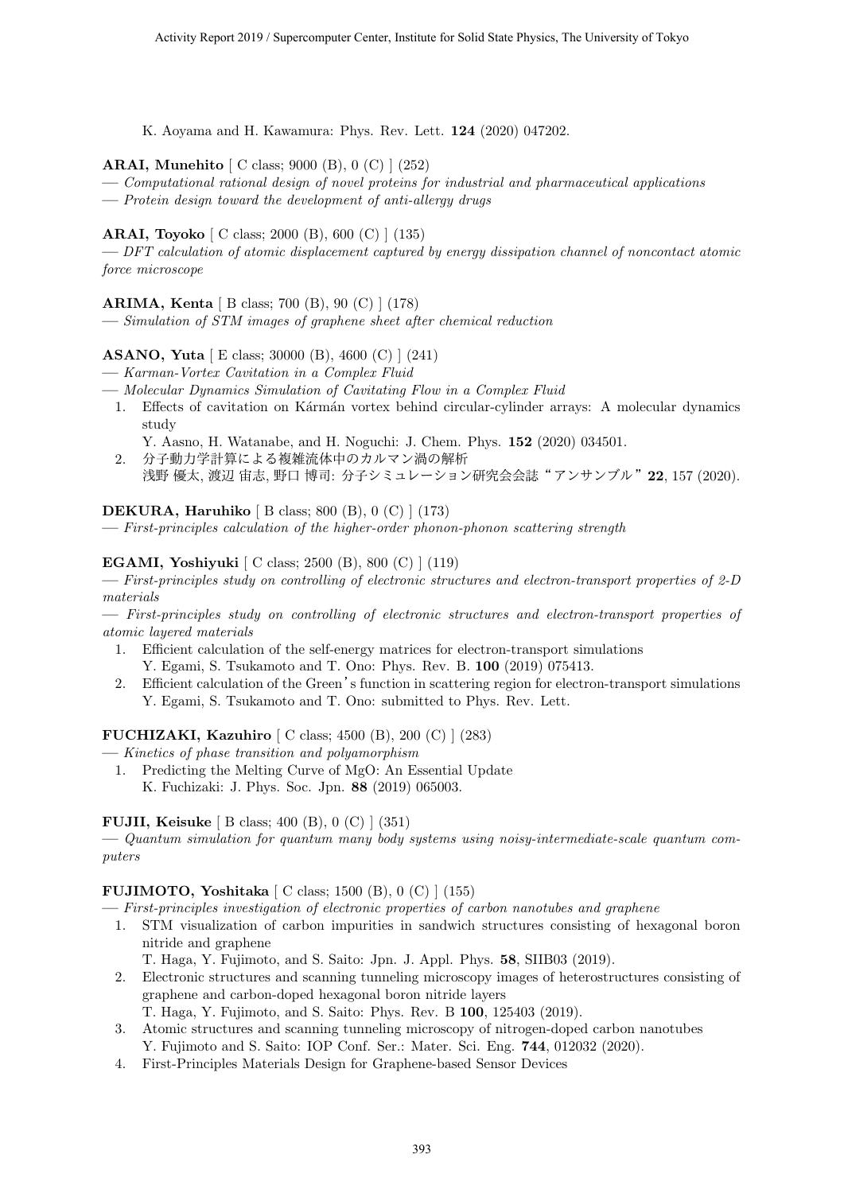K. Aoyama and H. Kawamura: Phys. Rev. Lett. **124** (2020) 047202.

**ARAI, Munehito** [ C class; 9000 (B), 0 (C) ] (252)

— *Computational rational design of novel proteins for industrial and pharmaceutical applications*

— *Protein design toward the development of anti-allergy drugs*

**ARAI, Toyoko** [ C class; 2000 (B), 600 (C) ] (135)

— *DFT calculation of atomic displacement captured by energy dissipation channel of noncontact atomic force microscope*

**ARIMA, Kenta** [ B class; 700 (B), 90 (C) ] (178)

— *Simulation of STM images of graphene sheet after chemical reduction*

**ASANO, Yuta** [ E class; 30000 (B), 4600 (C) ] (241)

— *Karman-Vortex Cavitation in a Complex Fluid*

— *Molecular Dynamics Simulation of Cavitating Flow in a Complex Fluid*

1. Effects of cavitation on Kármán vortex behind circular-cylinder arrays: A molecular dynamics study
   Y. Aasno, H. Watanabe, and H. Noguchi: J. Chem. Phys. **152** (2020) 034501.
2. 分子動力学計算による複雑流体中のカルマン渦の解析
   浅野 優太, 渡辺 宙志, 野口 博司: 分子シミュレーション研究会会誌"アンサンブル"**22**, 157 (2020).

**DEKURA, Haruhiko** [ B class; 800 (B), 0 (C) ] (173)

— *First-principles calculation of the higher-order phonon-phonon scattering strength*

**EGAMI, Yoshiyuki** [ C class; 2500 (B), 800 (C) ] (119)

— *First-principles study on controlling of electronic structures and electron-transport properties of 2-D materials*

— *First-principles study on controlling of electronic structures and electron-transport properties of atomic layered materials*

1. Efficient calculation of the self-energy matrices for electron-transport simulations
   Y. Egami, S. Tsukamoto and T. Ono: Phys. Rev. B. **100** (2019) 075413.
2. Efficient calculation of the Green's function in scattering region for electron-transport simulations
   Y. Egami, S. Tsukamoto and T. Ono: submitted to Phys. Rev. Lett.

**FUCHIZAKI, Kazuhiro** [ C class; 4500 (B), 200 (C) ] (283)

— *Kinetics of phase transition and polyamorphism*

1. Predicting the Melting Curve of MgO: An Essential Update
   K. Fuchizaki: J. Phys. Soc. Jpn. **88** (2019) 065003.

**FUJII, Keisuke** [ B class; 400 (B), 0 (C) ] (351)

— *Quantum simulation for quantum many body systems using noisy-intermediate-scale quantum computers*

**FUJIMOTO, Yoshitaka** [ C class; 1500 (B), 0 (C) ] (155)

— *First-principles investigation of electronic properties of carbon nanotubes and graphene*

1. STM visualization of carbon impurities in sandwich structures consisting of hexagonal boron nitride and graphene
   T. Haga, Y. Fujimoto, and S. Saito: Jpn. J. Appl. Phys. **58**, SIIB03 (2019).
2. Electronic structures and scanning tunneling microscopy images of heterostructures consisting of graphene and carbon-doped hexagonal boron nitride layers
   T. Haga, Y. Fujimoto, and S. Saito: Phys. Rev. B **100**, 125403 (2019).
3. Atomic structures and scanning tunneling microscopy of nitrogen-doped carbon nanotubes
   Y. Fujimoto and S. Saito: IOP Conf. Ser.: Mater. Sci. Eng. **744**, 012032 (2020).
4. First-Principles Materials Design for Graphene-based Sensor Devices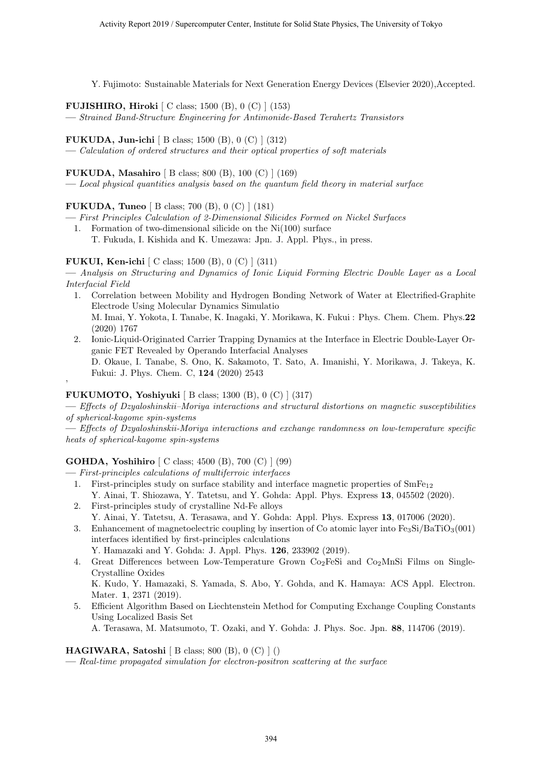Y. Fujimoto: Sustainable Materials for Next Generation Energy Devices (Elsevier 2020),Accepted.

**FUJISHIRO, Hiroki** [ C class; 1500 (B), 0 (C) ] (153)

— *Strained Band-Structure Engineering for Antimonide-Based Terahertz Transistors*

**FUKUDA, Jun-ichi** [ B class; 1500 (B), 0 (C) ] (312)

— *Calculation of ordered structures and their optical properties of soft materials*

**FUKUDA, Masahiro** [ B class; 800 (B), 100 (C) ] (169)

— *Local physical quantities analysis based on the quantum field theory in material surface*

**FUKUDA, Tuneo** [ B class; 700 (B), 0 (C) ] (181)

— *First Principles Calculation of 2-Dimensional Silicides Formed on Nickel Surfaces*

1. Formation of two-dimensional silicide on the Ni(100) surface
   T. Fukuda, I. Kishida and K. Umezawa: Jpn. J. Appl. Phys., in press.

**FUKUI, Ken-ichi** [ C class; 1500 (B), 0 (C) ] (311)

— *Analysis on Structuring and Dynamics of Ionic Liquid Forming Electric Double Layer as a Local Interfacial Field*

1. Correlation between Mobility and Hydrogen Bonding Network of Water at Electrified-Graphite Electrode Using Molecular Dynamics Simulatio
   M. Imai, Y. Yokota, I. Tanabe, K. Inagaki, Y. Morikawa, K. Fukui : Phys. Chem. Chem. Phys.**22** (2020) 1767
2. Ionic-Liquid-Originated Carrier Trapping Dynamics at the Interface in Electric Double-Layer Organic FET Revealed by Operando Interfacial Analyses
   D. Okaue, I. Tanabe, S. Ono, K. Sakamoto, T. Sato, A. Imanishi, Y. Morikawa, J. Takeya, K. Fukui: J. Phys. Chem. C, **124** (2020) 2543

,

**FUKUMOTO, Yoshiyuki** [ B class; 1300 (B), 0 (C) ] (317)

— *Effects of Dzyaloshinskii–Moriya interactions and structural distortions on magnetic susceptibilities of spherical-kagome spin-systems*

— *Effects of Dzyaloshinskii-Moriya interactions and exchange randomness on low-temperature specific heats of spherical-kagome spin-systems*

**GOHDA, Yoshihiro** [ C class; 4500 (B), 700 (C) ] (99)

— *First-principles calculations of multiferroic interfaces*

1. First-principles study on surface stability and interface magnetic properties of $SmFe_{12}$
   Y. Ainai, T. Shiozawa, Y. Tatetsu, and Y. Gohda: Appl. Phys. Express **13**, 045502 (2020).
2. First-principles study of crystalline Nd-Fe alloys
   Y. Ainai, Y. Tatetsu, A. Terasawa, and Y. Gohda: Appl. Phys. Express **13**, 017006 (2020).
3. Enhancement of magnetoelectric coupling by insertion of Co atomic layer into $Fe_3Si/BaTiO_3(001)$ interfaces identified by first-principles calculations
   Y. Hamazaki and Y. Gohda: J. Appl. Phys. **126**, 233902 (2019).
4. Great Differences between Low-Temperature Grown $Co_2FeSi$ and $Co_2MnSi$ Films on Single-Crystalline Oxides
   K. Kudo, Y. Hamazaki, S. Yamada, S. Abo, Y. Gohda, and K. Hamaya: ACS Appl. Electron. Mater. **1**, 2371 (2019).
5. Efficient Algorithm Based on Liechtenstein Method for Computing Exchange Coupling Constants Using Localized Basis Set
   A. Terasawa, M. Matsumoto, T. Ozaki, and Y. Gohda: J. Phys. Soc. Jpn. **88**, 114706 (2019).

**HAGIWARA, Satoshi** [ B class; 800 (B), 0 (C) ] ()

— *Real-time propagated simulation for electron-positron scattering at the surface*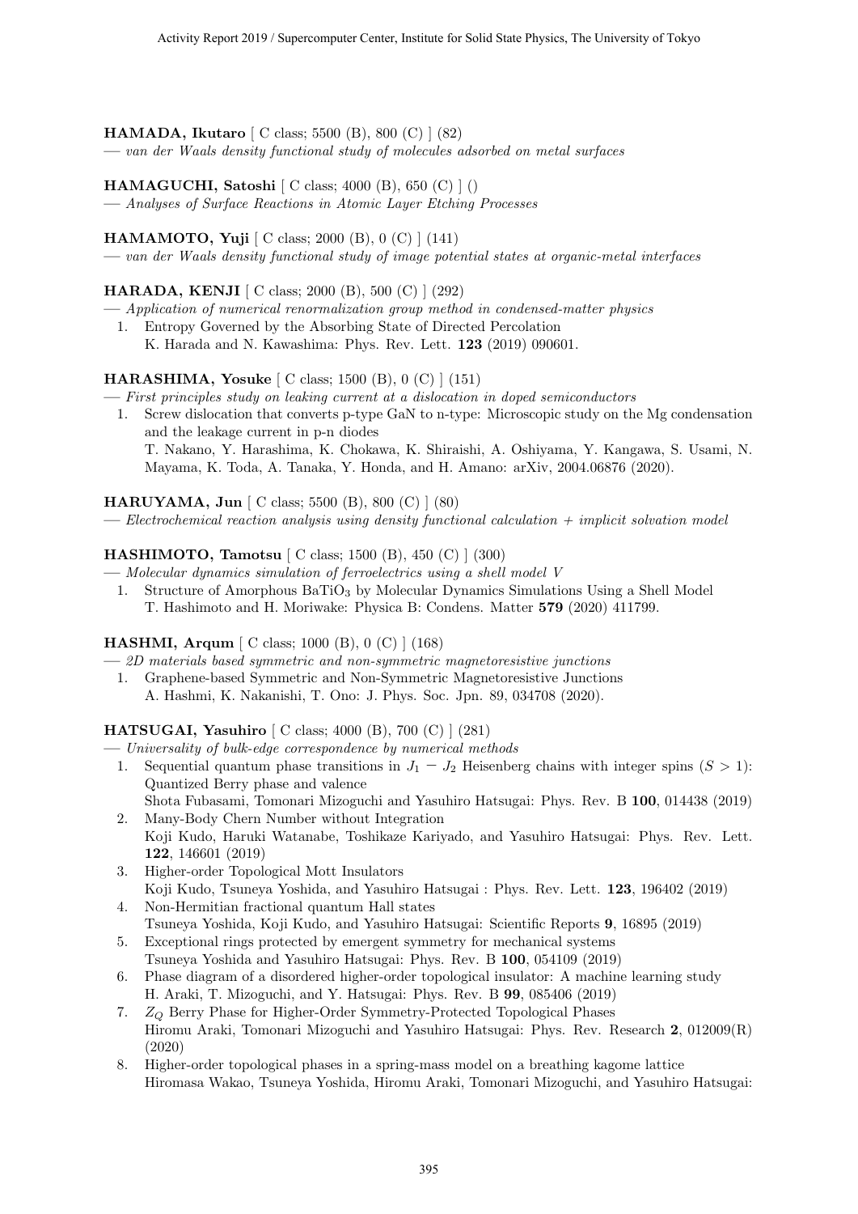**HAMADA, Ikutaro** [ C class; 5500 (B), 800 (C) ] (82)
— *van der Waals density functional study of molecules adsorbed on metal surfaces*

**HAMAGUCHI, Satoshi** [ C class; 4000 (B), 650 (C) ] ()
— *Analyses of Surface Reactions in Atomic Layer Etching Processes*

**HAMAMOTO, Yuji** [ C class; 2000 (B), 0 (C) ] (141)
— *van der Waals density functional study of image potential states at organic-metal interfaces*

**HARADA, KENJI** [ C class; 2000 (B), 500 (C) ] (292)
— *Application of numerical renormalization group method in condensed-matter physics*

1. Entropy Governed by the Absorbing State of Directed Percolation
   K. Harada and N. Kawashima: Phys. Rev. Lett. **123** (2019) 090601.

**HARASHIMA, Yosuke** [ C class; 1500 (B), 0 (C) ] (151)
— *First principles study on leaking current at a dislocation in doped semiconductors*

1. Screw dislocation that converts p-type GaN to n-type: Microscopic study on the Mg condensation and the leakage current in p-n diodes
   T. Nakano, Y. Harashima, K. Chokawa, K. Shiraishi, A. Oshiyama, Y. Kangawa, S. Usami, N. Mayama, K. Toda, A. Tanaka, Y. Honda, and H. Amano: arXiv, 2004.06876 (2020).

**HARUYAMA, Jun** [ C class; 5500 (B), 800 (C) ] (80)
— *Electrochemical reaction analysis using density functional calculation + implicit solvation model*

**HASHIMOTO, Tamotsu** [ C class; 1500 (B), 450 (C) ] (300)
— *Molecular dynamics simulation of ferroelectrics using a shell model V*

1. Structure of Amorphous $BaTiO_3$ by Molecular Dynamics Simulations Using a Shell Model
   T. Hashimoto and H. Moriwake: Physica B: Condens. Matter **579** (2020) 411799.

**HASHMI, Arqum** [ C class; 1000 (B), 0 (C) ] (168)
— *2D materials based symmetric and non-symmetric magnetoresistive junctions*

1. Graphene-based Symmetric and Non-Symmetric Magnetoresistive Junctions
   A. Hashmi, K. Nakanishi, T. Ono: J. Phys. Soc. Jpn. 89, 034708 (2020).

**HATSUGAI, Yasuhiro** [ C class; 4000 (B), 700 (C) ] (281)
— *Universality of bulk-edge correspondence by numerical methods*

1. Sequential quantum phase transitions in $J_1 - J_2$ Heisenberg chains with integer spins ($S > 1$): Quantized Berry phase and valence
   Shota Fubasami, Tomonari Mizoguchi and Yasuhiro Hatsugai: Phys. Rev. B **100**, 014438 (2019)
2. Many-Body Chern Number without Integration
   Koji Kudo, Haruki Watanabe, Toshikaze Kariyado, and Yasuhiro Hatsugai: Phys. Rev. Lett. **122**, 146601 (2019)
3. Higher-order Topological Mott Insulators
   Koji Kudo, Tsuneya Yoshida, and Yasuhiro Hatsugai : Phys. Rev. Lett. **123**, 196402 (2019)
4. Non-Hermitian fractional quantum Hall states
   Tsuneya Yoshida, Koji Kudo, and Yasuhiro Hatsugai: Scientific Reports **9**, 16895 (2019)
5. Exceptional rings protected by emergent symmetry for mechanical systems
   Tsuneya Yoshida and Yasuhiro Hatsugai: Phys. Rev. B **100**, 054109 (2019)
6. Phase diagram of a disordered higher-order topological insulator: A machine learning study
   H. Araki, T. Mizoguchi, and Y. Hatsugai: Phys. Rev. B **99**, 085406 (2019)
7. $Z_Q$ Berry Phase for Higher-Order Symmetry-Protected Topological Phases
   Hiromu Araki, Tomonari Mizoguchi and Yasuhiro Hatsugai: Phys. Rev. Research **2**, 012009(R) (2020)
8. Higher-order topological phases in a spring-mass model on a breathing kagome lattice
   Hiromasa Wakao, Tsuneya Yoshida, Hiromu Araki, Tomonari Mizoguchi, and Yasuhiro Hatsugai: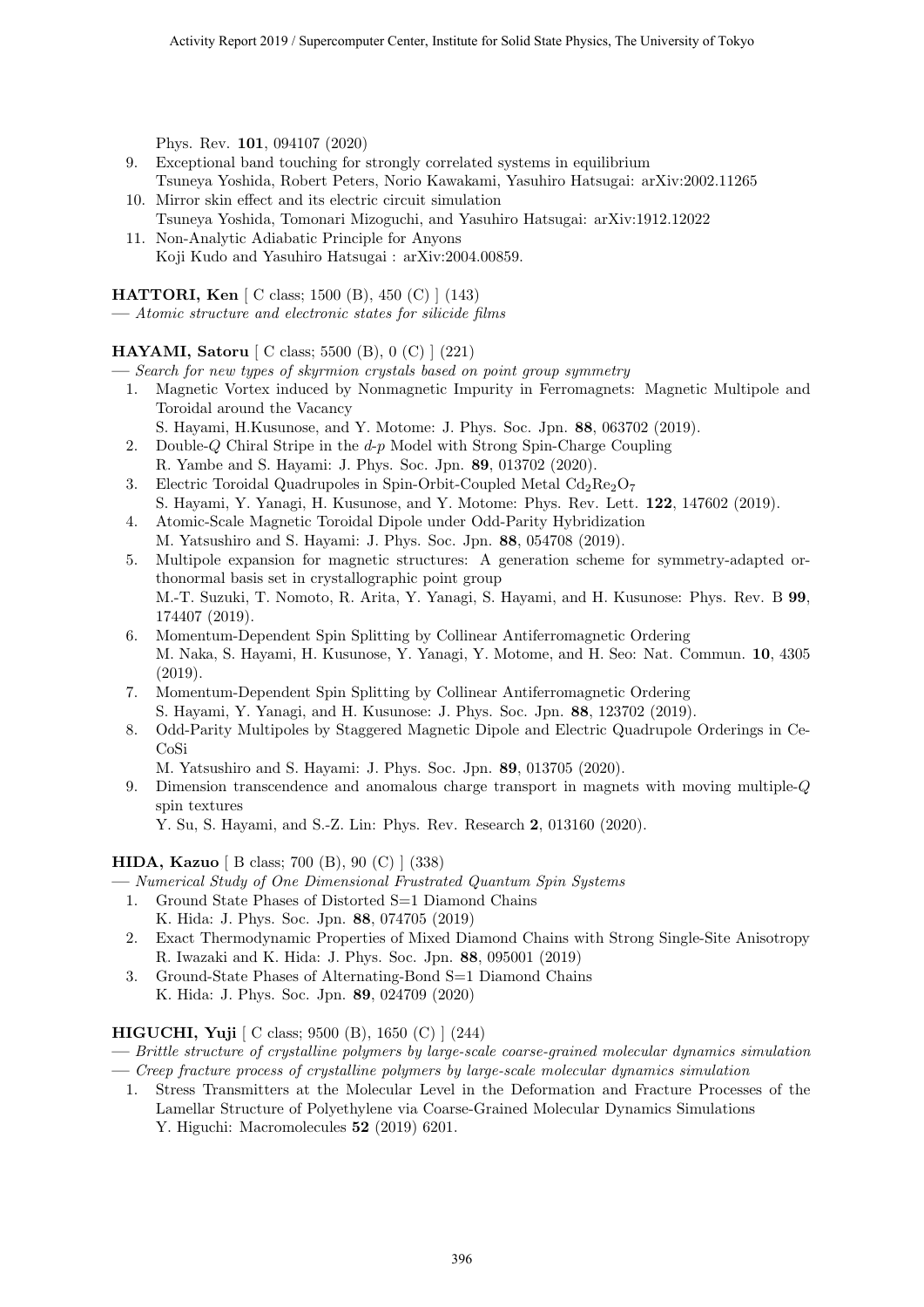Phys. Rev. **101**, 094107 (2020)

9. Exceptional band touching for strongly correlated systems in equilibrium
   Tsuneya Yoshida, Robert Peters, Norio Kawakami, Yasuhiro Hatsugai: arXiv:2002.11265
10. Mirror skin effect and its electric circuit simulation
    Tsuneya Yoshida, Tomonari Mizoguchi, and Yasuhiro Hatsugai: arXiv:1912.12022
11. Non-Analytic Adiabatic Principle for Anyons
    Koji Kudo and Yasuhiro Hatsugai : arXiv:2004.00859.

**HATTORI, Ken** [ C class; 1500 (B), 450 (C) ] (143)
— *Atomic structure and electronic states for silicide films*

**HAYAMI, Satoru** [ C class; 5500 (B), 0 (C) ] (221)
— *Search for new types of skyrmion crystals based on point group symmetry*

1. Magnetic Vortex induced by Nonmagnetic Impurity in Ferromagnets: Magnetic Multipole and Toroidal around the Vacancy
   S. Hayami, H.Kusunose, and Y. Motome: J. Phys. Soc. Jpn. **88**, 063702 (2019).
2. Double-$Q$ Chiral Stripe in the $d$-$p$ Model with Strong Spin-Charge Coupling
   R. Yambe and S. Hayami: J. Phys. Soc. Jpn. **89**, 013702 (2020).
3. Electric Toroidal Quadrupoles in Spin-Orbit-Coupled Metal $Cd_2Re_2O_7$
   S. Hayami, Y. Yanagi, H. Kusunose, and Y. Motome: Phys. Rev. Lett. **122**, 147602 (2019).
4. Atomic-Scale Magnetic Toroidal Dipole under Odd-Parity Hybridization
   M. Yatsushiro and S. Hayami: J. Phys. Soc. Jpn. **88**, 054708 (2019).
5. Multipole expansion for magnetic structures: A generation scheme for symmetry-adapted orthonormal basis set in crystallographic point group
   M.-T. Suzuki, T. Nomoto, R. Arita, Y. Yanagi, S. Hayami, and H. Kusunose: Phys. Rev. B **99**, 174407 (2019).
6. Momentum-Dependent Spin Splitting by Collinear Antiferromagnetic Ordering
   M. Naka, S. Hayami, H. Kusunose, Y. Yanagi, Y. Motome, and H. Seo: Nat. Commun. **10**, 4305 (2019).
7. Momentum-Dependent Spin Splitting by Collinear Antiferromagnetic Ordering
   S. Hayami, Y. Yanagi, and H. Kusunose: J. Phys. Soc. Jpn. **88**, 123702 (2019).
8. Odd-Parity Multipoles by Staggered Magnetic Dipole and Electric Quadrupole Orderings in CeCoSi
   M. Yatsushiro and S. Hayami: J. Phys. Soc. Jpn. **89**, 013705 (2020).
9. Dimension transcendence and anomalous charge transport in magnets with moving multiple-$Q$ spin textures
   Y. Su, S. Hayami, and S.-Z. Lin: Phys. Rev. Research **2**, 013160 (2020).

**HIDA, Kazuo** [ B class; 700 (B), 90 (C) ] (338)
— *Numerical Study of One Dimensional Frustrated Quantum Spin Systems*

1. Ground State Phases of Distorted S=1 Diamond Chains
   K. Hida: J. Phys. Soc. Jpn. **88**, 074705 (2019)
2. Exact Thermodynamic Properties of Mixed Diamond Chains with Strong Single-Site Anisotropy
   R. Iwazaki and K. Hida: J. Phys. Soc. Jpn. **88**, 095001 (2019)
3. Ground-State Phases of Alternating-Bond S=1 Diamond Chains
   K. Hida: J. Phys. Soc. Jpn. **89**, 024709 (2020)

**HIGUCHI, Yuji** [ C class; 9500 (B), 1650 (C) ] (244)
— *Brittle structure of crystalline polymers by large-scale coarse-grained molecular dynamics simulation*
— *Creep fracture process of crystalline polymers by large-scale molecular dynamics simulation*

1. Stress Transmitters at the Molecular Level in the Deformation and Fracture Processes of the Lamellar Structure of Polyethylene via Coarse-Grained Molecular Dynamics Simulations
   Y. Higuchi: Macromolecules **52** (2019) 6201.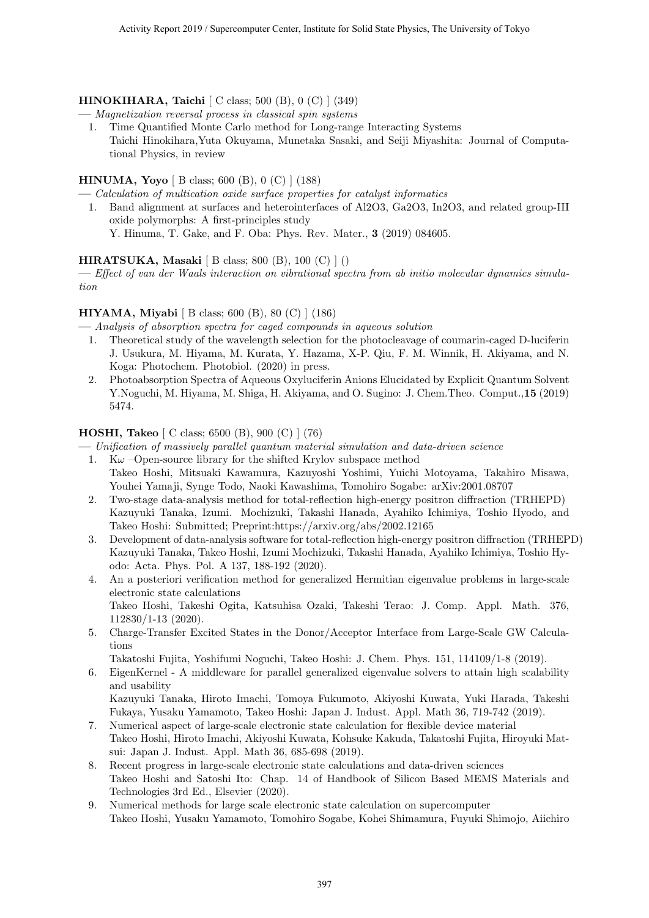**HINOKIHARA, Taichi** [ C class; 500 (B), 0 (C) ] (349)

— *Magnetization reversal process in classical spin systems*

1. Time Quantified Monte Carlo method for Long-range Interacting Systems
   Taichi Hinokihara,Yuta Okuyama, Munetaka Sasaki, and Seiji Miyashita: Journal of Computational Physics, in review

**HINUMA, Yoyo** [ B class; 600 (B), 0 (C) ] (188)

— *Calculation of multication oxide surface properties for catalyst informatics*

1. Band alignment at surfaces and heterointerfaces of Al2O3, Ga2O3, In2O3, and related group-III oxide polymorphs: A first-principles study
   Y. Hinuma, T. Gake, and F. Oba: Phys. Rev. Mater., **3** (2019) 084605.

**HIRATSUKA, Masaki** [ B class; 800 (B), 100 (C) ] ()

— *Effect of van der Waals interaction on vibrational spectra from ab initio molecular dynamics simulation*

**HIYAMA, Miyabi** [ B class; 600 (B), 80 (C) ] (186)

— *Analysis of absorption spectra for caged compounds in aqueous solution*

1. Theoretical study of the wavelength selection for the photocleavage of coumarin-caged D-luciferin
   J. Usukura, M. Hiyama, M. Kurata, Y. Hazama, X-P. Qiu, F. M. Winnik, H. Akiyama, and N. Koga: Photochem. Photobiol. (2020) in press.
2. Photoabsorption Spectra of Aqueous Oxyluciferin Anions Elucidated by Explicit Quantum Solvent
   Y.Noguchi, M. Hiyama, M. Shiga, H. Akiyama, and O. Sugino: J. Chem.Theo. Comput.,**15** (2019) 5474.

**HOSHI, Takeo** [ C class; 6500 (B), 900 (C) ] (76)

— *Unification of massively parallel quantum material simulation and data-driven science*

1. K$\omega$ –Open-source library for the shifted Krylov subspace method
   Takeo Hoshi, Mitsuaki Kawamura, Kazuyoshi Yoshimi, Yuichi Motoyama, Takahiro Misawa, Youhei Yamaji, Synge Todo, Naoki Kawashima, Tomohiro Sogabe: arXiv:2001.08707
2. Two-stage data-analysis method for total-reflection high-energy positron diffraction (TRHEPD)
   Kazuyuki Tanaka, Izumi. Mochizuki, Takashi Hanada, Ayahiko Ichimiya, Toshio Hyodo, and Takeo Hoshi: Submitted; Preprint:https://arxiv.org/abs/2002.12165
3. Development of data-analysis software for total-reflection high-energy positron diffraction (TRHEPD)
   Kazuyuki Tanaka, Takeo Hoshi, Izumi Mochizuki, Takashi Hanada, Ayahiko Ichimiya, Toshio Hyodo: Acta. Phys. Pol. A 137, 188-192 (2020).
4. An a posteriori verification method for generalized Hermitian eigenvalue problems in large-scale electronic state calculations
   Takeo Hoshi, Takeshi Ogita, Katsuhisa Ozaki, Takeshi Terao: J. Comp. Appl. Math. 376, 112830/1-13 (2020).
5. Charge-Transfer Excited States in the Donor/Acceptor Interface from Large-Scale GW Calculations
   Takatoshi Fujita, Yoshifumi Noguchi, Takeo Hoshi: J. Chem. Phys. 151, 114109/1-8 (2019).
6. EigenKernel - A middleware for parallel generalized eigenvalue solvers to attain high scalability and usability
   Kazuyuki Tanaka, Hiroto Imachi, Tomoya Fukumoto, Akiyoshi Kuwata, Yuki Harada, Takeshi Fukaya, Yusaku Yamamoto, Takeo Hoshi: Japan J. Indust. Appl. Math 36, 719-742 (2019).
7. Numerical aspect of large-scale electronic state calculation for flexible device material
   Takeo Hoshi, Hiroto Imachi, Akiyoshi Kuwata, Kohsuke Kakuda, Takatoshi Fujita, Hiroyuki Matsui: Japan J. Indust. Appl. Math 36, 685-698 (2019).
8. Recent progress in large-scale electronic state calculations and data-driven sciences
   Takeo Hoshi and Satoshi Ito: Chap. 14 of Handbook of Silicon Based MEMS Materials and Technologies 3rd Ed., Elsevier (2020).
9. Numerical methods for large scale electronic state calculation on supercomputer
   Takeo Hoshi, Yusaku Yamamoto, Tomohiro Sogabe, Kohei Shimamura, Fuyuki Shimojo, Aiichiro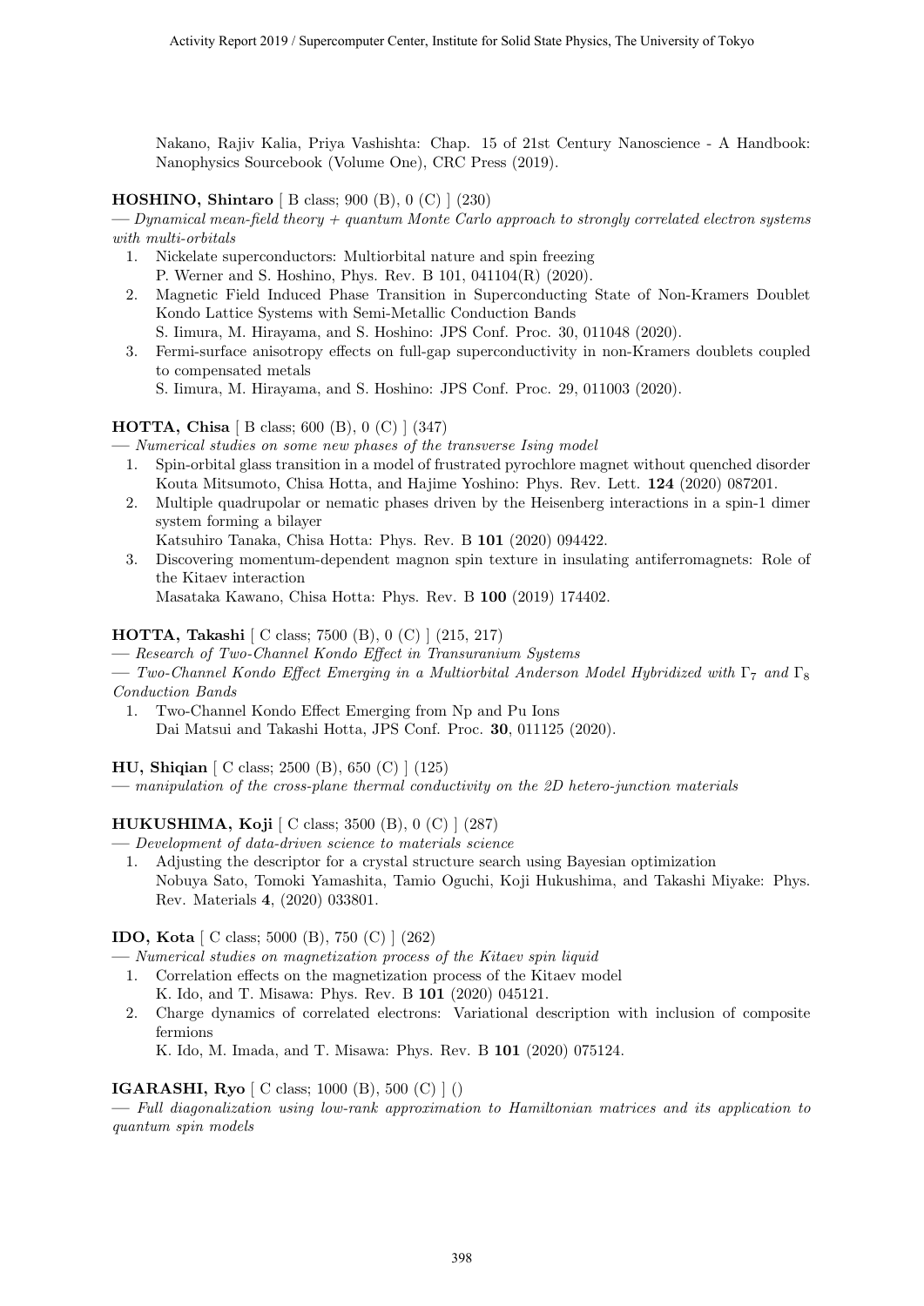Nakano, Rajiv Kalia, Priya Vashishta: Chap. 15 of 21st Century Nanoscience - A Handbook: Nanophysics Sourcebook (Volume One), CRC Press (2019).

**HOSHINO, Shintaro** [ B class; 900 (B), 0 (C) ] (230)

— *Dynamical mean-field theory + quantum Monte Carlo approach to strongly correlated electron systems with multi-orbitals*

1. Nickelate superconductors: Multiorbital nature and spin freezing
   P. Werner and S. Hoshino, Phys. Rev. B 101, 041104(R) (2020).
2. Magnetic Field Induced Phase Transition in Superconducting State of Non-Kramers Doublet Kondo Lattice Systems with Semi-Metallic Conduction Bands
   S. Iimura, M. Hirayama, and S. Hoshino: JPS Conf. Proc. 30, 011048 (2020).
3. Fermi-surface anisotropy effects on full-gap superconductivity in non-Kramers doublets coupled to compensated metals
   S. Iimura, M. Hirayama, and S. Hoshino: JPS Conf. Proc. 29, 011003 (2020).

**HOTTA, Chisa** [ B class; 600 (B), 0 (C) ] (347)

— *Numerical studies on some new phases of the transverse Ising model*

1. Spin-orbital glass transition in a model of frustrated pyrochlore magnet without quenched disorder
   Kouta Mitsumoto, Chisa Hotta, and Hajime Yoshino: Phys. Rev. Lett. **124** (2020) 087201.
2. Multiple quadrupolar or nematic phases driven by the Heisenberg interactions in a spin-1 dimer system forming a bilayer
   Katsuhiro Tanaka, Chisa Hotta: Phys. Rev. B **101** (2020) 094422.
3. Discovering momentum-dependent magnon spin texture in insulating antiferromagnets: Role of the Kitaev interaction
   Masataka Kawano, Chisa Hotta: Phys. Rev. B **100** (2019) 174402.

**HOTTA, Takashi** [ C class; 7500 (B), 0 (C) ] (215, 217)

— *Research of Two-Channel Kondo Effect in Transuranium Systems*

— *Two-Channel Kondo Effect Emerging in a Multiorbital Anderson Model Hybridized with $\Gamma_7$ and $\Gamma_8$ Conduction Bands*

1. Two-Channel Kondo Effect Emerging from Np and Pu Ions
   Dai Matsui and Takashi Hotta, JPS Conf. Proc. **30**, 011125 (2020).

**HU, Shiqian** [ C class; 2500 (B), 650 (C) ] (125)

— *manipulation of the cross-plane thermal conductivity on the 2D hetero-junction materials*

**HUKUSHIMA, Koji** [ C class; 3500 (B), 0 (C) ] (287)

— *Development of data-driven science to materials science*

1. Adjusting the descriptor for a crystal structure search using Bayesian optimization
   Nobuya Sato, Tomoki Yamashita, Tamio Oguchi, Koji Hukushima, and Takashi Miyake: Phys. Rev. Materials **4**, (2020) 033801.

**IDO, Kota** [ C class; 5000 (B), 750 (C) ] (262)

— *Numerical studies on magnetization process of the Kitaev spin liquid*

1. Correlation effects on the magnetization process of the Kitaev model
   K. Ido, and T. Misawa: Phys. Rev. B **101** (2020) 045121.
2. Charge dynamics of correlated electrons: Variational description with inclusion of composite fermions
   K. Ido, M. Imada, and T. Misawa: Phys. Rev. B **101** (2020) 075124.

**IGARASHI, Ryo** [ C class; 1000 (B), 500 (C) ] ()

— *Full diagonalization using low-rank approximation to Hamiltonian matrices and its application to quantum spin models*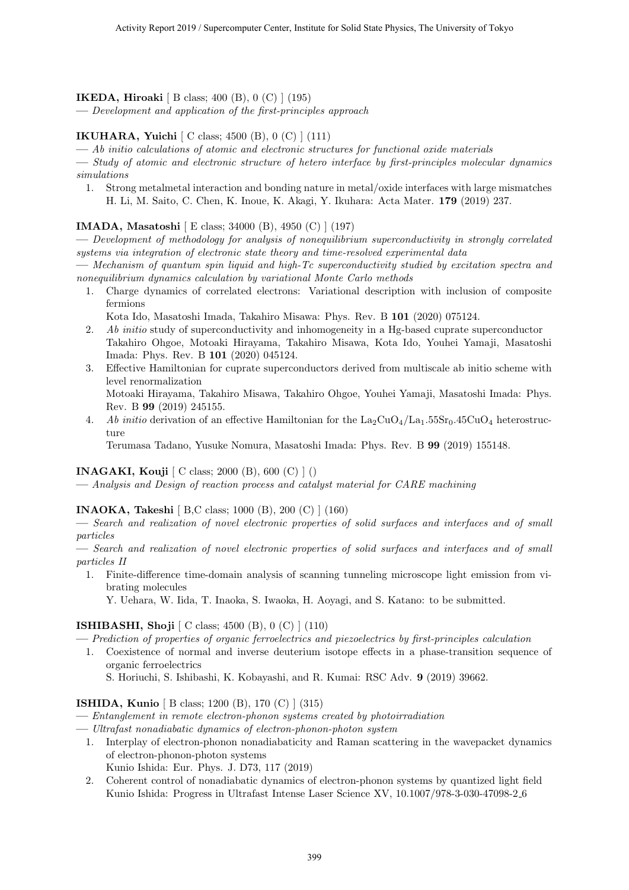**IKEDA, Hiroaki** [ B class; 400 (B), 0 (C) ] (195)

— *Development and application of the first-principles approach*

**IKUHARA, Yuichi** [ C class; 4500 (B), 0 (C) ] (111)

— *Ab initio calculations of atomic and electronic structures for functional oxide materials*

— *Study of atomic and electronic structure of hetero interface by first-principles molecular dynamics simulations*

1. Strong metalmetal interaction and bonding nature in metal/oxide interfaces with large mismatches
   H. Li, M. Saito, C. Chen, K. Inoue, K. Akagi, Y. Ikuhara: Acta Mater. **179** (2019) 237.

**IMADA, Masatoshi** [ E class; 34000 (B), 4950 (C) ] (197)

— *Development of methodology for analysis of nonequilibrium superconductivity in strongly correlated systems via integration of electronic state theory and time-resolved experimental data*

— *Mechanism of quantum spin liquid and high-Tc superconductivity studied by excitation spectra and nonequilibrium dynamics calculation by variational Monte Carlo methods*

1. Charge dynamics of correlated electrons: Variational description with inclusion of composite fermions
   Kota Ido, Masatoshi Imada, Takahiro Misawa: Phys. Rev. B **101** (2020) 075124.
2. *Ab initio* study of superconductivity and inhomogeneity in a Hg-based cuprate superconductor
   Takahiro Ohgoe, Motoaki Hirayama, Takahiro Misawa, Kota Ido, Youhei Yamaji, Masatoshi Imada: Phys. Rev. B **101** (2020) 045124.
3. Effective Hamiltonian for cuprate superconductors derived from multiscale ab initio scheme with level renormalization
   Motoaki Hirayama, Takahiro Misawa, Takahiro Ohgoe, Youhei Yamaji, Masatoshi Imada: Phys. Rev. B **99** (2019) 245155.
4. *Ab initio* derivation of an effective Hamiltonian for the $La_2CuO_4/La_1.55Sr_0.45CuO_4$ heterostructure
   Terumasa Tadano, Yusuke Nomura, Masatoshi Imada: Phys. Rev. B **99** (2019) 155148.

**INAGAKI, Kouji** [ C class; 2000 (B), 600 (C) ] ()

— *Analysis and Design of reaction process and catalyst material for CARE machining*

**INAOKA, Takeshi** [ B,C class; 1000 (B), 200 (C) ] (160)

— *Search and realization of novel electronic properties of solid surfaces and interfaces and of small particles*

— *Search and realization of novel electronic properties of solid surfaces and interfaces and of small particles II*

1. Finite-difference time-domain analysis of scanning tunneling microscope light emission from vibrating molecules
   Y. Uehara, W. Iida, T. Inaoka, S. Iwaoka, H. Aoyagi, and S. Katano: to be submitted.

**ISHIBASHI, Shoji** [ C class; 4500 (B), 0 (C) ] (110)

— *Prediction of properties of organic ferroelectrics and piezoelectrics by first-principles calculation*

1. Coexistence of normal and inverse deuterium isotope effects in a phase-transition sequence of organic ferroelectrics
   S. Horiuchi, S. Ishibashi, K. Kobayashi, and R. Kumai: RSC Adv. **9** (2019) 39662.

**ISHIDA, Kunio** [ B class; 1200 (B), 170 (C) ] (315)

— *Entanglement in remote electron-phonon systems created by photoirradiation*

— *Ultrafast nonadiabatic dynamics of electron-phonon-photon system*

1. Interplay of electron-phonon nonadiabaticity and Raman scattering in the wavepacket dynamics of electron-phonon-photon systems
   Kunio Ishida: Eur. Phys. J. D73, 117 (2019)
2. Coherent control of nonadiabatic dynamics of electron-phonon systems by quantized light field
   Kunio Ishida: Progress in Ultrafast Intense Laser Science XV, 10.1007/978-3-030-47098-2_6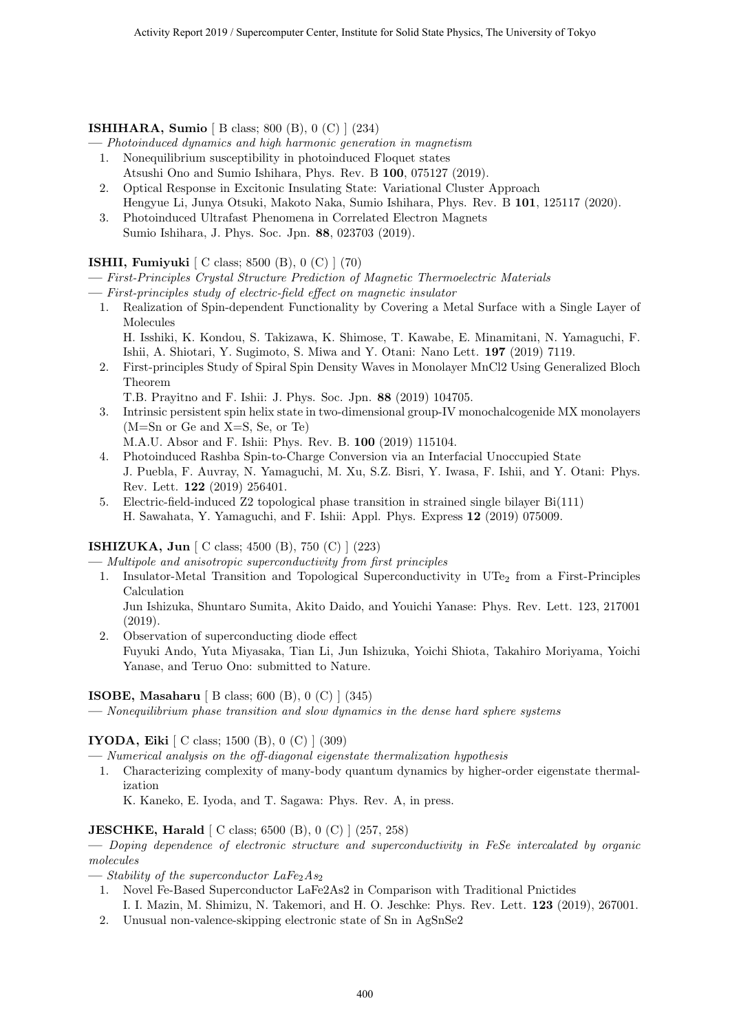**ISHIHARA, Sumio** [ B class; 800 (B), 0 (C) ] (234)

— *Photoinduced dynamics and high harmonic generation in magnetism*

1. Nonequilibrium susceptibility in photoinduced Floquet states
   Atsushi Ono and Sumio Ishihara, Phys. Rev. B **100**, 075127 (2019).
2. Optical Response in Excitonic Insulating State: Variational Cluster Approach
   Hengyue Li, Junya Otsuki, Makoto Naka, Sumio Ishihara, Phys. Rev. B **101**, 125117 (2020).
3. Photoinduced Ultrafast Phenomena in Correlated Electron Magnets
   Sumio Ishihara, J. Phys. Soc. Jpn. **88**, 023703 (2019).

**ISHII, Fumiyuki** [ C class; 8500 (B), 0 (C) ] (70)

— *First-Principles Crystal Structure Prediction of Magnetic Thermoelectric Materials*

— *First-principles study of electric-field effect on magnetic insulator*

1. Realization of Spin-dependent Functionality by Covering a Metal Surface with a Single Layer of Molecules
   H. Isshiki, K. Kondou, S. Takizawa, K. Shimose, T. Kawabe, E. Minamitani, N. Yamaguchi, F. Ishii, A. Shiotari, Y. Sugimoto, S. Miwa and Y. Otani: Nano Lett. **197** (2019) 7119.
2. First-principles Study of Spiral Spin Density Waves in Monolayer MnCl2 Using Generalized Bloch Theorem
   T.B. Prayitno and F. Ishii: J. Phys. Soc. Jpn. **88** (2019) 104705.
3. Intrinsic persistent spin helix state in two-dimensional group-IV monochalcogenide MX monolayers (M=Sn or Ge and X=S, Se, or Te)
   M.A.U. Absor and F. Ishii: Phys. Rev. B. **100** (2019) 115104.
4. Photoinduced Rashba Spin-to-Charge Conversion via an Interfacial Unoccupied State
   J. Puebla, F. Auvray, N. Yamaguchi, M. Xu, S.Z. Bisri, Y. Iwasa, F. Ishii, and Y. Otani: Phys. Rev. Lett. **122** (2019) 256401.
5. Electric-field-induced Z2 topological phase transition in strained single bilayer Bi(111)
   H. Sawahata, Y. Yamaguchi, and F. Ishii: Appl. Phys. Express **12** (2019) 075009.

**ISHIZUKA, Jun** [ C class; 4500 (B), 750 (C) ] (223)

— *Multipole and anisotropic superconductivity from first principles*

1. Insulator-Metal Transition and Topological Superconductivity in $UTe_2$ from a First-Principles Calculation
   Jun Ishizuka, Shuntaro Sumita, Akito Daido, and Youichi Yanase: Phys. Rev. Lett. 123, 217001 (2019).
2. Observation of superconducting diode effect
   Fuyuki Ando, Yuta Miyasaka, Tian Li, Jun Ishizuka, Yoichi Shiota, Takahiro Moriyama, Yoichi Yanase, and Teruo Ono: submitted to Nature.

**ISOBE, Masaharu** [ B class; 600 (B), 0 (C) ] (345)

— *Nonequilibrium phase transition and slow dynamics in the dense hard sphere systems*

**IYODA, Eiki** [ C class; 1500 (B), 0 (C) ] (309)

— *Numerical analysis on the off-diagonal eigenstate thermalization hypothesis*

1. Characterizing complexity of many-body quantum dynamics by higher-order eigenstate thermalization
   K. Kaneko, E. Iyoda, and T. Sagawa: Phys. Rev. A, in press.

**JESCHKE, Harald** [ C class; 6500 (B), 0 (C) ] (257, 258)

— *Doping dependence of electronic structure and superconductivity in FeSe intercalated by organic molecules*

— *Stability of the superconductor $LaFe_2As_2$*

1. Novel Fe-Based Superconductor LaFe2As2 in Comparison with Traditional Pnictides
   I. I. Mazin, M. Shimizu, N. Takemori, and H. O. Jeschke: Phys. Rev. Lett. **123** (2019), 267001.
2. Unusual non-valence-skipping electronic state of Sn in AgSnSe2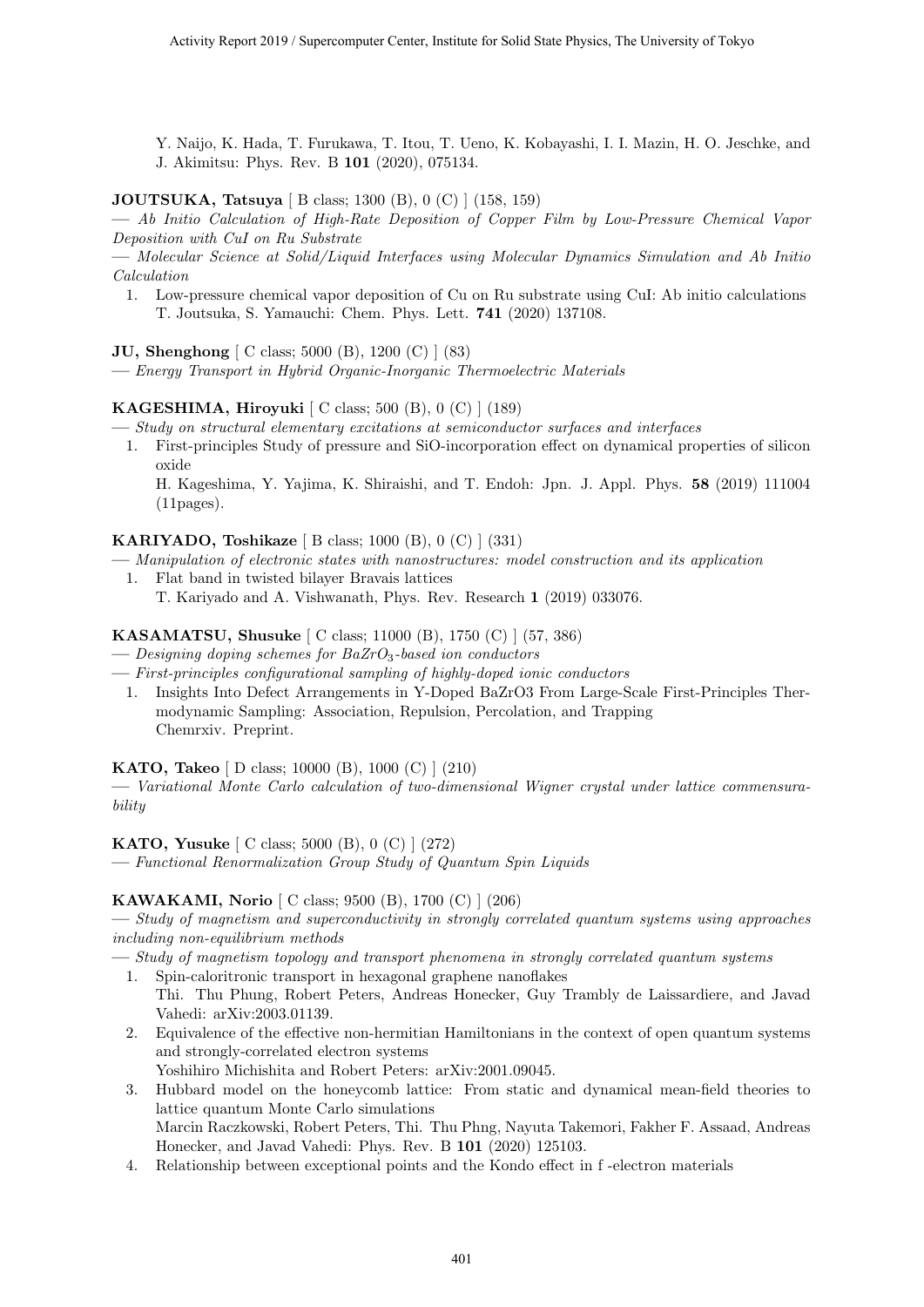Y. Naijo, K. Hada, T. Furukawa, T. Itou, T. Ueno, K. Kobayashi, I. I. Mazin, H. O. Jeschke, and J. Akimitsu: Phys. Rev. B **101** (2020), 075134.

**JOUTSUKA, Tatsuya** [ B class; 1300 (B), 0 (C) ] (158, 159)

— *Ab Initio Calculation of High-Rate Deposition of Copper Film by Low-Pressure Chemical Vapor Deposition with CuI on Ru Substrate*

— *Molecular Science at Solid/Liquid Interfaces using Molecular Dynamics Simulation and Ab Initio Calculation*

1. Low-pressure chemical vapor deposition of Cu on Ru substrate using CuI: Ab initio calculations
   T. Joutsuka, S. Yamauchi: Chem. Phys. Lett. **741** (2020) 137108.

**JU, Shenghong** [ C class; 5000 (B), 1200 (C) ] (83)

— *Energy Transport in Hybrid Organic-Inorganic Thermoelectric Materials*

**KAGESHIMA, Hiroyuki** [ C class; 500 (B), 0 (C) ] (189)

— *Study on structural elementary excitations at semiconductor surfaces and interfaces*

1. First-principles Study of pressure and SiO-incorporation effect on dynamical properties of silicon oxide
   H. Kageshima, Y. Yajima, K. Shiraishi, and T. Endoh: Jpn. J. Appl. Phys. **58** (2019) 111004 (11pages).

**KARIYADO, Toshikaze** [ B class; 1000 (B), 0 (C) ] (331)

— *Manipulation of electronic states with nanostructures: model construction and its application*

1. Flat band in twisted bilayer Bravais lattices
   T. Kariyado and A. Vishwanath, Phys. Rev. Research **1** (2019) 033076.

**KASAMATSU, Shusuke** [ C class; 11000 (B), 1750 (C) ] (57, 386)

— *Designing doping schemes for $BaZrO_3$-based ion conductors*

— *First-principles configurational sampling of highly-doped ionic conductors*

1. Insights Into Defect Arrangements in Y-Doped BaZrO3 From Large-Scale First-Principles Thermodynamic Sampling: Association, Repulsion, Percolation, and Trapping
   Chemrxiv. Preprint.

**KATO, Takeo** [ D class; 10000 (B), 1000 (C) ] (210)

— *Variational Monte Carlo calculation of two-dimensional Wigner crystal under lattice commensurability*

**KATO, Yusuke** [ C class; 5000 (B), 0 (C) ] (272)

— *Functional Renormalization Group Study of Quantum Spin Liquids*

**KAWAKAMI, Norio** [ C class; 9500 (B), 1700 (C) ] (206)

— *Study of magnetism and superconductivity in strongly correlated quantum systems using approaches including non-equilibrium methods*

— *Study of magnetism topology and transport phenomena in strongly correlated quantum systems*

1. Spin-caloritronic transport in hexagonal graphene nanoflakes
   Thi. Thu Phung, Robert Peters, Andreas Honecker, Guy Trambly de Laissardiere, and Javad Vahedi: arXiv:2003.01139.
2. Equivalence of the effective non-hermitian Hamiltonians in the context of open quantum systems and strongly-correlated electron systems
   Yoshihiro Michishita and Robert Peters: arXiv:2001.09045.
3. Hubbard model on the honeycomb lattice: From static and dynamical mean-field theories to lattice quantum Monte Carlo simulations
   Marcin Raczkowski, Robert Peters, Thi. Thu Phng, Nayuta Takemori, Fakher F. Assaad, Andreas Honecker, and Javad Vahedi: Phys. Rev. B **101** (2020) 125103.
4. Relationship between exceptional points and the Kondo effect in f -electron materials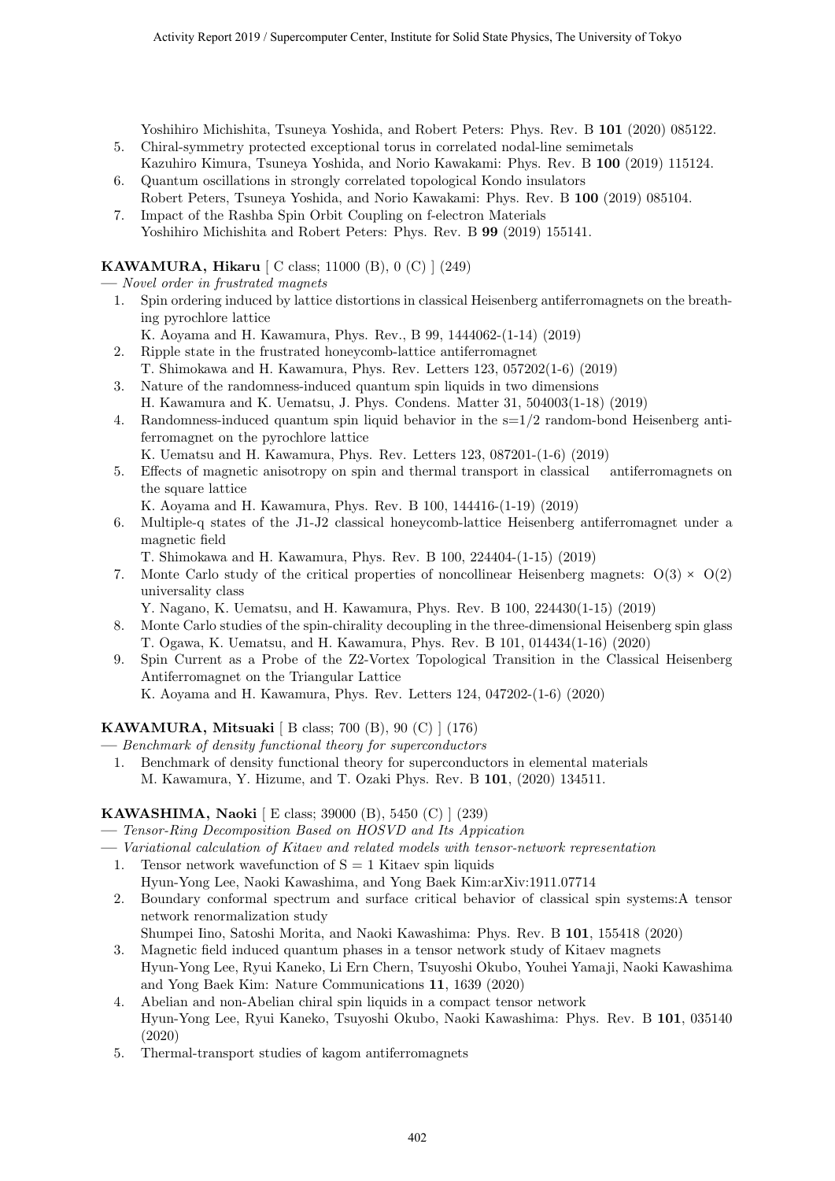Yoshihiro Michishita, Tsuneya Yoshida, and Robert Peters: Phys. Rev. B **101** (2020) 085122.

5. Chiral-symmetry protected exceptional torus in correlated nodal-line semimetals
   Kazuhiro Kimura, Tsuneya Yoshida, and Norio Kawakami: Phys. Rev. B **100** (2019) 115124.
6. Quantum oscillations in strongly correlated topological Kondo insulators
   Robert Peters, Tsuneya Yoshida, and Norio Kawakami: Phys. Rev. B **100** (2019) 085104.
7. Impact of the Rashba Spin Orbit Coupling on f-electron Materials
   Yoshihiro Michishita and Robert Peters: Phys. Rev. B **99** (2019) 155141.

**KAWAMURA, Hikaru** [ C class; 11000 (B), 0 (C) ] (249)

— *Novel order in frustrated magnets*

1. Spin ordering induced by lattice distortions in classical Heisenberg antiferromagnets on the breathing pyrochlore lattice
   K. Aoyama and H. Kawamura, Phys. Rev., B 99, 1444062-(1-14) (2019)
2. Ripple state in the frustrated honeycomb-lattice antiferromagnet
   T. Shimokawa and H. Kawamura, Phys. Rev. Letters 123, 057202(1-6) (2019)
3. Nature of the randomness-induced quantum spin liquids in two dimensions
   H. Kawamura and K. Uematsu, J. Phys. Condens. Matter 31, 504003(1-18) (2019)
4. Randomness-induced quantum spin liquid behavior in the s=1/2 random-bond Heisenberg antiferromagnet on the pyrochlore lattice
   K. Uematsu and H. Kawamura, Phys. Rev. Letters 123, 087201-(1-6) (2019)
5. Effects of magnetic anisotropy on spin and thermal transport in classical antiferromagnets on the square lattice
   K. Aoyama and H. Kawamura, Phys. Rev. B 100, 144416-(1-19) (2019)
6. Multiple-q states of the J1-J2 classical honeycomb-lattice Heisenberg antiferromagnet under a magnetic field
   T. Shimokawa and H. Kawamura, Phys. Rev. B 100, 224404-(1-15) (2019)
7. Monte Carlo study of the critical properties of noncollinear Heisenberg magnets: $O(3) \times O(2)$ universality class
   Y. Nagano, K. Uematsu, and H. Kawamura, Phys. Rev. B 100, 224430(1-15) (2019)
8. Monte Carlo studies of the spin-chirality decoupling in the three-dimensional Heisenberg spin glass
   T. Ogawa, K. Uematsu, and H. Kawamura, Phys. Rev. B 101, 014434(1-16) (2020)
9. Spin Current as a Probe of the Z2-Vortex Topological Transition in the Classical Heisenberg Antiferromagnet on the Triangular Lattice
   K. Aoyama and H. Kawamura, Phys. Rev. Letters 124, 047202-(1-6) (2020)

**KAWAMURA, Mitsuaki** [ B class; 700 (B), 90 (C) ] (176)

— *Benchmark of density functional theory for superconductors*

1. Benchmark of density functional theory for superconductors in elemental materials
   M. Kawamura, Y. Hizume, and T. Ozaki Phys. Rev. B **101**, (2020) 134511.

**KAWASHIMA, Naoki** [ E class; 39000 (B), 5450 (C) ] (239)

— *Tensor-Ring Decomposition Based on HOSVD and Its Appication*

— *Variational calculation of Kitaev and related models with tensor-network representation*

1. Tensor network wavefunction of S = 1 Kitaev spin liquids
   Hyun-Yong Lee, Naoki Kawashima, and Yong Baek Kim:arXiv:1911.07714
2. Boundary conformal spectrum and surface critical behavior of classical spin systems:A tensor network renormalization study
   Shumpei Iino, Satoshi Morita, and Naoki Kawashima: Phys. Rev. B **101**, 155418 (2020)
3. Magnetic field induced quantum phases in a tensor network study of Kitaev magnets
   Hyun-Yong Lee, Ryui Kaneko, Li Ern Chern, Tsuyoshi Okubo, Youhei Yamaji, Naoki Kawashima and Yong Baek Kim: Nature Communications **11**, 1639 (2020)
4. Abelian and non-Abelian chiral spin liquids in a compact tensor network
   Hyun-Yong Lee, Ryui Kaneko, Tsuyoshi Okubo, Naoki Kawashima: Phys. Rev. B **101**, 035140 (2020)
5. Thermal-transport studies of kagom antiferromagnets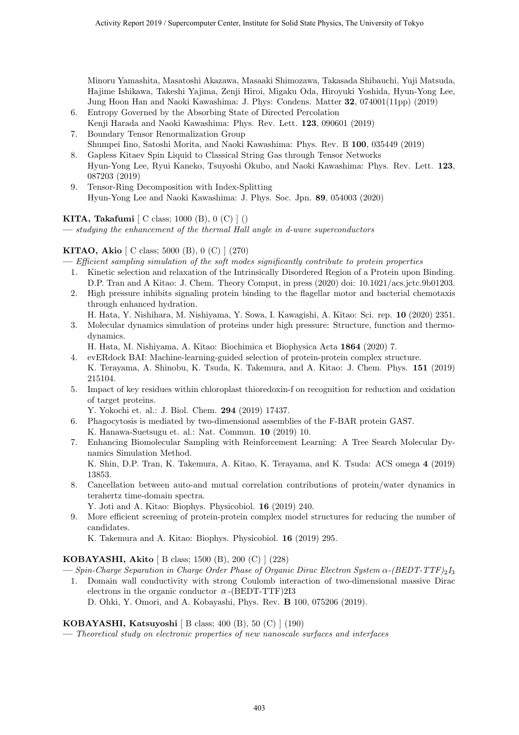Minoru Yamashita, Masatoshi Akazawa, Masaaki Shimozawa, Takasada Shibauchi, Yuji Matsuda, Hajime Ishikawa, Takeshi Yajima, Zenji Hiroi, Migaku Oda, Hiroyuki Yoshida, Hyun-Yong Lee, Jung Hoon Han and Naoki Kawashima: J. Phys: Condens. Matter **32**, 074001(11pp) (2019)

6. Entropy Governed by the Absorbing State of Directed Percolation
   Kenji Harada and Naoki Kawashima: Phys. Rev. Lett. **123**, 090601 (2019)
7. Boundary Tensor Renormalization Group
   Shumpei Iino, Satoshi Morita, and Naoki Kawashima: Phys. Rev. B **100**, 035449 (2019)
8. Gapless Kitaev Spin Liquid to Classical String Gas through Tensor Networks
   Hyun-Yong Lee, Ryui Kaneko, Tsuyoshi Okubo, and Naoki Kawashima: Phys. Rev. Lett. **123**, 087203 (2019)
9. Tensor-Ring Decomposition with Index-Splitting
   Hyun-Yong Lee and Naoki Kawashima: J. Phys. Soc. Jpn. **89**, 054003 (2020)

**KITA, Takafumi** [ C class; 1000 (B), 0 (C) ] ()

— *studying the enhancement of the thermal Hall angle in d-wave superconductors*

**KITAO, Akio** [ C class; 5000 (B), 0 (C) ] (270)

— *Efficient sampling simulation of the soft modes significantly contribute to protein properties*

1. Kinetic selection and relaxation of the Intrinsically Disordered Region of a Protein upon Binding.
   D.P. Tran and A Kitao: J. Chem. Theory Comput, in press (2020) doi: 10.1021/acs.jctc.9b01203.
2. High pressure inhibits signaling protein binding to the flagellar motor and bacterial chemotaxis through enhanced hydration.
   H. Hata, Y. Nishihara, M. Nishiyama, Y. Sowa, I. Kawagishi, A. Kitao: Sci. rep. **10** (2020) 2351.
3. Molecular dynamics simulation of proteins under high pressure: Structure, function and thermodynamics.
   H. Hata, M. Nishiyama, A. Kitao: Biochimica et Biophysica Acta **1864** (2020) 7.
4. evERdock BAI: Machine-learning-guided selection of protein-protein complex structure.
   K. Terayama, A. Shinobu, K. Tsuda, K. Takemura, and A. Kitao: J. Chem. Phys. **151** (2019) 215104.
5. Impact of key residues within chloroplast thioredoxin-f on recognition for reduction and oxidation of target proteins.
   Y. Yokochi et. al.: J. Biol. Chem. **294** (2019) 17437.
6. Phagocytosis is mediated by two-dimensional assemblies of the F-BAR protein GAS7.
   K. Hanawa-Suetsugu et. al.: Nat. Commun. **10** (2019) 10.
7. Enhancing Biomolecular Sampling with Reinforcement Learning: A Tree Search Molecular Dynamics Simulation Method.
   K. Shin, D.P. Tran, K. Takemura, A. Kitao, K. Terayama, and K. Tsuda: ACS omega **4** (2019) 13853.
8. Cancellation between auto-and mutual correlation contributions of protein/water dynamics in terahertz time-domain spectra.
   Y. Joti and A. Kitao: Biophys. Physicobiol. **16** (2019) 240.
9. More efficient screening of protein-protein complex model structures for reducing the number of candidates.
   K. Takemura and A. Kitao: Biophys. Physicobiol. **16** (2019) 295.

**KOBAYASHI, Akito** [ B class; 1500 (B), 200 (C) ] (228)

— *Spin-Charge Separation in Charge Order Phase of Organic Dirac Electron System α-(BEDT-TTF)$_2$I$_3$*

1. Domain wall conductivity with strong Coulomb interaction of two-dimensional massive Dirac electrons in the organic conductor α-(BEDT-TTF)2I3
   D. Ohki, Y. Omori, and A. Kobayashi, Phys. Rev. **B** 100, 075206 (2019).

**KOBAYASHI, Katsuyoshi** [ B class; 400 (B), 50 (C) ] (190)

— *Theoretical study on electronic properties of new nanoscale surfaces and interfaces*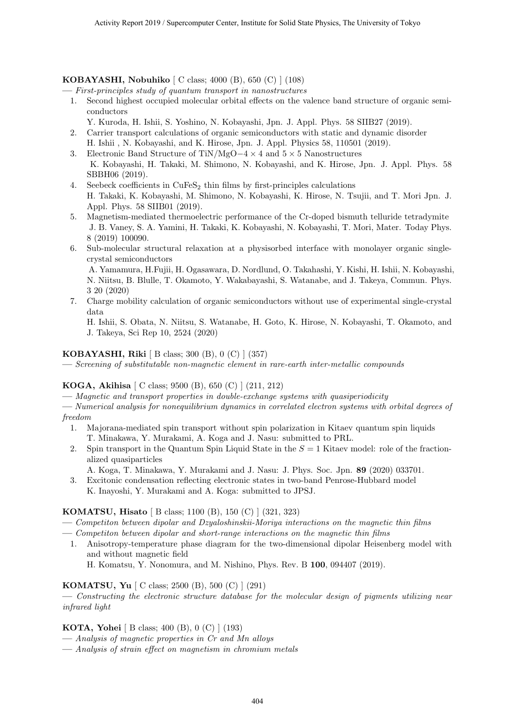**KOBAYASHI, Nobuhiko** [ C class; 4000 (B), 650 (C) ] (108)

— *First-principles study of quantum transport in nanostructures*

1. Second highest occupied molecular orbital effects on the valence band structure of organic semiconductors
   Y. Kuroda, H. Ishii, S. Yoshino, N. Kobayashi, Jpn. J. Appl. Phys. 58 SIIB27 (2019).
2. Carrier transport calculations of organic semiconductors with static and dynamic disorder
   H. Ishii , N. Kobayashi, and K. Hirose, Jpn. J. Appl. Physics 58, 110501 (2019).
3. Electronic Band Structure of TiN/MgO−4 × 4 and 5 × 5 Nanostructures
   K. Kobayashi, H. Takaki, M. Shimono, N. Kobayashi, and K. Hirose, Jpn. J. Appl. Phys. 58 SBBH06 (2019).
4. Seebeck coefficients in $CuFeS_2$ thin films by first-principles calculations
   H. Takaki, K. Kobayashi, M. Shimono, N. Kobayashi, K. Hirose, N. Tsujii, and T. Mori Jpn. J. Appl. Phys. 58 SIIB01 (2019).
5. Magnetism-mediated thermoelectric performance of the Cr-doped bismuth telluride tetradymite
   J. B. Vaney, S. A. Yamini, H. Takaki, K. Kobayashi, N. Kobayashi, T. Mori, Mater. Today Phys. 8 (2019) 100090.
6. Sub-molecular structural relaxation at a physisorbed interface with monolayer organic single-crystal semiconductors
   A. Yamamura, H.Fujii, H. Ogasawara, D. Nordlund, O. Takahashi, Y. Kishi, H. Ishii, N. Kobayashi, N. Niitsu, B. Blulle, T. Okamoto, Y. Wakabayashi, S. Watanabe, and J. Takeya, Commun. Phys. 3 20 (2020)
7. Charge mobility calculation of organic semiconductors without use of experimental single-crystal data
   H. Ishii, S. Obata, N. Niitsu, S. Watanabe, H. Goto, K. Hirose, N. Kobayashi, T. Okamoto, and J. Takeya, Sci Rep 10, 2524 (2020)

**KOBAYASHI, Riki** [ B class; 300 (B), 0 (C) ] (357)

— *Screening of substitutable non-magnetic element in rare-earth inter-metallic compounds*

**KOGA, Akihisa** [ C class; 9500 (B), 650 (C) ] (211, 212)

— *Magnetic and transport properties in double-exchange systems with quasiperiodicity*

— *Numerical analysis for nonequilibrium dynamics in correlated electron systems with orbital degrees of freedom*

1. Majorana-mediated spin transport without spin polarization in Kitaev quantum spin liquids
   T. Minakawa, Y. Murakami, A. Koga and J. Nasu: submitted to PRL.
2. Spin transport in the Quantum Spin Liquid State in the $S = 1$ Kitaev model: role of the fractionalized quasiparticles
   A. Koga, T. Minakawa, Y. Murakami and J. Nasu: J. Phys. Soc. Jpn. **89** (2020) 033701.
3. Excitonic condensation reflecting electronic states in two-band Penrose-Hubbard model
   K. Inayoshi, Y. Murakami and A. Koga: submitted to JPSJ.

**KOMATSU, Hisato** [ B class; 1100 (B), 150 (C) ] (321, 323)

— *Competiton between dipolar and Dzyaloshinskii-Moriya interactions on the magnetic thin films*

— *Competiton between dipolar and short-range interactions on the magnetic thin films*

1. Anisotropy-temperature phase diagram for the two-dimensional dipolar Heisenberg model with and without magnetic field
   H. Komatsu, Y. Nonomura, and M. Nishino, Phys. Rev. B **100**, 094407 (2019).

**KOMATSU, Yu** [ C class; 2500 (B), 500 (C) ] (291)

— *Constructing the electronic structure database for the molecular design of pigments utilizing near infrared light*

**KOTA, Yohei** [ B class; 400 (B), 0 (C) ] (193)

— *Analysis of magnetic properties in Cr and Mn alloys*

— *Analysis of strain effect on magnetism in chromium metals*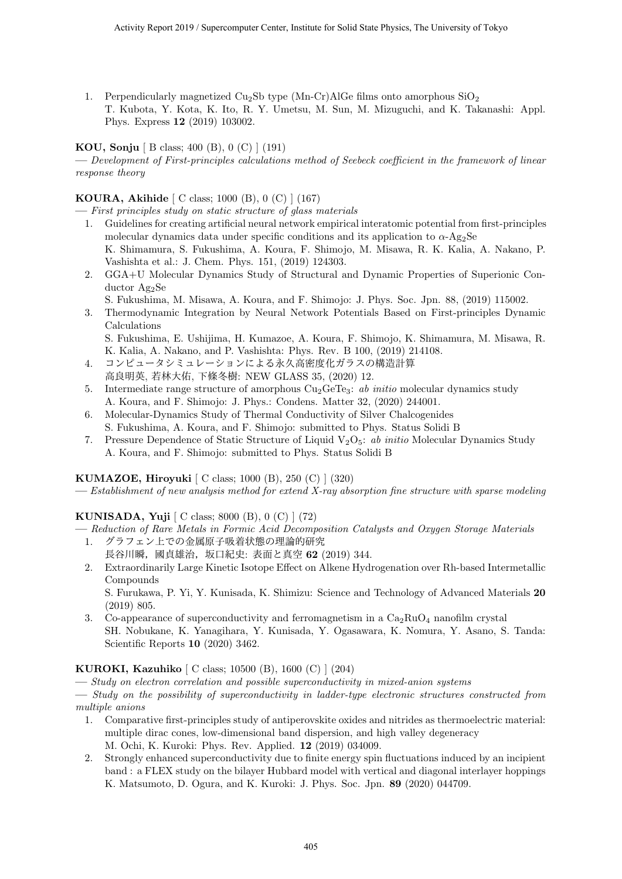1. Perpendicularly magnetized $Cu_2Sb$ type (Mn-Cr)AlGe films onto amorphous $SiO_2$
   T. Kubota, Y. Kota, K. Ito, R. Y. Umetsu, M. Sun, M. Mizuguchi, and K. Takanashi: Appl. Phys. Express **12** (2019) 103002.

**KOU, Sonju** [ B class; 400 (B), 0 (C) ] (191)
— *Development of First-principles calculations method of Seebeck coefficient in the framework of linear response theory*

**KOURA, Akihide** [ C class; 1000 (B), 0 (C) ] (167)
— *First principles study on static structure of glass materials*

1. Guidelines for creating artificial neural network empirical interatomic potential from first-principles molecular dynamics data under specific conditions and its application to $\alpha$-$Ag_2Se$
   K. Shimamura, S. Fukushima, A. Koura, F. Shimojo, M. Misawa, R. K. Kalia, A. Nakano, P. Vashishta et al.: J. Chem. Phys. 151, (2019) 124303.
2. GGA+U Molecular Dynamics Study of Structural and Dynamic Properties of Superionic Conductor $Ag_2Se$
   S. Fukushima, M. Misawa, A. Koura, and F. Shimojo: J. Phys. Soc. Jpn. 88, (2019) 115002.
3. Thermodynamic Integration by Neural Network Potentials Based on First-principles Dynamic Calculations
   S. Fukushima, E. Ushijima, H. Kumazoe, A. Koura, F. Shimojo, K. Shimamura, M. Misawa, R. K. Kalia, A. Nakano, and P. Vashishta: Phys. Rev. B 100, (2019) 214108.
4. コンピュータシミュレーションによる永久高密度化ガラスの構造計算
   高良明英, 若林大佑, 下條冬樹: NEW GLASS 35, (2020) 12.
5. Intermediate range structure of amorphous $Cu_2GeTe_3$: *ab initio* molecular dynamics study
   A. Koura, and F. Shimojo: J. Phys.: Condens. Matter 32, (2020) 244001.
6. Molecular-Dynamics Study of Thermal Conductivity of Silver Chalcogenides
   S. Fukushima, A. Koura, and F. Shimojo: submitted to Phys. Status Solidi B
7. Pressure Dependence of Static Structure of Liquid $V_2O_5$: *ab initio* Molecular Dynamics Study
   A. Koura, and F. Shimojo: submitted to Phys. Status Solidi B

**KUMAZOE, Hiroyuki** [ C class; 1000 (B), 250 (C) ] (320)
— *Establishment of new analysis method for extend X-ray absorption fine structure with sparse modeling*

**KUNISADA, Yuji** [ C class; 8000 (B), 0 (C) ] (72)
— *Reduction of Rare Metals in Formic Acid Decomposition Catalysts and Oxygen Storage Materials*

1. グラフェン上での金属原子吸着状態の理論的研究
   長谷川瞬，國貞雄治，坂口紀史: 表面と真空 **62** (2019) 344.
2. Extraordinarily Large Kinetic Isotope Effect on Alkene Hydrogenation over Rh-based Intermetallic Compounds
   S. Furukawa, P. Yi, Y. Kunisada, K. Shimizu: Science and Technology of Advanced Materials **20** (2019) 805.
3. Co-appearance of superconductivity and ferromagnetism in a $Ca_2RuO_4$ nanofilm crystal
   SH. Nobukane, K. Yanagihara, Y. Kunisada, Y. Ogasawara, K. Nomura, Y. Asano, S. Tanda: Scientific Reports **10** (2020) 3462.

**KUROKI, Kazuhiko** [ C class; 10500 (B), 1600 (C) ] (204)
— *Study on electron correlation and possible superconductivity in mixed-anion systems*
— *Study on the possibility of superconductivity in ladder-type electronic structures constructed from multiple anions*

1. Comparative first-principles study of antiperovskite oxides and nitrides as thermoelectric material: multiple dirac cones, low-dimensional band dispersion, and high valley degeneracy
   M. Ochi, K. Kuroki: Phys. Rev. Applied. **12** (2019) 034009.
2. Strongly enhanced superconductivity due to finite energy spin fluctuations induced by an incipient band : a FLEX study on the bilayer Hubbard model with vertical and diagonal interlayer hoppings
   K. Matsumoto, D. Ogura, and K. Kuroki: J. Phys. Soc. Jpn. **89** (2020) 044709.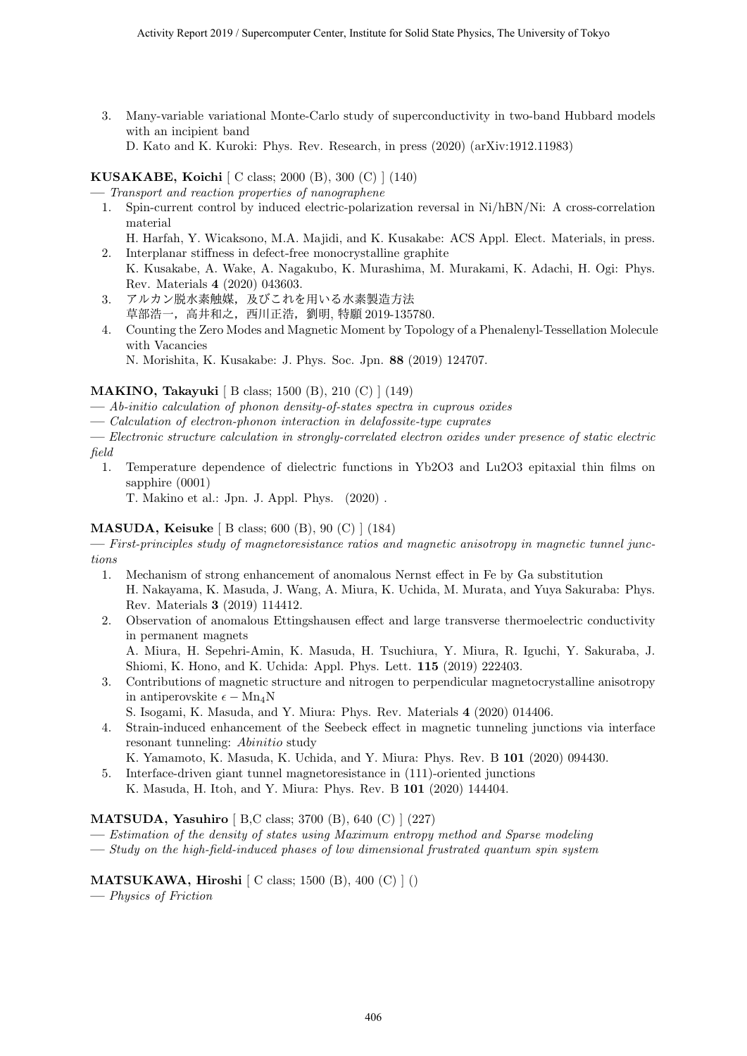3. Many-variable variational Monte-Carlo study of superconductivity in two-band Hubbard models with an incipient band
   D. Kato and K. Kuroki: Phys. Rev. Research, in press (2020) (arXiv:1912.11983)

**KUSAKABE, Koichi** [ C class; 2000 (B), 300 (C) ] (140)

— *Transport and reaction properties of nanographene*

1. Spin-current control by induced electric-polarization reversal in Ni/hBN/Ni: A cross-correlation material
   H. Harfah, Y. Wicaksono, M.A. Majidi, and K. Kusakabe: ACS Appl. Elect. Materials, in press.
2. Interplanar stiffness in defect-free monocrystalline graphite
   K. Kusakabe, A. Wake, A. Nagakubo, K. Murashima, M. Murakami, K. Adachi, H. Ogi: Phys. Rev. Materials **4** (2020) 043603.
3. アルカン脱水素触媒，及びこれを用いる水素製造方法
   草部浩一，高井和之，西川正浩，劉明, 特願 2019-135780.
4. Counting the Zero Modes and Magnetic Moment by Topology of a Phenalenyl-Tessellation Molecule with Vacancies
   N. Morishita, K. Kusakabe: J. Phys. Soc. Jpn. **88** (2019) 124707.

**MAKINO, Takayuki** [ B class; 1500 (B), 210 (C) ] (149)

— *Ab-initio calculation of phonon density-of-states spectra in cuprous oxides*

— *Calculation of electron-phonon interaction in delafossite-type cuprates*

— *Electronic structure calculation in strongly-correlated electron oxides under presence of static electric field*

1. Temperature dependence of dielectric functions in Yb2O3 and Lu2O3 epitaxial thin films on sapphire (0001)
   T. Makino et al.: Jpn. J. Appl. Phys. (2020) .

**MASUDA, Keisuke** [ B class; 600 (B), 90 (C) ] (184)

— *First-principles study of magnetoresistance ratios and magnetic anisotropy in magnetic tunnel junctions*

1. Mechanism of strong enhancement of anomalous Nernst effect in Fe by Ga substitution
   H. Nakayama, K. Masuda, J. Wang, A. Miura, K. Uchida, M. Murata, and Yuya Sakuraba: Phys. Rev. Materials **3** (2019) 114412.
2. Observation of anomalous Ettingshausen effect and large transverse thermoelectric conductivity in permanent magnets
   A. Miura, H. Sepehri-Amin, K. Masuda, H. Tsuchiura, Y. Miura, R. Iguchi, Y. Sakuraba, J. Shiomi, K. Hono, and K. Uchida: Appl. Phys. Lett. **115** (2019) 222403.
3. Contributions of magnetic structure and nitrogen to perpendicular magnetocrystalline anisotropy in antiperovskite $\epsilon - Mn_4N$
   S. Isogami, K. Masuda, and Y. Miura: Phys. Rev. Materials **4** (2020) 014406.
4. Strain-induced enhancement of the Seebeck effect in magnetic tunneling junctions via interface resonant tunneling: *Abinitio* study
   K. Yamamoto, K. Masuda, K. Uchida, and Y. Miura: Phys. Rev. B **101** (2020) 094430.
5. Interface-driven giant tunnel magnetoresistance in (111)-oriented junctions
   K. Masuda, H. Itoh, and Y. Miura: Phys. Rev. B **101** (2020) 144404.

**MATSUDA, Yasuhiro** [ B,C class; 3700 (B), 640 (C) ] (227)

— *Estimation of the density of states using Maximum entropy method and Sparse modeling*

— *Study on the high-field-induced phases of low dimensional frustrated quantum spin system*

**MATSUKAWA, Hiroshi** [ C class; 1500 (B), 400 (C) ] ()

— *Physics of Friction*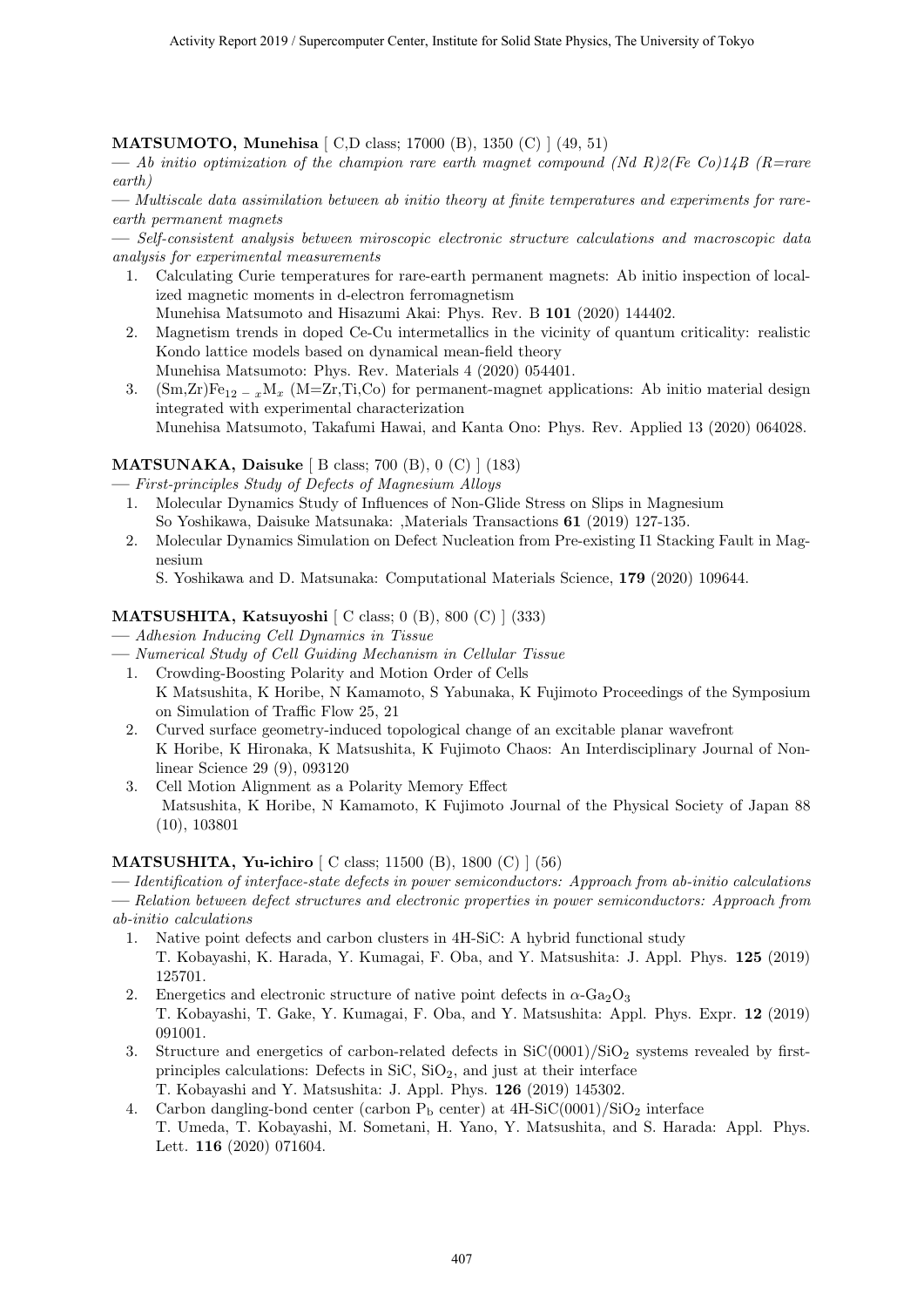**MATSUMOTO, Munehisa** [ C,D class; 17000 (B), 1350 (C) ] (49, 51)

— *Ab initio optimization of the champion rare earth magnet compound (Nd R)2(Fe Co)14B (R=rare earth)*

— *Multiscale data assimilation between ab initio theory at finite temperatures and experiments for rare-earth permanent magnets*

— *Self-consistent analysis between miroscopic electronic structure calculations and macroscopic data analysis for experimental measurements*

1. Calculating Curie temperatures for rare-earth permanent magnets: Ab initio inspection of localized magnetic moments in d-electron ferromagnetism
   Munehisa Matsumoto and Hisazumi Akai: Phys. Rev. B **101** (2020) 144402.
2. Magnetism trends in doped Ce-Cu intermetallics in the vicinity of quantum criticality: realistic Kondo lattice models based on dynamical mean-field theory
   Munehisa Matsumoto: Phys. Rev. Materials 4 (2020) 054401.
3. (Sm,Zr)$Fe_{12-x}M_x$ (M=Zr,Ti,Co) for permanent-magnet applications: Ab initio material design integrated with experimental characterization
   Munehisa Matsumoto, Takafumi Hawai, and Kanta Ono: Phys. Rev. Applied 13 (2020) 064028.

**MATSUNAKA, Daisuke** [ B class; 700 (B), 0 (C) ] (183)

— *First-principles Study of Defects of Magnesium Alloys*

1. Molecular Dynamics Study of Influences of Non-Glide Stress on Slips in Magnesium
   So Yoshikawa, Daisuke Matsunaka: ,Materials Transactions **61** (2019) 127-135.
2. Molecular Dynamics Simulation on Defect Nucleation from Pre-existing I1 Stacking Fault in Magnesium
   S. Yoshikawa and D. Matsunaka: Computational Materials Science, **179** (2020) 109644.

**MATSUSHITA, Katsuyoshi** [ C class; 0 (B), 800 (C) ] (333)

— *Adhesion Inducing Cell Dynamics in Tissue*

— *Numerical Study of Cell Guiding Mechanism in Cellular Tissue*

1. Crowding-Boosting Polarity and Motion Order of Cells
   K Matsushita, K Horibe, N Kamamoto, S Yabunaka, K Fujimoto Proceedings of the Symposium on Simulation of Traffic Flow 25, 21
2. Curved surface geometry-induced topological change of an excitable planar wavefront
   K Horibe, K Hironaka, K Matsushita, K Fujimoto Chaos: An Interdisciplinary Journal of Nonlinear Science 29 (9), 093120
3. Cell Motion Alignment as a Polarity Memory Effect
   Matsushita, K Horibe, N Kamamoto, K Fujimoto Journal of the Physical Society of Japan 88 (10), 103801

**MATSUSHITA, Yu-ichiro** [ C class; 11500 (B), 1800 (C) ] (56)

— *Identification of interface-state defects in power semiconductors: Approach from ab-initio calculations*

— *Relation between defect structures and electronic properties in power semiconductors: Approach from ab-initio calculations*

1. Native point defects and carbon clusters in 4H-SiC: A hybrid functional study
   T. Kobayashi, K. Harada, Y. Kumagai, F. Oba, and Y. Matsushita: J. Appl. Phys. **125** (2019) 125701.
2. Energetics and electronic structure of native point defects in $\alpha$-$Ga_2O_3$
   T. Kobayashi, T. Gake, Y. Kumagai, F. Oba, and Y. Matsushita: Appl. Phys. Expr. **12** (2019) 091001.
3. Structure and energetics of carbon-related defects in SiC(0001)/$SiO_2$ systems revealed by first-principles calculations: Defects in SiC, $SiO_2$, and just at their interface
   T. Kobayashi and Y. Matsushita: J. Appl. Phys. **126** (2019) 145302.
4. Carbon dangling-bond center (carbon $P_b$ center) at 4H-SiC(0001)/$SiO_2$ interface
   T. Umeda, T. Kobayashi, M. Sometani, H. Yano, Y. Matsushita, and S. Harada: Appl. Phys. Lett. **116** (2020) 071604.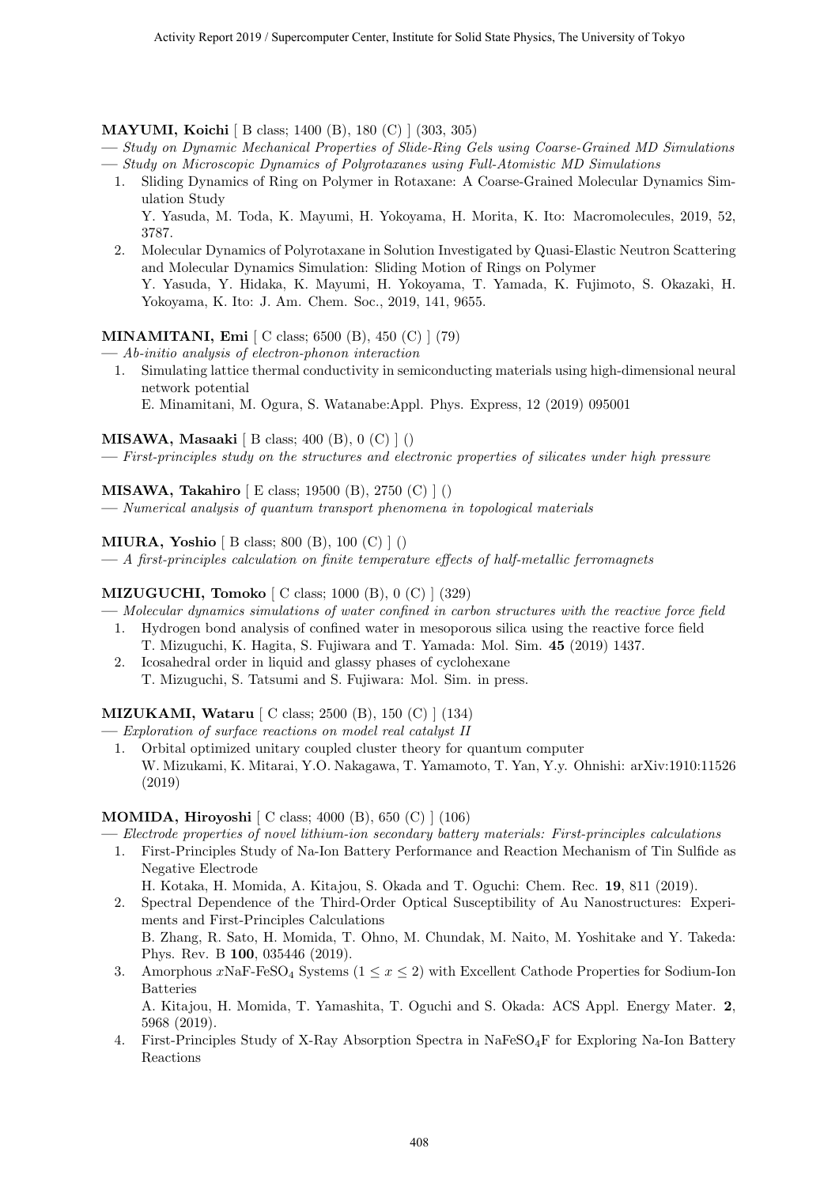**MAYUMI, Koichi** [ B class; 1400 (B), 180 (C) ] (303, 305)

— *Study on Dynamic Mechanical Properties of Slide-Ring Gels using Coarse-Grained MD Simulations*

— *Study on Microscopic Dynamics of Polyrotaxanes using Full-Atomistic MD Simulations*

1. Sliding Dynamics of Ring on Polymer in Rotaxane: A Coarse-Grained Molecular Dynamics Simulation Study
   Y. Yasuda, M. Toda, K. Mayumi, H. Yokoyama, H. Morita, K. Ito: Macromolecules, 2019, 52, 3787.
2. Molecular Dynamics of Polyrotaxane in Solution Investigated by Quasi-Elastic Neutron Scattering and Molecular Dynamics Simulation: Sliding Motion of Rings on Polymer
   Y. Yasuda, Y. Hidaka, K. Mayumi, H. Yokoyama, T. Yamada, K. Fujimoto, S. Okazaki, H. Yokoyama, K. Ito: J. Am. Chem. Soc., 2019, 141, 9655.

**MINAMITANI, Emi** [ C class; 6500 (B), 450 (C) ] (79)

— *Ab-initio analysis of electron-phonon interaction*

1. Simulating lattice thermal conductivity in semiconducting materials using high-dimensional neural network potential
   E. Minamitani, M. Ogura, S. Watanabe:Appl. Phys. Express, 12 (2019) 095001

**MISAWA, Masaaki** [ B class; 400 (B), 0 (C) ] ()

— *First-principles study on the structures and electronic properties of silicates under high pressure*

**MISAWA, Takahiro** [ E class; 19500 (B), 2750 (C) ] ()

— *Numerical analysis of quantum transport phenomena in topological materials*

**MIURA, Yoshio** [ B class; 800 (B), 100 (C) ] ()

— *A first-principles calculation on finite temperature effects of half-metallic ferromagnets*

**MIZUGUCHI, Tomoko** [ C class; 1000 (B), 0 (C) ] (329)

— *Molecular dynamics simulations of water confined in carbon structures with the reactive force field*

1. Hydrogen bond analysis of confined water in mesoporous silica using the reactive force field
   T. Mizuguchi, K. Hagita, S. Fujiwara and T. Yamada: Mol. Sim. **45** (2019) 1437.
2. Icosahedral order in liquid and glassy phases of cyclohexane
   T. Mizuguchi, S. Tatsumi and S. Fujiwara: Mol. Sim. in press.

**MIZUKAMI, Wataru** [ C class; 2500 (B), 150 (C) ] (134)

— *Exploration of surface reactions on model real catalyst II*

1. Orbital optimized unitary coupled cluster theory for quantum computer
   W. Mizukami, K. Mitarai, Y.O. Nakagawa, T. Yamamoto, T. Yan, Y.y. Ohnishi: arXiv:1910:11526 (2019)

**MOMIDA, Hiroyoshi** [ C class; 4000 (B), 650 (C) ] (106)

— *Electrode properties of novel lithium-ion secondary battery materials: First-principles calculations*

1. First-Principles Study of Na-Ion Battery Performance and Reaction Mechanism of Tin Sulfide as Negative Electrode
   H. Kotaka, H. Momida, A. Kitajou, S. Okada and T. Oguchi: Chem. Rec. **19**, 811 (2019).
2. Spectral Dependence of the Third-Order Optical Susceptibility of Au Nanostructures: Experiments and First-Principles Calculations
   B. Zhang, R. Sato, H. Momida, T. Ohno, M. Chundak, M. Naito, M. Yoshitake and Y. Takeda: Phys. Rev. B **100**, 035446 (2019).
3. Amorphous $x$NaF-$FeSO_4$ Systems ($1 \leq x \leq 2$) with Excellent Cathode Properties for Sodium-Ion Batteries
   A. Kitajou, H. Momida, T. Yamashita, T. Oguchi and S. Okada: ACS Appl. Energy Mater. **2**, 5968 (2019).
4. First-Principles Study of X-Ray Absorption Spectra in $NaFeSO_4F$ for Exploring Na-Ion Battery Reactions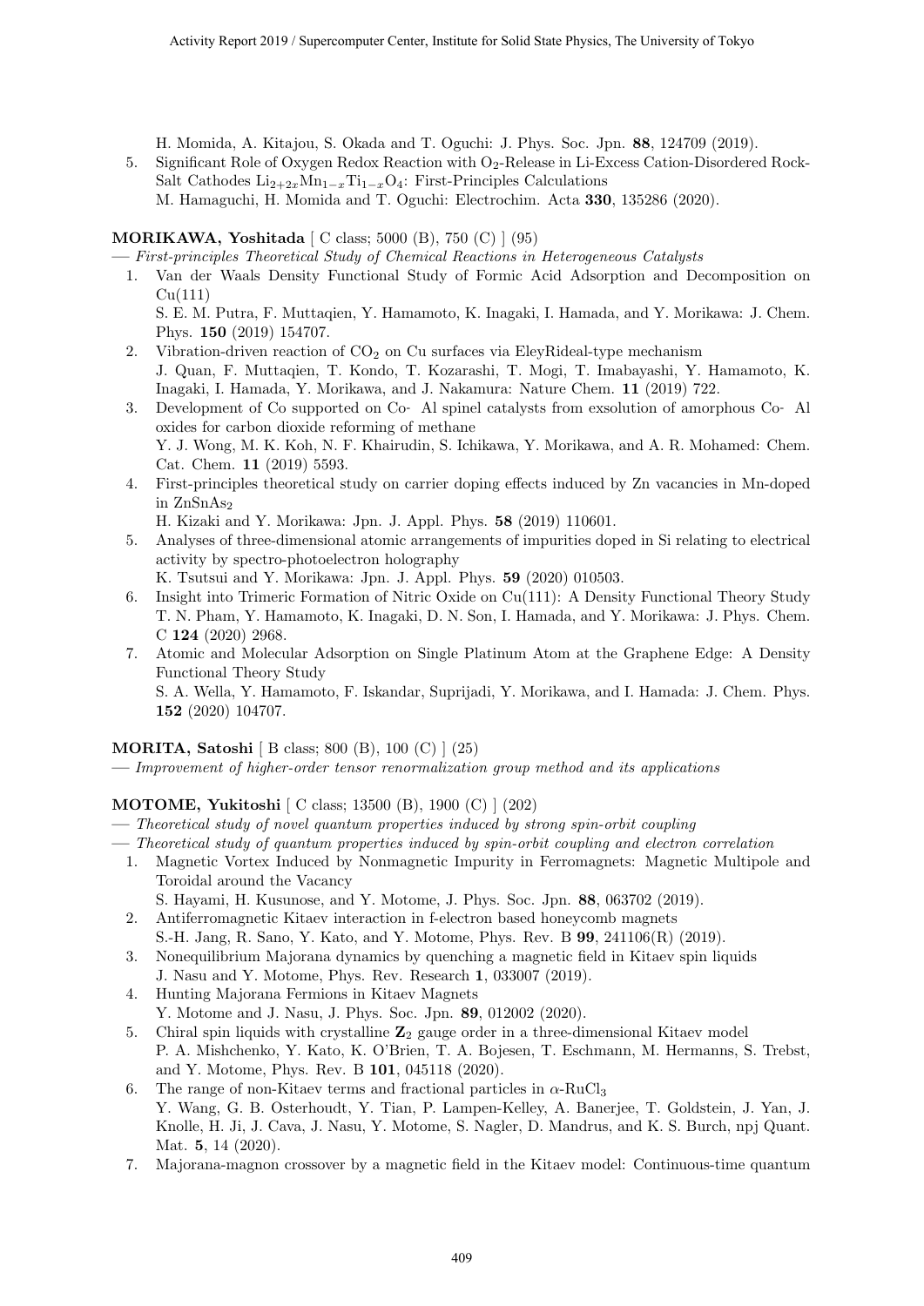H. Momida, A. Kitajou, S. Okada and T. Oguchi: J. Phys. Soc. Jpn. **88**, 124709 (2019).

5. Significant Role of Oxygen Redox Reaction with $O_2$-Release in Li-Excess Cation-Disordered Rock-Salt Cathodes $Li_{2+2x}Mn_{1-x}Ti_{1-x}O_4$: First-Principles Calculations
   M. Hamaguchi, H. Momida and T. Oguchi: Electrochim. Acta **330**, 135286 (2020).

**MORIKAWA, Yoshitada** [ C class; 5000 (B), 750 (C) ] (95)

— *First-principles Theoretical Study of Chemical Reactions in Heterogeneous Catalysts*

1. Van der Waals Density Functional Study of Formic Acid Adsorption and Decomposition on Cu(111)
   S. E. M. Putra, F. Muttaqien, Y. Hamamoto, K. Inagaki, I. Hamada, and Y. Morikawa: J. Chem. Phys. **150** (2019) 154707.
2. Vibration-driven reaction of $CO_2$ on Cu surfaces via EleyRideal-type mechanism
   J. Quan, F. Muttaqien, T. Kondo, T. Kozarashi, T. Mogi, T. Imabayashi, Y. Hamamoto, K. Inagaki, I. Hamada, Y. Morikawa, and J. Nakamura: Nature Chem. **11** (2019) 722.
3. Development of Co supported on Co- Al spinel catalysts from exsolution of amorphous Co- Al oxides for carbon dioxide reforming of methane
   Y. J. Wong, M. K. Koh, N. F. Khairudin, S. Ichikawa, Y. Morikawa, and A. R. Mohamed: Chem. Cat. Chem. **11** (2019) 5593.
4. First-principles theoretical study on carrier doping effects induced by Zn vacancies in Mn-doped in $ZnSnAs_2$
   H. Kizaki and Y. Morikawa: Jpn. J. Appl. Phys. **58** (2019) 110601.
5. Analyses of three-dimensional atomic arrangements of impurities doped in Si relating to electrical activity by spectro-photoelectron holography
   K. Tsutsui and Y. Morikawa: Jpn. J. Appl. Phys. **59** (2020) 010503.
6. Insight into Trimeric Formation of Nitric Oxide on Cu(111): A Density Functional Theory Study
   T. N. Pham, Y. Hamamoto, K. Inagaki, D. N. Son, I. Hamada, and Y. Morikawa: J. Phys. Chem. C **124** (2020) 2968.
7. Atomic and Molecular Adsorption on Single Platinum Atom at the Graphene Edge: A Density Functional Theory Study
   S. A. Wella, Y. Hamamoto, F. Iskandar, Suprijadi, Y. Morikawa, and I. Hamada: J. Chem. Phys. **152** (2020) 104707.

**MORITA, Satoshi** [ B class; 800 (B), 100 (C) ] (25)

— *Improvement of higher-order tensor renormalization group method and its applications*

**MOTOME, Yukitoshi** [ C class; 13500 (B), 1900 (C) ] (202)

— *Theoretical study of novel quantum properties induced by strong spin-orbit coupling*

— *Theoretical study of quantum properties induced by spin-orbit coupling and electron correlation*

1. Magnetic Vortex Induced by Nonmagnetic Impurity in Ferromagnets: Magnetic Multipole and Toroidal around the Vacancy
   S. Hayami, H. Kusunose, and Y. Motome, J. Phys. Soc. Jpn. **88**, 063702 (2019).
2. Antiferromagnetic Kitaev interaction in f-electron based honeycomb magnets
   S.-H. Jang, R. Sano, Y. Kato, and Y. Motome, Phys. Rev. B **99**, 241106(R) (2019).
3. Nonequilibrium Majorana dynamics by quenching a magnetic field in Kitaev spin liquids
   J. Nasu and Y. Motome, Phys. Rev. Research **1**, 033007 (2019).
4. Hunting Majorana Fermions in Kitaev Magnets
   Y. Motome and J. Nasu, J. Phys. Soc. Jpn. **89**, 012002 (2020).
5. Chiral spin liquids with crystalline $\mathbf{Z}_2$ gauge order in a three-dimensional Kitaev model
   P. A. Mishchenko, Y. Kato, K. O'Brien, T. A. Bojesen, T. Eschmann, M. Hermanns, S. Trebst, and Y. Motome, Phys. Rev. B **101**, 045118 (2020).
6. The range of non-Kitaev terms and fractional particles in $\alpha$-$RuCl_3$
   Y. Wang, G. B. Osterhoudt, Y. Tian, P. Lampen-Kelley, A. Banerjee, T. Goldstein, J. Yan, J. Knolle, H. Ji, J. Cava, J. Nasu, Y. Motome, S. Nagler, D. Mandrus, and K. S. Burch, npj Quant. Mat. **5**, 14 (2020).
7. Majorana-magnon crossover by a magnetic field in the Kitaev model: Continuous-time quantum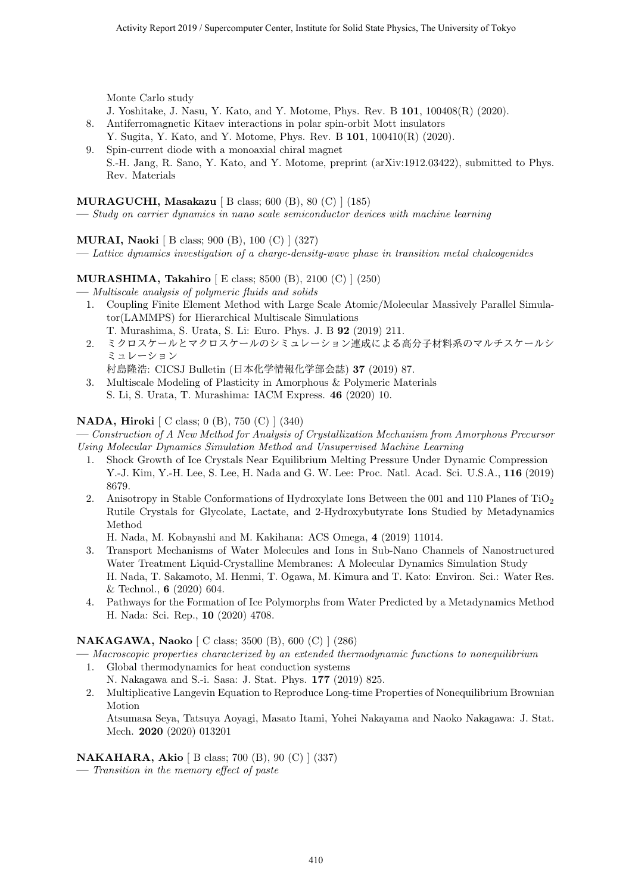Monte Carlo study
J. Yoshitake, J. Nasu, Y. Kato, and Y. Motome, Phys. Rev. B **101**, 100408(R) (2020).

8. Antiferromagnetic Kitaev interactions in polar spin-orbit Mott insulators
   Y. Sugita, Y. Kato, and Y. Motome, Phys. Rev. B **101**, 100410(R) (2020).
9. Spin-current diode with a monoaxial chiral magnet
   S.-H. Jang, R. Sano, Y. Kato, and Y. Motome, preprint (arXiv:1912.03422), submitted to Phys. Rev. Materials

**MURAGUCHI, Masakazu** [ B class; 600 (B), 80 (C) ] (185)
— *Study on carrier dynamics in nano scale semiconductor devices with machine learning*

**MURAI, Naoki** [ B class; 900 (B), 100 (C) ] (327)
— *Lattice dynamics investigation of a charge-density-wave phase in transition metal chalcogenides*

**MURASHIMA, Takahiro** [ E class; 8500 (B), 2100 (C) ] (250)
— *Multiscale analysis of polymeric fluids and solids*

1. Coupling Finite Element Method with Large Scale Atomic/Molecular Massively Parallel Simulator(LAMMPS) for Hierarchical Multiscale Simulations
   T. Murashima, S. Urata, S. Li: Euro. Phys. J. B **92** (2019) 211.
2. ミクロスケールとマクロスケールのシミュレーション連成による高分子材料系のマルチスケールシミュレーション
   村島隆浩: CICSJ Bulletin (日本化学情報化学部会誌) **37** (2019) 87.
3. Multiscale Modeling of Plasticity in Amorphous & Polymeric Materials
   S. Li, S. Urata, T. Murashima: IACM Express. **46** (2020) 10.

**NADA, Hiroki** [ C class; 0 (B), 750 (C) ] (340)
— *Construction of A New Method for Analysis of Crystallization Mechanism from Amorphous Precursor Using Molecular Dynamics Simulation Method and Unsupervised Machine Learning*

1. Shock Growth of Ice Crystals Near Equilibrium Melting Pressure Under Dynamic Compression
   Y.-J. Kim, Y.-H. Lee, S. Lee, H. Nada and G. W. Lee: Proc. Natl. Acad. Sci. U.S.A., **116** (2019) 8679.
2. Anisotropy in Stable Conformations of Hydroxylate Ions Between the 001 and 110 Planes of $TiO_2$ Rutile Crystals for Glycolate, Lactate, and 2-Hydroxybutyrate Ions Studied by Metadynamics Method
   H. Nada, M. Kobayashi and M. Kakihana: ACS Omega, **4** (2019) 11014.
3. Transport Mechanisms of Water Molecules and Ions in Sub-Nano Channels of Nanostructured Water Treatment Liquid-Crystalline Membranes: A Molecular Dynamics Simulation Study
   H. Nada, T. Sakamoto, M. Henmi, T. Ogawa, M. Kimura and T. Kato: Environ. Sci.: Water Res. & Technol., **6** (2020) 604.
4. Pathways for the Formation of Ice Polymorphs from Water Predicted by a Metadynamics Method
   H. Nada: Sci. Rep., **10** (2020) 4708.

**NAKAGAWA, Naoko** [ C class; 3500 (B), 600 (C) ] (286)
— *Macroscopic properties characterized by an extended thermodynamic functions to nonequilibrium*

1. Global thermodynamics for heat conduction systems
   N. Nakagawa and S.-i. Sasa: J. Stat. Phys. **177** (2019) 825.
2. Multiplicative Langevin Equation to Reproduce Long-time Properties of Nonequilibrium Brownian Motion
   Atsumasa Seya, Tatsuya Aoyagi, Masato Itami, Yohei Nakayama and Naoko Nakagawa: J. Stat. Mech. **2020** (2020) 013201

**NAKAHARA, Akio** [ B class; 700 (B), 90 (C) ] (337)
— *Transition in the memory effect of paste*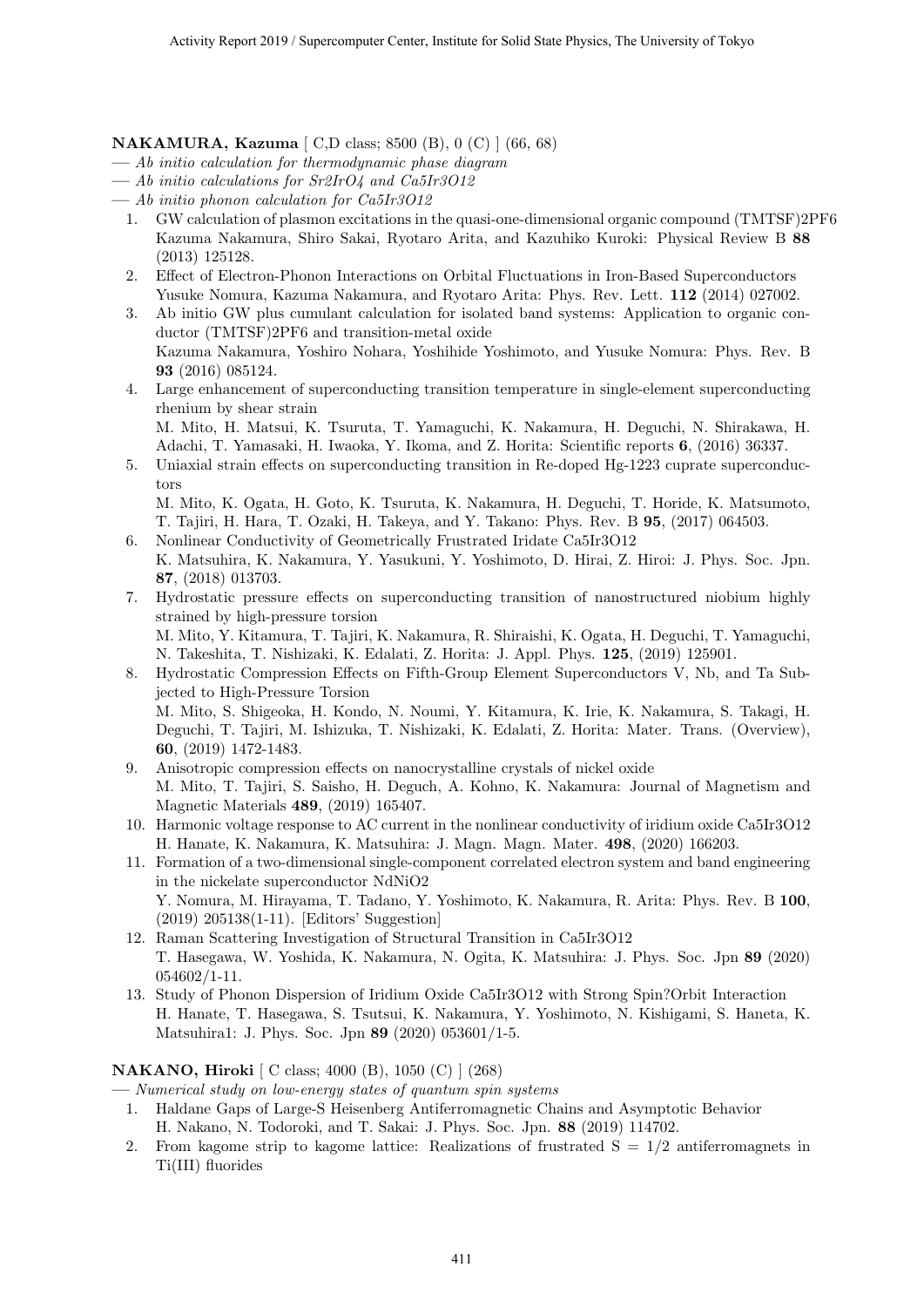**NAKAMURA, Kazuma** [ C,D class; 8500 (B), 0 (C) ] (66, 68)

— *Ab initio calculation for thermodynamic phase diagram*

— *Ab initio calculations for Sr2IrO4 and Ca5Ir3O12*

— *Ab initio phonon calculation for Ca5Ir3O12*

1. GW calculation of plasmon excitations in the quasi-one-dimensional organic compound (TMTSF)2PF6
   Kazuma Nakamura, Shiro Sakai, Ryotaro Arita, and Kazuhiko Kuroki: Physical Review B **88** (2013) 125128.
2. Effect of Electron-Phonon Interactions on Orbital Fluctuations in Iron-Based Superconductors
   Yusuke Nomura, Kazuma Nakamura, and Ryotaro Arita: Phys. Rev. Lett. **112** (2014) 027002.
3. Ab initio GW plus cumulant calculation for isolated band systems: Application to organic conductor (TMTSF)2PF6 and transition-metal oxide
   Kazuma Nakamura, Yoshiro Nohara, Yoshihide Yoshimoto, and Yusuke Nomura: Phys. Rev. B **93** (2016) 085124.
4. Large enhancement of superconducting transition temperature in single-element superconducting rhenium by shear strain
   M. Mito, H. Matsui, K. Tsuruta, T. Yamaguchi, K. Nakamura, H. Deguchi, N. Shirakawa, H. Adachi, T. Yamasaki, H. Iwaoka, Y. Ikoma, and Z. Horita: Scientific reports **6**, (2016) 36337.
5. Uniaxial strain effects on superconducting transition in Re-doped Hg-1223 cuprate superconductors
   M. Mito, K. Ogata, H. Goto, K. Tsuruta, K. Nakamura, H. Deguchi, T. Horide, K. Matsumoto, T. Tajiri, H. Hara, T. Ozaki, H. Takeya, and Y. Takano: Phys. Rev. B **95**, (2017) 064503.
6. Nonlinear Conductivity of Geometrically Frustrated Iridate Ca5Ir3O12
   K. Matsuhira, K. Nakamura, Y. Yasukuni, Y. Yoshimoto, D. Hirai, Z. Hiroi: J. Phys. Soc. Jpn. **87**, (2018) 013703.
7. Hydrostatic pressure effects on superconducting transition of nanostructured niobium highly strained by high-pressure torsion
   M. Mito, Y. Kitamura, T. Tajiri, K. Nakamura, R. Shiraishi, K. Ogata, H. Deguchi, T. Yamaguchi, N. Takeshita, T. Nishizaki, K. Edalati, Z. Horita: J. Appl. Phys. **125**, (2019) 125901.
8. Hydrostatic Compression Effects on Fifth-Group Element Superconductors V, Nb, and Ta Subjected to High-Pressure Torsion
   M. Mito, S. Shigeoka, H. Kondo, N. Noumi, Y. Kitamura, K. Irie, K. Nakamura, S. Takagi, H. Deguchi, T. Tajiri, M. Ishizuka, T. Nishizaki, K. Edalati, Z. Horita: Mater. Trans. (Overview), **60**, (2019) 1472-1483.
9. Anisotropic compression effects on nanocrystalline crystals of nickel oxide
   M. Mito, T. Tajiri, S. Saisho, H. Deguch, A. Kohno, K. Nakamura: Journal of Magnetism and Magnetic Materials **489**, (2019) 165407.
10. Harmonic voltage response to AC current in the nonlinear conductivity of iridium oxide Ca5Ir3O12
    H. Hanate, K. Nakamura, K. Matsuhira: J. Magn. Magn. Mater. **498**, (2020) 166203.
11. Formation of a two-dimensional single-component correlated electron system and band engineering in the nickelate superconductor NdNiO2
    Y. Nomura, M. Hirayama, T. Tadano, Y. Yoshimoto, K. Nakamura, R. Arita: Phys. Rev. B **100**, (2019) 205138(1-11). [Editors' Suggestion]
12. Raman Scattering Investigation of Structural Transition in Ca5Ir3O12
    T. Hasegawa, W. Yoshida, K. Nakamura, N. Ogita, K. Matsuhira: J. Phys. Soc. Jpn **89** (2020) 054602/1-11.
13. Study of Phonon Dispersion of Iridium Oxide Ca5Ir3O12 with Strong Spin?Orbit Interaction
    H. Hanate, T. Hasegawa, S. Tsutsui, K. Nakamura, Y. Yoshimoto, N. Kishigami, S. Haneta, K. Matsuhira1: J. Phys. Soc. Jpn **89** (2020) 053601/1-5.

**NAKANO, Hiroki** [ C class; 4000 (B), 1050 (C) ] (268)

— *Numerical study on low-energy states of quantum spin systems*

1. Haldane Gaps of Large-S Heisenberg Antiferromagnetic Chains and Asymptotic Behavior
   H. Nakano, N. Todoroki, and T. Sakai: J. Phys. Soc. Jpn. **88** (2019) 114702.
2. From kagome strip to kagome lattice: Realizations of frustrated $S = 1/2$ antiferromagnets in Ti(III) fluorides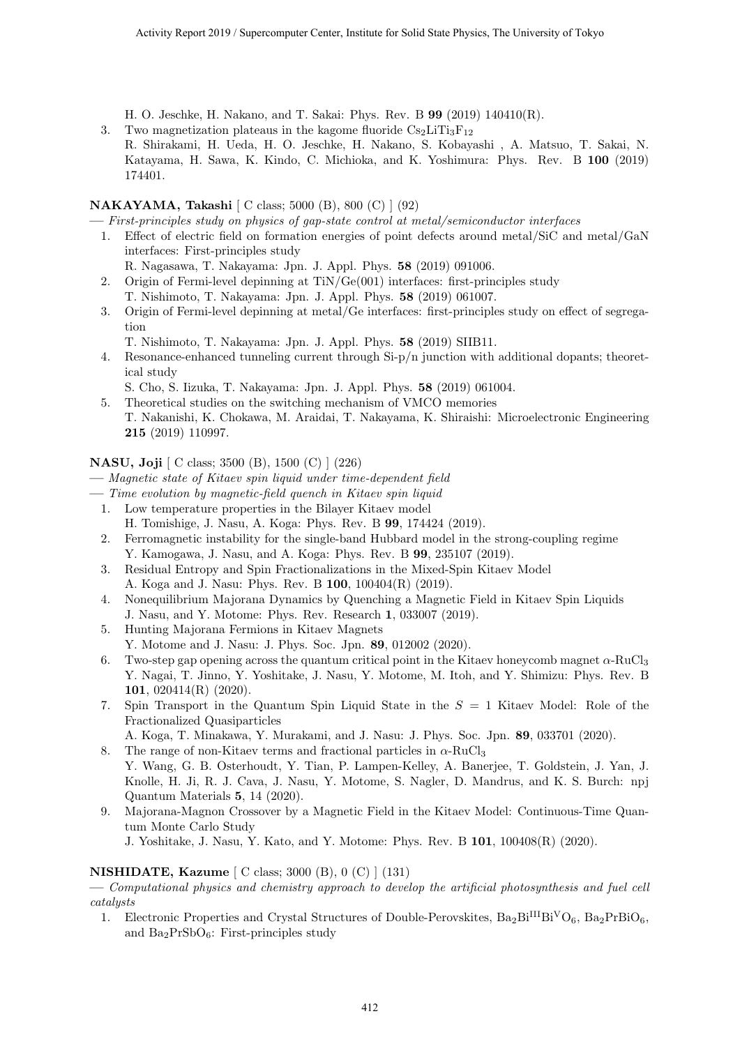H. O. Jeschke, H. Nakano, and T. Sakai: Phys. Rev. B **99** (2019) 140410(R).

3. Two magnetization plateaus in the kagome fluoride $Cs_2LiTi_3F_{12}$
   R. Shirakami, H. Ueda, H. O. Jeschke, H. Nakano, S. Kobayashi , A. Matsuo, T. Sakai, N. Katayama, H. Sawa, K. Kindo, C. Michioka, and K. Yoshimura: Phys. Rev. B **100** (2019) 174401.

**NAKAYAMA, Takashi** [ C class; 5000 (B), 800 (C) ] (92)

— *First-principles study on physics of gap-state control at metal/semiconductor interfaces*

1. Effect of electric field on formation energies of point defects around metal/SiC and metal/GaN interfaces: First-principles study
   R. Nagasawa, T. Nakayama: Jpn. J. Appl. Phys. **58** (2019) 091006.
2. Origin of Fermi-level depinning at TiN/Ge(001) interfaces: first-principles study
   T. Nishimoto, T. Nakayama: Jpn. J. Appl. Phys. **58** (2019) 061007.
3. Origin of Fermi-level depinning at metal/Ge interfaces: first-principles study on effect of segregation
   T. Nishimoto, T. Nakayama: Jpn. J. Appl. Phys. **58** (2019) SIIB11.
4. Resonance-enhanced tunneling current through Si-p/n junction with additional dopants; theoretical study
   S. Cho, S. Iizuka, T. Nakayama: Jpn. J. Appl. Phys. **58** (2019) 061004.
5. Theoretical studies on the switching mechanism of VMCO memories
   T. Nakanishi, K. Chokawa, M. Araidai, T. Nakayama, K. Shiraishi: Microelectronic Engineering **215** (2019) 110997.

**NASU, Joji** [ C class; 3500 (B), 1500 (C) ] (226)

— *Magnetic state of Kitaev spin liquid under time-dependent field*

— *Time evolution by magnetic-field quench in Kitaev spin liquid*

1. Low temperature properties in the Bilayer Kitaev model
   H. Tomishige, J. Nasu, A. Koga: Phys. Rev. B **99**, 174424 (2019).
2. Ferromagnetic instability for the single-band Hubbard model in the strong-coupling regime
   Y. Kamogawa, J. Nasu, and A. Koga: Phys. Rev. B **99**, 235107 (2019).
3. Residual Entropy and Spin Fractionalizations in the Mixed-Spin Kitaev Model
   A. Koga and J. Nasu: Phys. Rev. B **100**, 100404(R) (2019).
4. Nonequilibrium Majorana Dynamics by Quenching a Magnetic Field in Kitaev Spin Liquids
   J. Nasu, and Y. Motome: Phys. Rev. Research **1**, 033007 (2019).
5. Hunting Majorana Fermions in Kitaev Magnets
   Y. Motome and J. Nasu: J. Phys. Soc. Jpn. **89**, 012002 (2020).
6. Two-step gap opening across the quantum critical point in the Kitaev honeycomb magnet $\alpha$-$RuCl_3$
   Y. Nagai, T. Jinno, Y. Yoshitake, J. Nasu, Y. Motome, M. Itoh, and Y. Shimizu: Phys. Rev. B **101**, 020414(R) (2020).
7. Spin Transport in the Quantum Spin Liquid State in the $S = 1$ Kitaev Model: Role of the Fractionalized Quasiparticles
   A. Koga, T. Minakawa, Y. Murakami, and J. Nasu: J. Phys. Soc. Jpn. **89**, 033701 (2020).
8. The range of non-Kitaev terms and fractional particles in $\alpha$-$RuCl_3$
   Y. Wang, G. B. Osterhoudt, Y. Tian, P. Lampen-Kelley, A. Banerjee, T. Goldstein, J. Yan, J. Knolle, H. Ji, R. J. Cava, J. Nasu, Y. Motome, S. Nagler, D. Mandrus, and K. S. Burch: npj Quantum Materials **5**, 14 (2020).
9. Majorana-Magnon Crossover by a Magnetic Field in the Kitaev Model: Continuous-Time Quantum Monte Carlo Study
   J. Yoshitake, J. Nasu, Y. Kato, and Y. Motome: Phys. Rev. B **101**, 100408(R) (2020).

**NISHIDATE, Kazume** [ C class; 3000 (B), 0 (C) ] (131)

— *Computational physics and chemistry approach to develop the artificial photosynthesis and fuel cell catalysts*

1. Electronic Properties and Crystal Structures of Double-Perovskites, $Ba_2Bi^{III}Bi^{V}O_6$, $Ba_2PrBiO_6$, and $Ba_2PrSbO_6$: First-principles study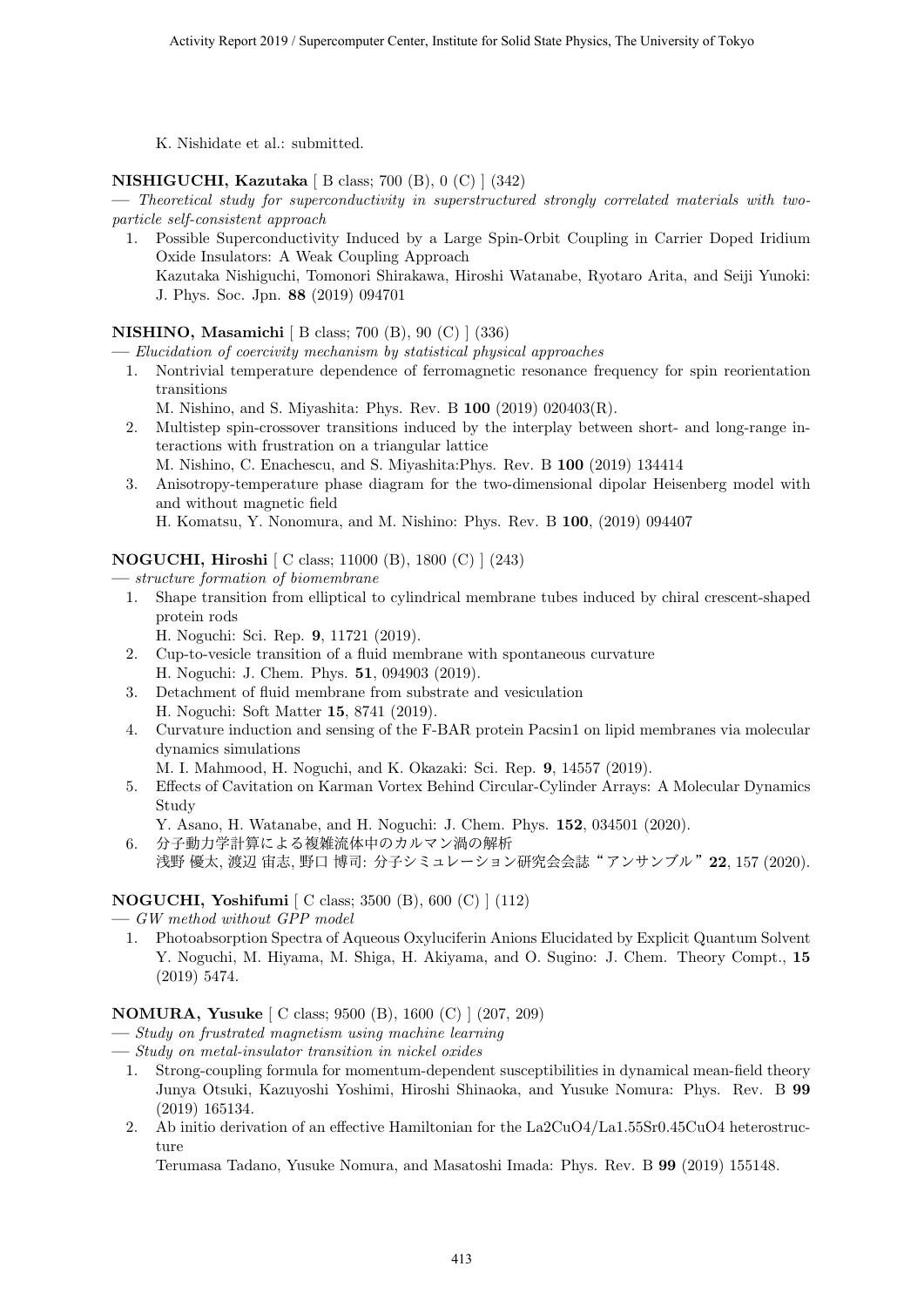K. Nishidate et al.: submitted.

**NISHIGUCHI, Kazutaka** [ B class; 700 (B), 0 (C) ] (342)

— *Theoretical study for superconductivity in superstructured strongly correlated materials with two-particle self-consistent approach*

1. Possible Superconductivity Induced by a Large Spin-Orbit Coupling in Carrier Doped Iridium Oxide Insulators: A Weak Coupling Approach
   Kazutaka Nishiguchi, Tomonori Shirakawa, Hiroshi Watanabe, Ryotaro Arita, and Seiji Yunoki: J. Phys. Soc. Jpn. **88** (2019) 094701

**NISHINO, Masamichi** [ B class; 700 (B), 90 (C) ] (336)

— *Elucidation of coercivity mechanism by statistical physical approaches*

1. Nontrivial temperature dependence of ferromagnetic resonance frequency for spin reorientation transitions
   M. Nishino, and S. Miyashita: Phys. Rev. B **100** (2019) 020403(R).
2. Multistep spin-crossover transitions induced by the interplay between short- and long-range interactions with frustration on a triangular lattice
   M. Nishino, C. Enachescu, and S. Miyashita:Phys. Rev. B **100** (2019) 134414
3. Anisotropy-temperature phase diagram for the two-dimensional dipolar Heisenberg model with and without magnetic field
   H. Komatsu, Y. Nonomura, and M. Nishino: Phys. Rev. B **100**, (2019) 094407

**NOGUCHI, Hiroshi** [ C class; 11000 (B), 1800 (C) ] (243)

— *structure formation of biomembrane*

1. Shape transition from elliptical to cylindrical membrane tubes induced by chiral crescent-shaped protein rods
   H. Noguchi: Sci. Rep. **9**, 11721 (2019).
2. Cup-to-vesicle transition of a fluid membrane with spontaneous curvature
   H. Noguchi: J. Chem. Phys. **51**, 094903 (2019).
3. Detachment of fluid membrane from substrate and vesiculation
   H. Noguchi: Soft Matter **15**, 8741 (2019).
4. Curvature induction and sensing of the F-BAR protein Pacsin1 on lipid membranes via molecular dynamics simulations
   M. I. Mahmood, H. Noguchi, and K. Okazaki: Sci. Rep. **9**, 14557 (2019).
5. Effects of Cavitation on Karman Vortex Behind Circular-Cylinder Arrays: A Molecular Dynamics Study
   Y. Asano, H. Watanabe, and H. Noguchi: J. Chem. Phys. **152**, 034501 (2020).
6. 分子動力学計算による複雑流体中のカルマン渦の解析
   浅野 優太, 渡辺 宙志, 野口 博司: 分子シミュレーション研究会会誌“アンサンブル”**22**, 157 (2020).

**NOGUCHI, Yoshifumi** [ C class; 3500 (B), 600 (C) ] (112)

— *GW method without GPP model*

1. Photoabsorption Spectra of Aqueous Oxyluciferin Anions Elucidated by Explicit Quantum Solvent
   Y. Noguchi, M. Hiyama, M. Shiga, H. Akiyama, and O. Sugino: J. Chem. Theory Compt., **15** (2019) 5474.

**NOMURA, Yusuke** [ C class; 9500 (B), 1600 (C) ] (207, 209)

— *Study on frustrated magnetism using machine learning*

— *Study on metal-insulator transition in nickel oxides*

1. Strong-coupling formula for momentum-dependent susceptibilities in dynamical mean-field theory
   Junya Otsuki, Kazuyoshi Yoshimi, Hiroshi Shinaoka, and Yusuke Nomura: Phys. Rev. B **99** (2019) 165134.
2. Ab initio derivation of an effective Hamiltonian for the La2CuO4/La1.55Sr0.45CuO4 heterostructure
   Terumasa Tadano, Yusuke Nomura, and Masatoshi Imada: Phys. Rev. B **99** (2019) 155148.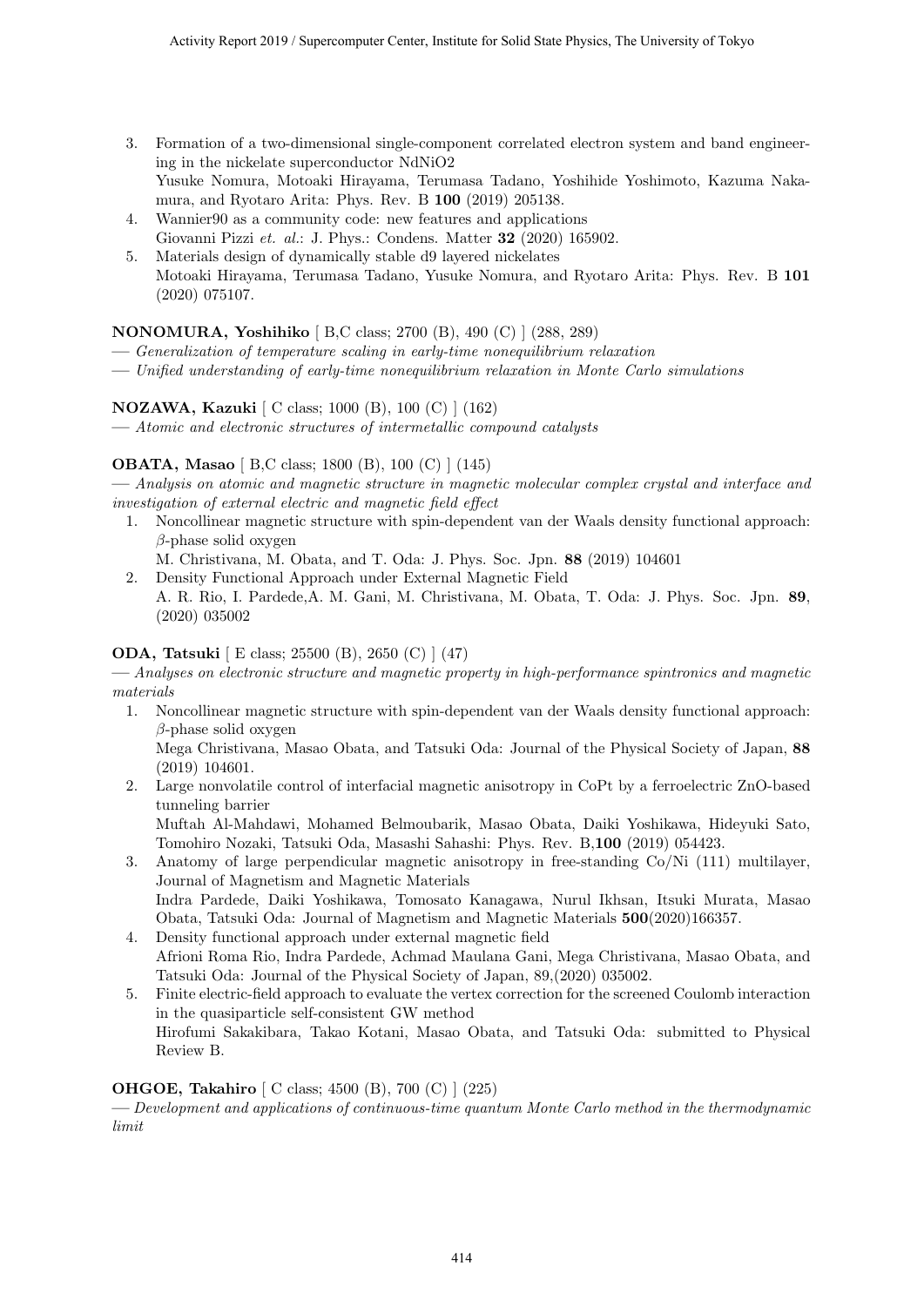3. Formation of a two-dimensional single-component correlated electron system and band engineering in the nickelate superconductor NdNiO2
   Yusuke Nomura, Motoaki Hirayama, Terumasa Tadano, Yoshihide Yoshimoto, Kazuma Nakamura, and Ryotaro Arita: Phys. Rev. B **100** (2019) 205138.
4. Wannier90 as a community code: new features and applications
   Giovanni Pizzi *et. al.*: J. Phys.: Condens. Matter **32** (2020) 165902.
5. Materials design of dynamically stable d9 layered nickelates
   Motoaki Hirayama, Terumasa Tadano, Yusuke Nomura, and Ryotaro Arita: Phys. Rev. B **101** (2020) 075107.

**NONOMURA, Yoshihiko** [ B,C class; 2700 (B), 490 (C) ] (288, 289)

— *Generalization of temperature scaling in early-time nonequilibrium relaxation*

— *Unified understanding of early-time nonequilibrium relaxation in Monte Carlo simulations*

**NOZAWA, Kazuki** [ C class; 1000 (B), 100 (C) ] (162)

— *Atomic and electronic structures of intermetallic compound catalysts*

**OBATA, Masao** [ B,C class; 1800 (B), 100 (C) ] (145)

— *Analysis on atomic and magnetic structure in magnetic molecular complex crystal and interface and investigation of external electric and magnetic field effect*

1. Noncollinear magnetic structure with spin-dependent van der Waals density functional approach: $\beta$-phase solid oxygen
   M. Christivana, M. Obata, and T. Oda: J. Phys. Soc. Jpn. **88** (2019) 104601
2. Density Functional Approach under External Magnetic Field
   A. R. Rio, I. Pardede,A. M. Gani, M. Christivana, M. Obata, T. Oda: J. Phys. Soc. Jpn. **89**, (2020) 035002

**ODA, Tatsuki** [ E class; 25500 (B), 2650 (C) ] (47)

— *Analyses on electronic structure and magnetic property in high-performance spintronics and magnetic materials*

1. Noncollinear magnetic structure with spin-dependent van der Waals density functional approach: $\beta$-phase solid oxygen
   Mega Christivana, Masao Obata, and Tatsuki Oda: Journal of the Physical Society of Japan, **88** (2019) 104601.
2. Large nonvolatile control of interfacial magnetic anisotropy in CoPt by a ferroelectric ZnO-based tunneling barrier
   Muftah Al-Mahdawi, Mohamed Belmoubarik, Masao Obata, Daiki Yoshikawa, Hideyuki Sato, Tomohiro Nozaki, Tatsuki Oda, Masashi Sahashi: Phys. Rev. B,**100** (2019) 054423.
3. Anatomy of large perpendicular magnetic anisotropy in free-standing Co/Ni (111) multilayer, Journal of Magnetism and Magnetic Materials
   Indra Pardede, Daiki Yoshikawa, Tomosato Kanagawa, Nurul Ikhsan, Itsuki Murata, Masao Obata, Tatsuki Oda: Journal of Magnetism and Magnetic Materials **500**(2020)166357.
4. Density functional approach under external magnetic field
   Afrioni Roma Rio, Indra Pardede, Achmad Maulana Gani, Mega Christivana, Masao Obata, and Tatsuki Oda: Journal of the Physical Society of Japan, 89,(2020) 035002.
5. Finite electric-field approach to evaluate the vertex correction for the screened Coulomb interaction in the quasiparticle self-consistent GW method
   Hirofumi Sakakibara, Takao Kotani, Masao Obata, and Tatsuki Oda: submitted to Physical Review B.

**OHGOE, Takahiro** [ C class; 4500 (B), 700 (C) ] (225)

— *Development and applications of continuous-time quantum Monte Carlo method in the thermodynamic limit*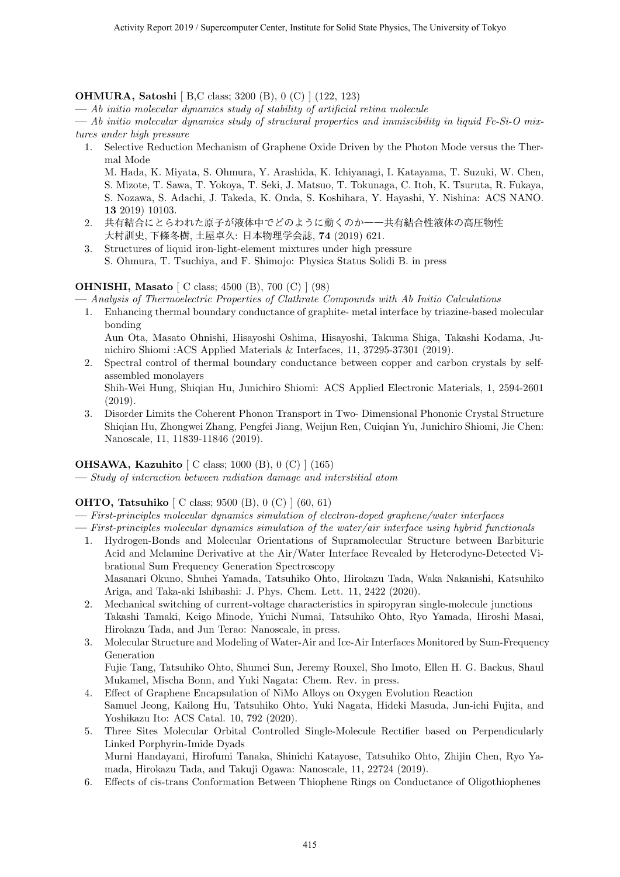**OHMURA, Satoshi** [ B,C class; 3200 (B), 0 (C) ] (122, 123)

— *Ab initio molecular dynamics study of stability of artificial retina molecule*

— *Ab initio molecular dynamics study of structural properties and immiscibility in liquid Fe-Si-O mixtures under high pressure*

1. Selective Reduction Mechanism of Graphene Oxide Driven by the Photon Mode versus the Thermal Mode
   M. Hada, K. Miyata, S. Ohmura, Y. Arashida, K. Ichiyanagi, I. Katayama, T. Suzuki, W. Chen, S. Mizote, T. Sawa, T. Yokoya, T. Seki, J. Matsuo, T. Tokunaga, C. Itoh, K. Tsuruta, R. Fukaya, S. Nozawa, S. Adachi, J. Takeda, K. Onda, S. Koshihara, Y. Hayashi, Y. Nishina: ACS NANO. **13** 2019) 10103.
2. 共有結合にとらわれた原子が液体中でどのように動くのか——共有結合性液体の高圧物性
   大村訓史, 下條冬樹, 土屋卓久: 日本物理学会誌, **74** (2019) 621.
3. Structures of liquid iron-light-element mixtures under high pressure
   S. Ohmura, T. Tsuchiya, and F. Shimojo: Physica Status Solidi B. in press

**OHNISHI, Masato** [ C class; 4500 (B), 700 (C) ] (98)

— *Analysis of Thermoelectric Properties of Clathrate Compounds with Ab Initio Calculations*

1. Enhancing thermal boundary conductance of graphite- metal interface by triazine-based molecular bonding
   Aun Ota, Masato Ohnishi, Hisayoshi Oshima, Hisayoshi, Takuma Shiga, Takashi Kodama, Junichiro Shiomi :ACS Applied Materials & Interfaces, 11, 37295-37301 (2019).
2. Spectral control of thermal boundary conductance between copper and carbon crystals by self-assembled monolayers
   Shih-Wei Hung, Shiqian Hu, Junichiro Shiomi: ACS Applied Electronic Materials, 1, 2594-2601 (2019).
3. Disorder Limits the Coherent Phonon Transport in Two- Dimensional Phononic Crystal Structure
   Shiqian Hu, Zhongwei Zhang, Pengfei Jiang, Weijun Ren, Cuiqian Yu, Junichiro Shiomi, Jie Chen: Nanoscale, 11, 11839-11846 (2019).

**OHSAWA, Kazuhito** [ C class; 1000 (B), 0 (C) ] (165)

— *Study of interaction between radiation damage and interstitial atom*

**OHTO, Tatsuhiko** [ C class; 9500 (B), 0 (C) ] (60, 61)

— *First-principles molecular dynamics simulation of electron-doped graphene/water interfaces*

— *First-principles molecular dynamics simulation of the water/air interface using hybrid functionals*

1. Hydrogen-Bonds and Molecular Orientations of Supramolecular Structure between Barbituric Acid and Melamine Derivative at the Air/Water Interface Revealed by Heterodyne-Detected Vibrational Sum Frequency Generation Spectroscopy
   Masanari Okuno, Shuhei Yamada, Tatsuhiko Ohto, Hirokazu Tada, Waka Nakanishi, Katsuhiko Ariga, and Taka-aki Ishibashi: J. Phys. Chem. Lett. 11, 2422 (2020).
2. Mechanical switching of current-voltage characteristics in spiropyran single-molecule junctions
   Takashi Tamaki, Keigo Minode, Yuichi Numai, Tatsuhiko Ohto, Ryo Yamada, Hiroshi Masai, Hirokazu Tada, and Jun Terao: Nanoscale, in press.
3. Molecular Structure and Modeling of Water-Air and Ice-Air Interfaces Monitored by Sum-Frequency Generation
   Fujie Tang, Tatsuhiko Ohto, Shumei Sun, Jeremy Rouxel, Sho Imoto, Ellen H. G. Backus, Shaul Mukamel, Mischa Bonn, and Yuki Nagata: Chem. Rev. in press.
4. Effect of Graphene Encapsulation of NiMo Alloys on Oxygen Evolution Reaction
   Samuel Jeong, Kailong Hu, Tatsuhiko Ohto, Yuki Nagata, Hideki Masuda, Jun-ichi Fujita, and Yoshikazu Ito: ACS Catal. 10, 792 (2020).
5. Three Sites Molecular Orbital Controlled Single-Molecule Rectifier based on Perpendicularly Linked Porphyrin-Imide Dyads
   Murni Handayani, Hirofumi Tanaka, Shinichi Katayose, Tatsuhiko Ohto, Zhijin Chen, Ryo Yamada, Hirokazu Tada, and Takuji Ogawa: Nanoscale, 11, 22724 (2019).
6. Effects of cis-trans Conformation Between Thiophene Rings on Conductance of Oligothiophenes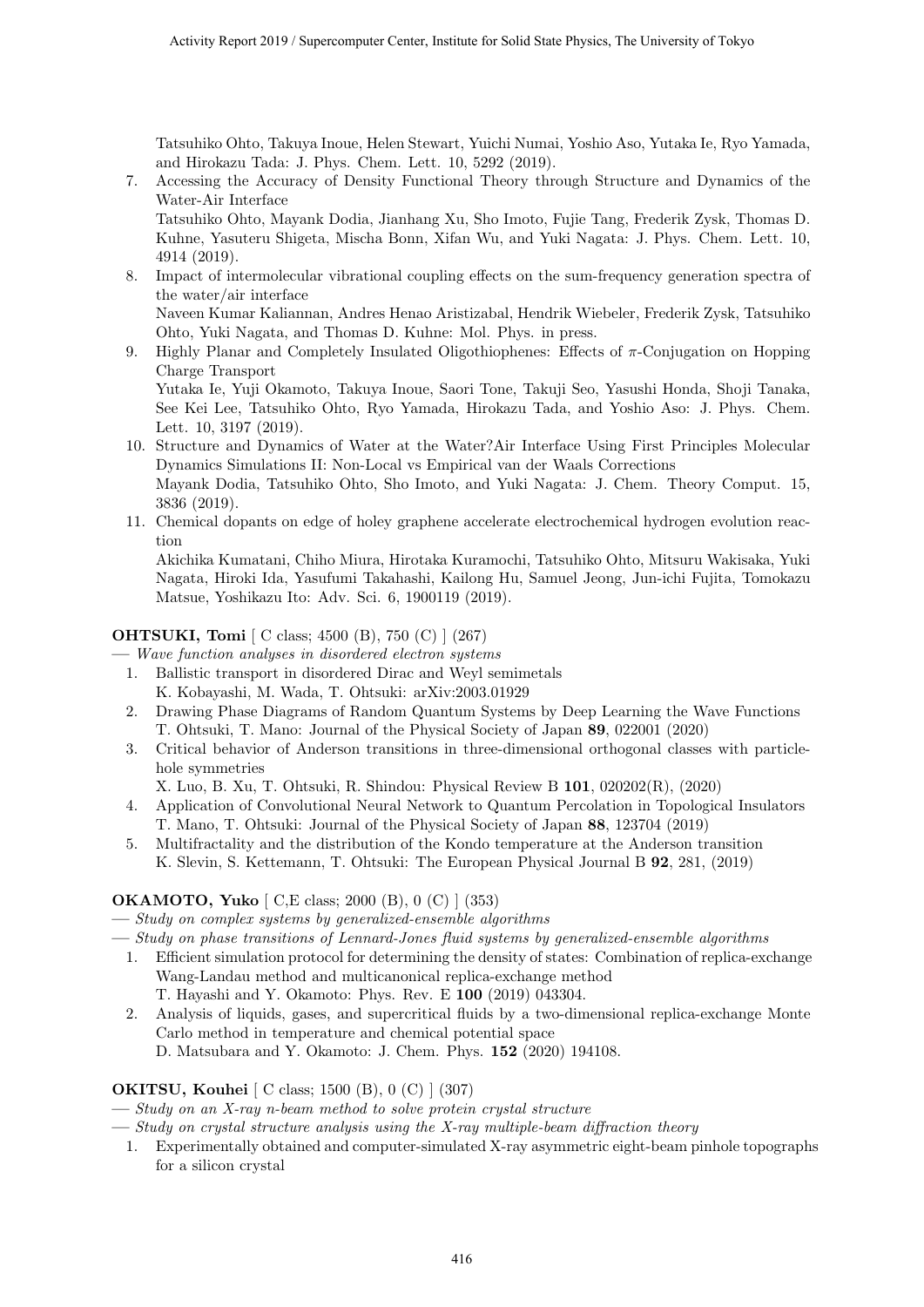Tatsuhiko Ohto, Takuya Inoue, Helen Stewart, Yuichi Numai, Yoshio Aso, Yutaka Ie, Ryo Yamada, and Hirokazu Tada: J. Phys. Chem. Lett. 10, 5292 (2019).

7. Accessing the Accuracy of Density Functional Theory through Structure and Dynamics of the Water-Air Interface
   Tatsuhiko Ohto, Mayank Dodia, Jianhang Xu, Sho Imoto, Fujie Tang, Frederik Zysk, Thomas D. Kuhne, Yasuteru Shigeta, Mischa Bonn, Xifan Wu, and Yuki Nagata: J. Phys. Chem. Lett. 10, 4914 (2019).
8. Impact of intermolecular vibrational coupling effects on the sum-frequency generation spectra of the water/air interface
   Naveen Kumar Kaliannan, Andres Henao Aristizabal, Hendrik Wiebeler, Frederik Zysk, Tatsuhiko Ohto, Yuki Nagata, and Thomas D. Kuhne: Mol. Phys. in press.
9. Highly Planar and Completely Insulated Oligothiophenes: Effects of $\pi$-Conjugation on Hopping Charge Transport
   Yutaka Ie, Yuji Okamoto, Takuya Inoue, Saori Tone, Takuji Seo, Yasushi Honda, Shoji Tanaka, See Kei Lee, Tatsuhiko Ohto, Ryo Yamada, Hirokazu Tada, and Yoshio Aso: J. Phys. Chem. Lett. 10, 3197 (2019).
10. Structure and Dynamics of Water at the Water?Air Interface Using First Principles Molecular Dynamics Simulations II: Non-Local vs Empirical van der Waals Corrections
    Mayank Dodia, Tatsuhiko Ohto, Sho Imoto, and Yuki Nagata: J. Chem. Theory Comput. 15, 3836 (2019).
11. Chemical dopants on edge of holey graphene accelerate electrochemical hydrogen evolution reaction
    Akichika Kumatani, Chiho Miura, Hirotaka Kuramochi, Tatsuhiko Ohto, Mitsuru Wakisaka, Yuki Nagata, Hiroki Ida, Yasufumi Takahashi, Kailong Hu, Samuel Jeong, Jun-ichi Fujita, Tomokazu Matsue, Yoshikazu Ito: Adv. Sci. 6, 1900119 (2019).

**OHTSUKI, Tomi** [ C class; 4500 (B), 750 (C) ] (267)

— *Wave function analyses in disordered electron systems*

1. Ballistic transport in disordered Dirac and Weyl semimetals
   K. Kobayashi, M. Wada, T. Ohtsuki: arXiv:2003.01929
2. Drawing Phase Diagrams of Random Quantum Systems by Deep Learning the Wave Functions
   T. Ohtsuki, T. Mano: Journal of the Physical Society of Japan **89**, 022001 (2020)
3. Critical behavior of Anderson transitions in three-dimensional orthogonal classes with particle-hole symmetries
   X. Luo, B. Xu, T. Ohtsuki, R. Shindou: Physical Review B **101**, 020202(R), (2020)
4. Application of Convolutional Neural Network to Quantum Percolation in Topological Insulators
   T. Mano, T. Ohtsuki: Journal of the Physical Society of Japan **88**, 123704 (2019)
5. Multifractality and the distribution of the Kondo temperature at the Anderson transition
   K. Slevin, S. Kettemann, T. Ohtsuki: The European Physical Journal B **92**, 281, (2019)

**OKAMOTO, Yuko** [ C,E class; 2000 (B), 0 (C) ] (353)

— *Study on complex systems by generalized-ensemble algorithms*

— *Study on phase transitions of Lennard-Jones fluid systems by generalized-ensemble algorithms*

1. Efficient simulation protocol for determining the density of states: Combination of replica-exchange Wang-Landau method and multicanonical replica-exchange method
   T. Hayashi and Y. Okamoto: Phys. Rev. E **100** (2019) 043304.
2. Analysis of liquids, gases, and supercritical fluids by a two-dimensional replica-exchange Monte Carlo method in temperature and chemical potential space
   D. Matsubara and Y. Okamoto: J. Chem. Phys. **152** (2020) 194108.

**OKITSU, Kouhei** [ C class; 1500 (B), 0 (C) ] (307)

— *Study on an X-ray n-beam method to solve protein crystal structure*

— *Study on crystal structure analysis using the X-ray multiple-beam diffraction theory*

1. Experimentally obtained and computer-simulated X-ray asymmetric eight-beam pinhole topographs for a silicon crystal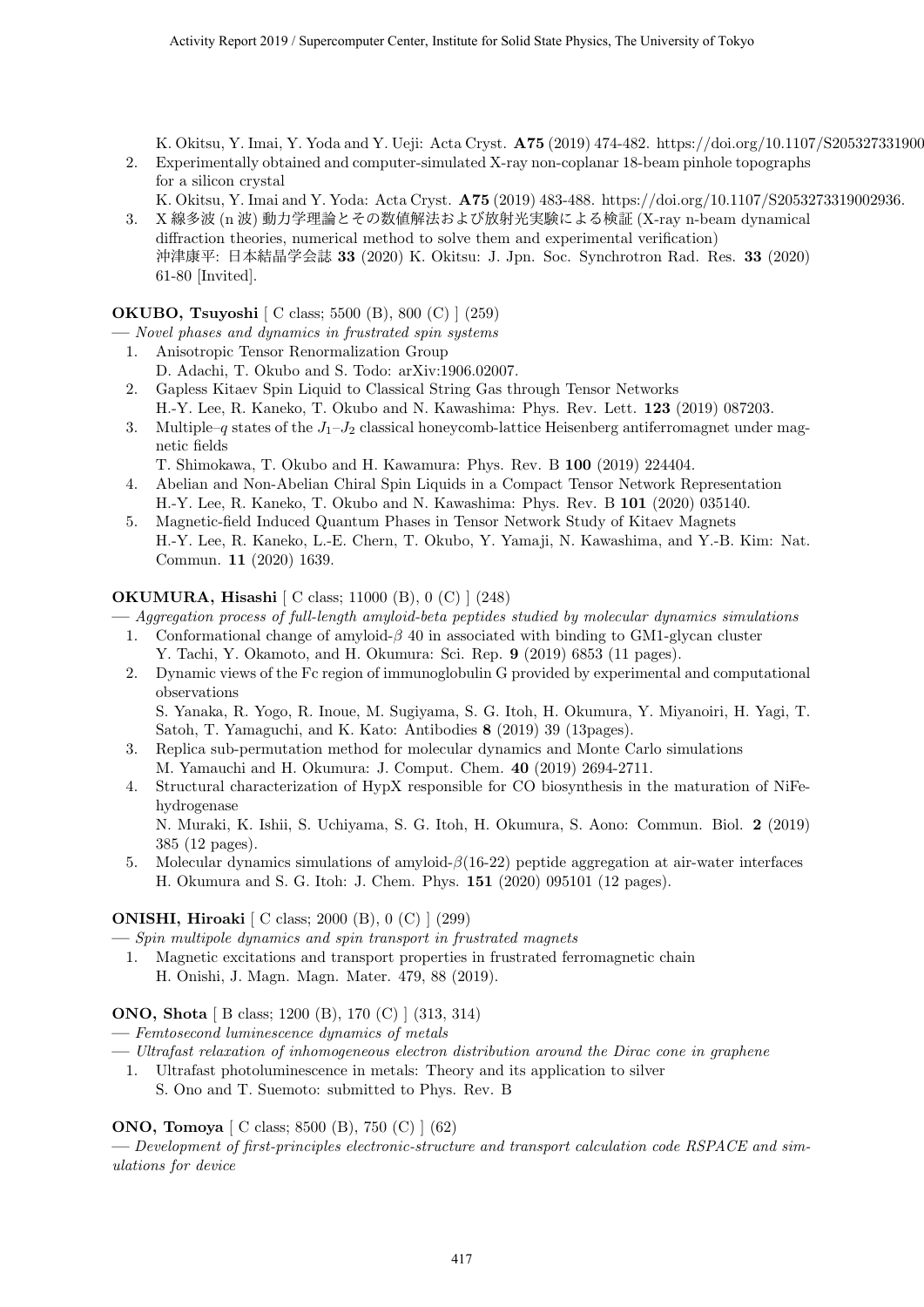K. Okitsu, Y. Imai, Y. Yoda and Y. Ueji: Acta Cryst. **A75** (2019) 474-482. https://doi.org/10.1107/S205327331900

2. Experimentally obtained and computer-simulated X-ray non-coplanar 18-beam pinhole topographs for a silicon crystal
   K. Okitsu, Y. Imai and Y. Yoda: Acta Cryst. **A75** (2019) 483-488. https://doi.org/10.1107/S2053273319002936.
3. X 線多波 (n 波) 動力学理論とその数値解法および放射光実験による検証 (X-ray n-beam dynamical diffraction theories, numerical method to solve them and experimental verification)
   沖津康平: 日本結晶学会誌 **33** (2020) K. Okitsu: J. Jpn. Soc. Synchrotron Rad. Res. **33** (2020) 61-80 [Invited].

**OKUBO, Tsuyoshi** [ C class; 5500 (B), 800 (C) ] (259)

— *Novel phases and dynamics in frustrated spin systems*

1. Anisotropic Tensor Renormalization Group
   D. Adachi, T. Okubo and S. Todo: arXiv:1906.02007.
2. Gapless Kitaev Spin Liquid to Classical String Gas through Tensor Networks
   H.-Y. Lee, R. Kaneko, T. Okubo and N. Kawashima: Phys. Rev. Lett. **123** (2019) 087203.
3. Multiple–$q$ states of the $J_1$–$J_2$ classical honeycomb-lattice Heisenberg antiferromagnet under magnetic fields
   T. Shimokawa, T. Okubo and H. Kawamura: Phys. Rev. B **100** (2019) 224404.
4. Abelian and Non-Abelian Chiral Spin Liquids in a Compact Tensor Network Representation
   H.-Y. Lee, R. Kaneko, T. Okubo and N. Kawashima: Phys. Rev. B **101** (2020) 035140.
5. Magnetic-field Induced Quantum Phases in Tensor Network Study of Kitaev Magnets
   H.-Y. Lee, R. Kaneko, L.-E. Chern, T. Okubo, Y. Yamaji, N. Kawashima, and Y.-B. Kim: Nat. Commun. **11** (2020) 1639.

**OKUMURA, Hisashi** [ C class; 11000 (B), 0 (C) ] (248)

— *Aggregation process of full-length amyloid-beta peptides studied by molecular dynamics simulations*

1. Conformational change of amyloid-$\beta$ 40 in associated with binding to GM1-glycan cluster
   Y. Tachi, Y. Okamoto, and H. Okumura: Sci. Rep. **9** (2019) 6853 (11 pages).
2. Dynamic views of the Fc region of immunoglobulin G provided by experimental and computational observations
   S. Yanaka, R. Yogo, R. Inoue, M. Sugiyama, S. G. Itoh, H. Okumura, Y. Miyanoiri, H. Yagi, T. Satoh, T. Yamaguchi, and K. Kato: Antibodies **8** (2019) 39 (13pages).
3. Replica sub-permutation method for molecular dynamics and Monte Carlo simulations
   M. Yamauchi and H. Okumura: J. Comput. Chem. **40** (2019) 2694-2711.
4. Structural characterization of HypX responsible for CO biosynthesis in the maturation of NiFe-hydrogenase
   N. Muraki, K. Ishii, S. Uchiyama, S. G. Itoh, H. Okumura, S. Aono: Commun. Biol. **2** (2019) 385 (12 pages).
5. Molecular dynamics simulations of amyloid-$\beta$(16-22) peptide aggregation at air-water interfaces
   H. Okumura and S. G. Itoh: J. Chem. Phys. **151** (2020) 095101 (12 pages).

**ONISHI, Hiroaki** [ C class; 2000 (B), 0 (C) ] (299)

— *Spin multipole dynamics and spin transport in frustrated magnets*

1. Magnetic excitations and transport properties in frustrated ferromagnetic chain
   H. Onishi, J. Magn. Magn. Mater. 479, 88 (2019).

**ONO, Shota** [ B class; 1200 (B), 170 (C) ] (313, 314)

— *Femtosecond luminescence dynamics of metals*

— *Ultrafast relaxation of inhomogeneous electron distribution around the Dirac cone in graphene*

1. Ultrafast photoluminescence in metals: Theory and its application to silver
   S. Ono and T. Suemoto: submitted to Phys. Rev. B

**ONO, Tomoya** [ C class; 8500 (B), 750 (C) ] (62)

— *Development of first-principles electronic-structure and transport calculation code RSPACE and simulations for device*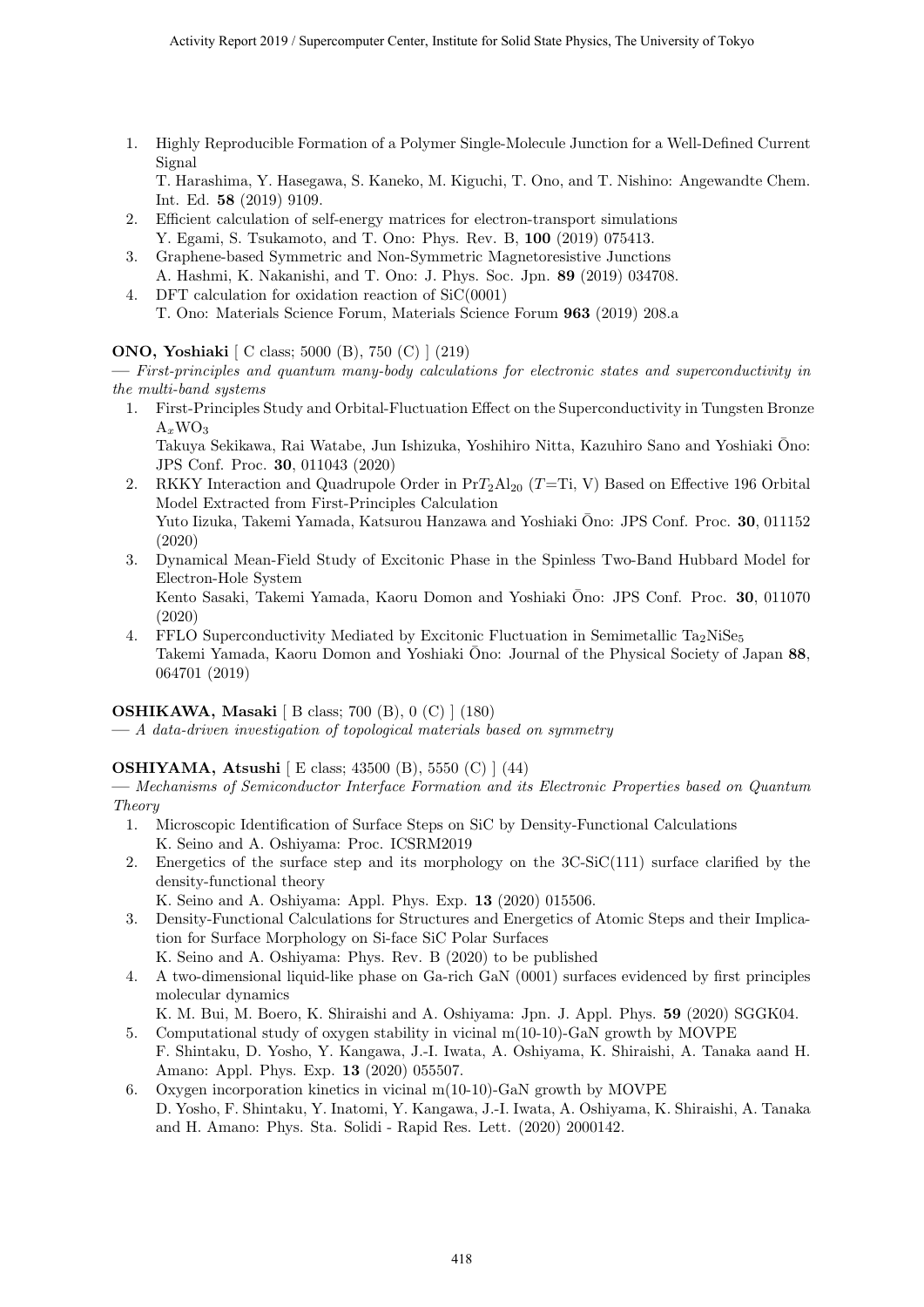1. Highly Reproducible Formation of a Polymer Single-Molecule Junction for a Well-Defined Current Signal
   T. Harashima, Y. Hasegawa, S. Kaneko, M. Kiguchi, T. Ono, and T. Nishino: Angewandte Chem. Int. Ed. **58** (2019) 9109.
2. Efficient calculation of self-energy matrices for electron-transport simulations
   Y. Egami, S. Tsukamoto, and T. Ono: Phys. Rev. B, **100** (2019) 075413.
3. Graphene-based Symmetric and Non-Symmetric Magnetoresistive Junctions
   A. Hashmi, K. Nakanishi, and T. Ono: J. Phys. Soc. Jpn. **89** (2019) 034708.
4. DFT calculation for oxidation reaction of SiC(0001)
   T. Ono: Materials Science Forum, Materials Science Forum **963** (2019) 208.a

**ONO, Yoshiaki** [ C class; 5000 (B), 750 (C) ] (219)
— *First-principles and quantum many-body calculations for electronic states and superconductivity in the multi-band systems*

1. First-Principles Study and Orbital-Fluctuation Effect on the Superconductivity in Tungsten Bronze $A_xWO_3$
   Takuya Sekikawa, Rai Watabe, Jun Ishizuka, Yoshihiro Nitta, Kazuhiro Sano and Yoshiaki Ōno: JPS Conf. Proc. **30**, 011043 (2020)
2. RKKY Interaction and Quadrupole Order in $PrT_2Al_{20}$ ($T$=Ti, V) Based on Effective 196 Orbital Model Extracted from First-Principles Calculation
   Yuto Iizuka, Takemi Yamada, Katsurou Hanzawa and Yoshiaki Ōno: JPS Conf. Proc. **30**, 011152 (2020)
3. Dynamical Mean-Field Study of Excitonic Phase in the Spinless Two-Band Hubbard Model for Electron-Hole System
   Kento Sasaki, Takemi Yamada, Kaoru Domon and Yoshiaki Ōno: JPS Conf. Proc. **30**, 011070 (2020)
4. FFLO Superconductivity Mediated by Excitonic Fluctuation in Semimetallic $Ta_2NiSe_5$
   Takemi Yamada, Kaoru Domon and Yoshiaki Ōno: Journal of the Physical Society of Japan **88**, 064701 (2019)

**OSHIKAWA, Masaki** [ B class; 700 (B), 0 (C) ] (180)
— *A data-driven investigation of topological materials based on symmetry*

**OSHIYAMA, Atsushi** [ E class; 43500 (B), 5550 (C) ] (44)
— *Mechanisms of Semiconductor Interface Formation and its Electronic Properties based on Quantum Theory*

1. Microscopic Identification of Surface Steps on SiC by Density-Functional Calculations
   K. Seino and A. Oshiyama: Proc. ICSRM2019
2. Energetics of the surface step and its morphology on the 3C-SiC(111) surface clarified by the density-functional theory
   K. Seino and A. Oshiyama: Appl. Phys. Exp. **13** (2020) 015506.
3. Density-Functional Calculations for Structures and Energetics of Atomic Steps and their Implication for Surface Morphology on Si-face SiC Polar Surfaces
   K. Seino and A. Oshiyama: Phys. Rev. B (2020) to be published
4. A two-dimensional liquid-like phase on Ga-rich GaN (0001) surfaces evidenced by first principles molecular dynamics
   K. M. Bui, M. Boero, K. Shiraishi and A. Oshiyama: Jpn. J. Appl. Phys. **59** (2020) SGGK04.
5. Computational study of oxygen stability in vicinal m(10-10)-GaN growth by MOVPE
   F. Shintaku, D. Yosho, Y. Kangawa, J.-I. Iwata, A. Oshiyama, K. Shiraishi, A. Tanaka aand H. Amano: Appl. Phys. Exp. **13** (2020) 055507.
6. Oxygen incorporation kinetics in vicinal m(10-10)-GaN growth by MOVPE
   D. Yosho, F. Shintaku, Y. Inatomi, Y. Kangawa, J.-I. Iwata, A. Oshiyama, K. Shiraishi, A. Tanaka and H. Amano: Phys. Sta. Solidi - Rapid Res. Lett. (2020) 2000142.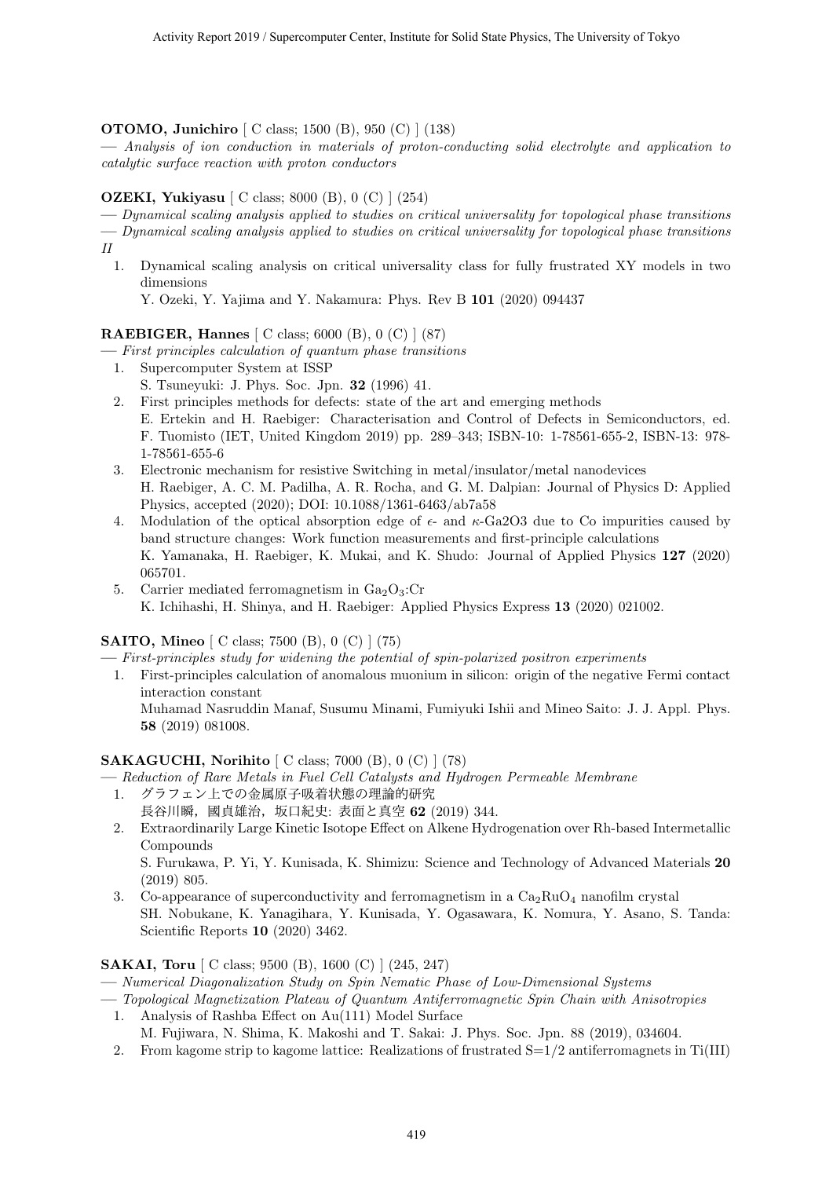**OTOMO, Junichiro** [ C class; 1500 (B), 950 (C) ] (138)

— *Analysis of ion conduction in materials of proton-conducting solid electrolyte and application to catalytic surface reaction with proton conductors*

**OZEKI, Yukiyasu** [ C class; 8000 (B), 0 (C) ] (254)

— *Dynamical scaling analysis applied to studies on critical universality for topological phase transitions*
— *Dynamical scaling analysis applied to studies on critical universality for topological phase transitions II*

1. Dynamical scaling analysis on critical universality class for fully frustrated XY models in two dimensions
   Y. Ozeki, Y. Yajima and Y. Nakamura: Phys. Rev B **101** (2020) 094437

**RAEBIGER, Hannes** [ C class; 6000 (B), 0 (C) ] (87)

— *First principles calculation of quantum phase transitions*

1. Supercomputer System at ISSP
   S. Tsuneyuki: J. Phys. Soc. Jpn. **32** (1996) 41.
2. First principles methods for defects: state of the art and emerging methods
   E. Ertekin and H. Raebiger: Characterisation and Control of Defects in Semiconductors, ed. F. Tuomisto (IET, United Kingdom 2019) pp. 289–343; ISBN-10: 1-78561-655-2, ISBN-13: 978-1-78561-655-6
3. Electronic mechanism for resistive Switching in metal/insulator/metal nanodevices
   H. Raebiger, A. C. M. Padilha, A. R. Rocha, and G. M. Dalpian: Journal of Physics D: Applied Physics, accepted (2020); DOI: 10.1088/1361-6463/ab7a58
4. Modulation of the optical absorption edge of $\epsilon$- and $\kappa$-Ga2O3 due to Co impurities caused by band structure changes: Work function measurements and first-principle calculations
   K. Yamanaka, H. Raebiger, K. Mukai, and K. Shudo: Journal of Applied Physics **127** (2020) 065701.
5. Carrier mediated ferromagnetism in $Ga_2O_3$:Cr
   K. Ichihashi, H. Shinya, and H. Raebiger: Applied Physics Express **13** (2020) 021002.

**SAITO, Mineo** [ C class; 7500 (B), 0 (C) ] (75)

— *First-principles study for widening the potential of spin-polarized positron experiments*

1. First-principles calculation of anomalous muonium in silicon: origin of the negative Fermi contact interaction constant
   Muhamad Nasruddin Manaf, Susumu Minami, Fumiyuki Ishii and Mineo Saito: J. J. Appl. Phys. **58** (2019) 081008.

**SAKAGUCHI, Norihito** [ C class; 7000 (B), 0 (C) ] (78)

— *Reduction of Rare Metals in Fuel Cell Catalysts and Hydrogen Permeable Membrane*

1. グラフェン上での金属原子吸着状態の理論的研究
   長谷川瞬，國貞雄治，坂口紀史: 表面と真空 **62** (2019) 344.
2. Extraordinarily Large Kinetic Isotope Effect on Alkene Hydrogenation over Rh-based Intermetallic Compounds
   S. Furukawa, P. Yi, Y. Kunisada, K. Shimizu: Science and Technology of Advanced Materials **20** (2019) 805.
3. Co-appearance of superconductivity and ferromagnetism in a $Ca_2RuO_4$ nanofilm crystal
   SH. Nobukane, K. Yanagihara, Y. Kunisada, Y. Ogasawara, K. Nomura, Y. Asano, S. Tanda: Scientific Reports **10** (2020) 3462.

**SAKAI, Toru** [ C class; 9500 (B), 1600 (C) ] (245, 247)

— *Numerical Diagonalization Study on Spin Nematic Phase of Low-Dimensional Systems*
— *Topological Magnetization Plateau of Quantum Antiferromagnetic Spin Chain with Anisotropies*

1. Analysis of Rashba Effect on Au(111) Model Surface
   M. Fujiwara, N. Shima, K. Makoshi and T. Sakai: J. Phys. Soc. Jpn. 88 (2019), 034604.
2. From kagome strip to kagome lattice: Realizations of frustrated S=1/2 antiferromagnets in Ti(III)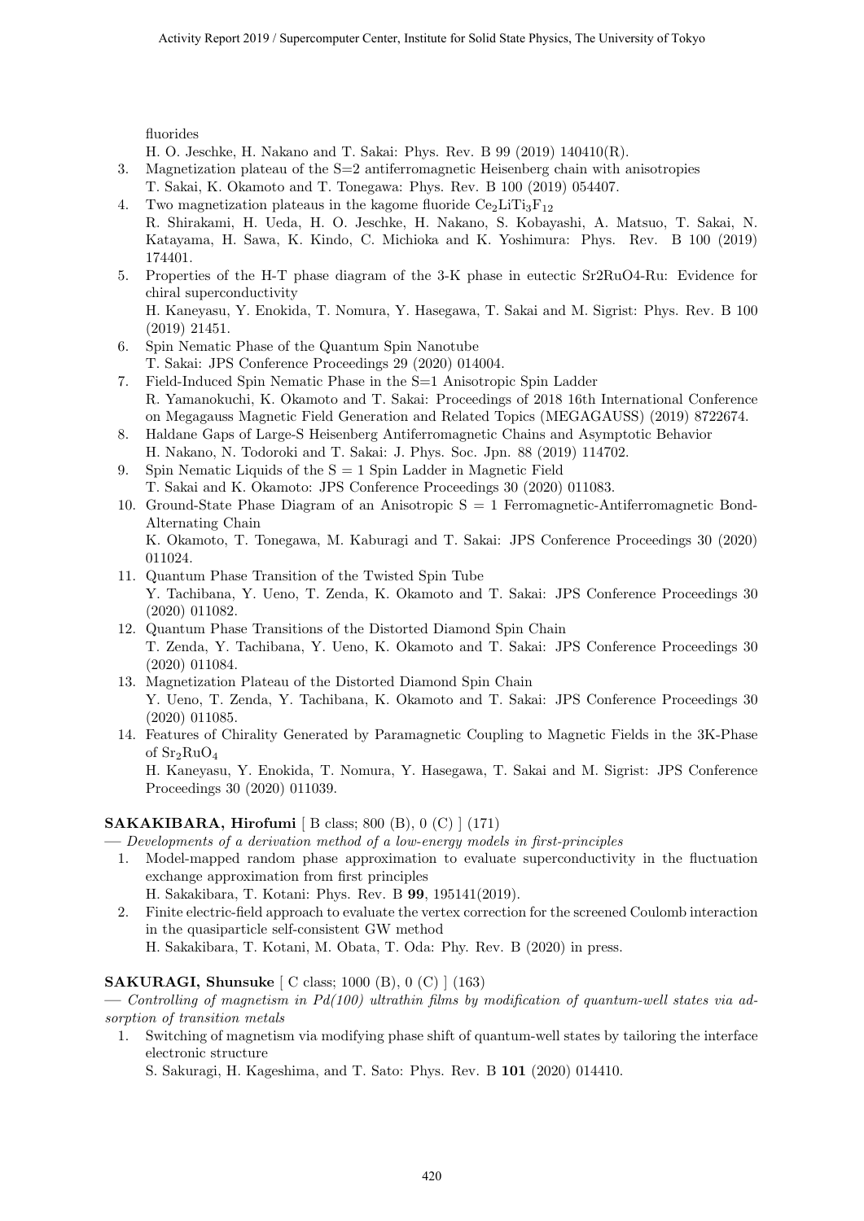fluorides

H. O. Jeschke, H. Nakano and T. Sakai: Phys. Rev. B 99 (2019) 140410(R).

3. Magnetization plateau of the S=2 antiferromagnetic Heisenberg chain with anisotropies
   T. Sakai, K. Okamoto and T. Tonegawa: Phys. Rev. B 100 (2019) 054407.
4. Two magnetization plateaus in the kagome fluoride $Ce_2LiTi_3F_{12}$
   R. Shirakami, H. Ueda, H. O. Jeschke, H. Nakano, S. Kobayashi, A. Matsuo, T. Sakai, N. Katayama, H. Sawa, K. Kindo, C. Michioka and K. Yoshimura: Phys. Rev. B 100 (2019) 174401.
5. Properties of the H-T phase diagram of the 3-K phase in eutectic Sr2RuO4-Ru: Evidence for chiral superconductivity
   H. Kaneyasu, Y. Enokida, T. Nomura, Y. Hasegawa, T. Sakai and M. Sigrist: Phys. Rev. B 100 (2019) 21451.
6. Spin Nematic Phase of the Quantum Spin Nanotube
   T. Sakai: JPS Conference Proceedings 29 (2020) 014004.
7. Field-Induced Spin Nematic Phase in the S=1 Anisotropic Spin Ladder
   R. Yamanokuchi, K. Okamoto and T. Sakai: Proceedings of 2018 16th International Conference on Megagauss Magnetic Field Generation and Related Topics (MEGAGAUSS) (2019) 8722674.
8. Haldane Gaps of Large-S Heisenberg Antiferromagnetic Chains and Asymptotic Behavior
   H. Nakano, N. Todoroki and T. Sakai: J. Phys. Soc. Jpn. 88 (2019) 114702.
9. Spin Nematic Liquids of the S = 1 Spin Ladder in Magnetic Field
   T. Sakai and K. Okamoto: JPS Conference Proceedings 30 (2020) 011083.
10. Ground-State Phase Diagram of an Anisotropic S = 1 Ferromagnetic-Antiferromagnetic Bond-Alternating Chain
    K. Okamoto, T. Tonegawa, M. Kaburagi and T. Sakai: JPS Conference Proceedings 30 (2020) 011024.
11. Quantum Phase Transition of the Twisted Spin Tube
    Y. Tachibana, Y. Ueno, T. Zenda, K. Okamoto and T. Sakai: JPS Conference Proceedings 30 (2020) 011082.
12. Quantum Phase Transitions of the Distorted Diamond Spin Chain
    T. Zenda, Y. Tachibana, Y. Ueno, K. Okamoto and T. Sakai: JPS Conference Proceedings 30 (2020) 011084.
13. Magnetization Plateau of the Distorted Diamond Spin Chain
    Y. Ueno, T. Zenda, Y. Tachibana, K. Okamoto and T. Sakai: JPS Conference Proceedings 30 (2020) 011085.
14. Features of Chirality Generated by Paramagnetic Coupling to Magnetic Fields in the 3K-Phase of $Sr_2RuO_4$
    H. Kaneyasu, Y. Enokida, T. Nomura, Y. Hasegawa, T. Sakai and M. Sigrist: JPS Conference Proceedings 30 (2020) 011039.

**SAKAKIBARA, Hirofumi** [ B class; 800 (B), 0 (C) ] (171)

— *Developments of a derivation method of a low-energy models in first-principles*

1. Model-mapped random phase approximation to evaluate superconductivity in the fluctuation exchange approximation from first principles
   H. Sakakibara, T. Kotani: Phys. Rev. B **99**, 195141(2019).
2. Finite electric-field approach to evaluate the vertex correction for the screened Coulomb interaction in the quasiparticle self-consistent GW method
   H. Sakakibara, T. Kotani, M. Obata, T. Oda: Phy. Rev. B (2020) in press.

**SAKURAGI, Shunsuke** [ C class; 1000 (B), 0 (C) ] (163)

— *Controlling of magnetism in Pd(100) ultrathin films by modification of quantum-well states via adsorption of transition metals*

1. Switching of magnetism via modifying phase shift of quantum-well states by tailoring the interface electronic structure
   S. Sakuragi, H. Kageshima, and T. Sato: Phys. Rev. B **101** (2020) 014410.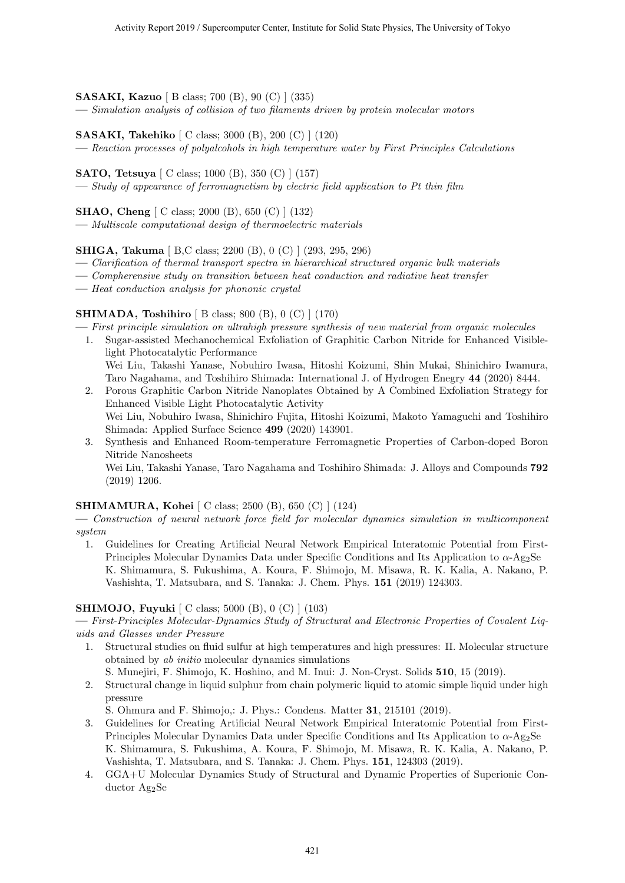**SASAKI, Kazuo** [ B class; 700 (B), 90 (C) ] (335)

— *Simulation analysis of collision of two filaments driven by protein molecular motors*

**SASAKI, Takehiko** [ C class; 3000 (B), 200 (C) ] (120)

— *Reaction processes of polyalcohols in high temperature water by First Principles Calculations*

**SATO, Tetsuya** [ C class; 1000 (B), 350 (C) ] (157)

— *Study of appearance of ferromagnetism by electric field application to Pt thin film*

**SHAO, Cheng** [ C class; 2000 (B), 650 (C) ] (132)

— *Multiscale computational design of thermoelectric materials*

**SHIGA, Takuma** [ B,C class; 2200 (B), 0 (C) ] (293, 295, 296)

— *Clarification of thermal transport spectra in hierarchical structured organic bulk materials*

— *Compherensive study on transition between heat conduction and radiative heat transfer*

— *Heat conduction analysis for phononic crystal*

**SHIMADA, Toshihiro** [ B class; 800 (B), 0 (C) ] (170)

— *First principle simulation on ultrahigh pressure synthesis of new material from organic molecules*

1. Sugar-assisted Mechanochemical Exfoliation of Graphitic Carbon Nitride for Enhanced Visible-light Photocatalytic Performance
   Wei Liu, Takashi Yanase, Nobuhiro Iwasa, Hitoshi Koizumi, Shin Mukai, Shinichiro Iwamura, Taro Nagahama, and Toshihiro Shimada: International J. of Hydrogen Enegry **44** (2020) 8444.
2. Porous Graphitic Carbon Nitride Nanoplates Obtained by A Combined Exfoliation Strategy for Enhanced Visible Light Photocatalytic Activity
   Wei Liu, Nobuhiro Iwasa, Shinichiro Fujita, Hitoshi Koizumi, Makoto Yamaguchi and Toshihiro Shimada: Applied Surface Science **499** (2020) 143901.
3. Synthesis and Enhanced Room-temperature Ferromagnetic Properties of Carbon-doped Boron Nitride Nanosheets
   Wei Liu, Takashi Yanase, Taro Nagahama and Toshihiro Shimada: J. Alloys and Compounds **792** (2019) 1206.

**SHIMAMURA, Kohei** [ C class; 2500 (B), 650 (C) ] (124)

— *Construction of neural network force field for molecular dynamics simulation in multicomponent system*

1. Guidelines for Creating Artificial Neural Network Empirical Interatomic Potential from First-Principles Molecular Dynamics Data under Specific Conditions and Its Application to $\alpha$-$Ag_2Se$
   K. Shimamura, S. Fukushima, A. Koura, F. Shimojo, M. Misawa, R. K. Kalia, A. Nakano, P. Vashishta, T. Matsubara, and S. Tanaka: J. Chem. Phys. **151** (2019) 124303.

**SHIMOJO, Fuyuki** [ C class; 5000 (B), 0 (C) ] (103)

— *First-Principles Molecular-Dynamics Study of Structural and Electronic Properties of Covalent Liquids and Glasses under Pressure*

1. Structural studies on fluid sulfur at high temperatures and high pressures: II. Molecular structure obtained by *ab initio* molecular dynamics simulations
   S. Munejiri, F. Shimojo, K. Hoshino, and M. Inui: J. Non-Cryst. Solids **510**, 15 (2019).
2. Structural change in liquid sulphur from chain polymeric liquid to atomic simple liquid under high pressure
   S. Ohmura and F. Shimojo,: J. Phys.: Condens. Matter **31**, 215101 (2019).
3. Guidelines for Creating Artificial Neural Network Empirical Interatomic Potential from First-Principles Molecular Dynamics Data under Specific Conditions and Its Application to $\alpha$-$Ag_2Se$
   K. Shimamura, S. Fukushima, A. Koura, F. Shimojo, M. Misawa, R. K. Kalia, A. Nakano, P. Vashishta, T. Matsubara, and S. Tanaka: J. Chem. Phys. **151**, 124303 (2019).
4. GGA+U Molecular Dynamics Study of Structural and Dynamic Properties of Superionic Conductor $Ag_2Se$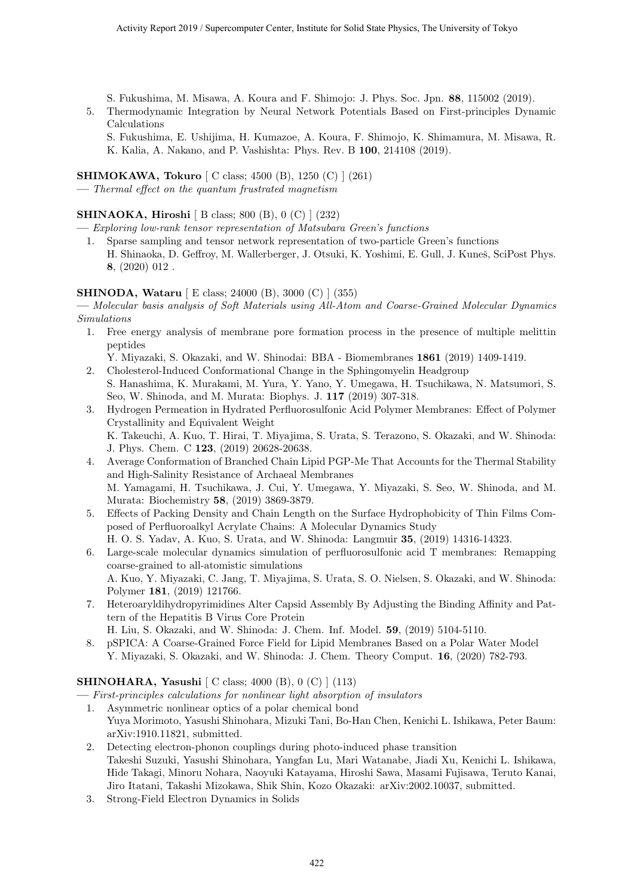S. Fukushima, M. Misawa, A. Koura and F. Shimojo: J. Phys. Soc. Jpn. **88**, 115002 (2019).

5. Thermodynamic Integration by Neural Network Potentials Based on First-principles Dynamic Calculations
   S. Fukushima, E. Ushijima, H. Kumazoe, A. Koura, F. Shimojo, K. Shimamura, M. Misawa, R. K. Kalia, A. Nakano, and P. Vashishta: Phys. Rev. B **100**, 214108 (2019).

**SHIMOKAWA, Tokuro** [ C class; 4500 (B), 1250 (C) ] (261)
— *Thermal effect on the quantum frustrated magnetism*

**SHINAOKA, Hiroshi** [ B class; 800 (B), 0 (C) ] (232)
— *Exploring low-rank tensor representation of Matsubara Green's functions*

1. Sparse sampling and tensor network representation of two-particle Green's functions
   H. Shinaoka, D. Geffroy, M. Wallerberger, J. Otsuki, K. Yoshimi, E. Gull, J. Kuneš, SciPost Phys. **8**, (2020) 012 .

**SHINODA, Wataru** [ E class; 24000 (B), 3000 (C) ] (355)
— *Molecular basis analysis of Soft Materials using All-Atom and Coarse-Grained Molecular Dynamics Simulations*

1. Free energy analysis of membrane pore formation process in the presence of multiple melittin peptides
   Y. Miyazaki, S. Okazaki, and W. Shinodai: BBA - Biomembranes **1861** (2019) 1409-1419.
2. Cholesterol-Induced Conformational Change in the Sphingomyelin Headgroup
   S. Hanashima, K. Murakami, M. Yura, Y. Yano, Y. Umegawa, H. Tsuchikawa, N. Matsumori, S. Seo, W. Shinoda, and M. Murata: Biophys. J. **117** (2019) 307-318.
3. Hydrogen Permeation in Hydrated Perfluorosulfonic Acid Polymer Membranes: Effect of Polymer Crystallinity and Equivalent Weight
   K. Takeuchi, A. Kuo, T. Hirai, T. Miyajima, S. Urata, S. Terazono, S. Okazaki, and W. Shinoda: J. Phys. Chem. C **123**, (2019) 20628-20638.
4. Average Conformation of Branched Chain Lipid PGP-Me That Accounts for the Thermal Stability and High-Salinity Resistance of Archaeal Membranes
   M. Yamagami, H. Tsuchikawa, J. Cui, Y. Umegawa, Y. Miyazaki, S. Seo, W. Shinoda, and M. Murata: Biochemistry **58**, (2019) 3869-3879.
5. Effects of Packing Density and Chain Length on the Surface Hydrophobicity of Thin Films Composed of Perfluoroalkyl Acrylate Chains: A Molecular Dynamics Study
   H. O. S. Yadav, A. Kuo, S. Urata, and W. Shinoda: Langmuir **35**, (2019) 14316-14323.
6. Large-scale molecular dynamics simulation of perfluorosulfonic acid T membranes: Remapping coarse-grained to all-atomistic simulations
   A. Kuo, Y. Miyazaki, C. Jang, T. Miyajima, S. Urata, S. O. Nielsen, S. Okazaki, and W. Shinoda: Polymer **181**, (2019) 121766.
7. Heteroaryldihydropyrimidines Alter Capsid Assembly By Adjusting the Binding Affinity and Pattern of the Hepatitis B Virus Core Protein
   H. Liu, S. Okazaki, and W. Shinoda: J. Chem. Inf. Model. **59**, (2019) 5104-5110.
8. pSPICA: A Coarse-Grained Force Field for Lipid Membranes Based on a Polar Water Model
   Y. Miyazaki, S. Okazaki, and W. Shinoda: J. Chem. Theory Comput. **16**, (2020) 782-793.

**SHINOHARA, Yasushi** [ C class; 4000 (B), 0 (C) ] (113)
— *First-principles calculations for nonlinear light absorption of insulators*

1. Asymmetric nonlinear optics of a polar chemical bond
   Yuya Morimoto, Yasushi Shinohara, Mizuki Tani, Bo-Han Chen, Kenichi L. Ishikawa, Peter Baum: arXiv:1910.11821, submitted.
2. Detecting electron-phonon couplings during photo-induced phase transition
   Takeshi Suzuki, Yasushi Shinohara, Yangfan Lu, Mari Watanabe, Jiadi Xu, Kenichi L. Ishikawa, Hide Takagi, Minoru Nohara, Naoyuki Katayama, Hiroshi Sawa, Masami Fujisawa, Teruto Kanai, Jiro Itatani, Takashi Mizokawa, Shik Shin, Kozo Okazaki: arXiv:2002.10037, submitted.
3. Strong-Field Electron Dynamics in Solids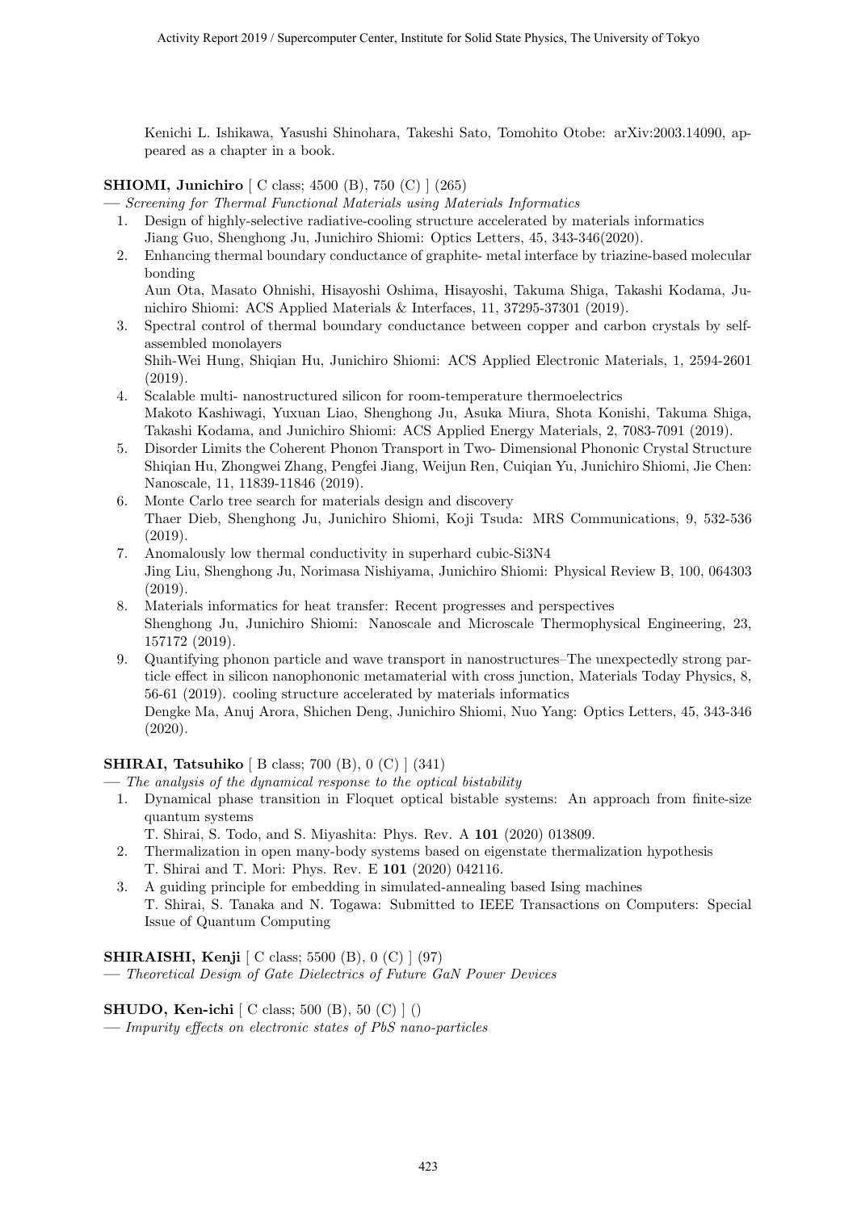Kenichi L. Ishikawa, Yasushi Shinohara, Takeshi Sato, Tomohito Otobe: arXiv:2003.14090, appeared as a chapter in a book.

**SHIOMI, Junichiro** [ C class; 4500 (B), 750 (C) ] (265)

— *Screening for Thermal Functional Materials using Materials Informatics*

1. Design of highly-selective radiative-cooling structure accelerated by materials informatics
   Jiang Guo, Shenghong Ju, Junichiro Shiomi: Optics Letters, 45, 343-346(2020).
2. Enhancing thermal boundary conductance of graphite- metal interface by triazine-based molecular bonding
   Aun Ota, Masato Ohnishi, Hisayoshi Oshima, Hisayoshi, Takuma Shiga, Takashi Kodama, Junichiro Shiomi: ACS Applied Materials & Interfaces, 11, 37295-37301 (2019).
3. Spectral control of thermal boundary conductance between copper and carbon crystals by self-assembled monolayers
   Shih-Wei Hung, Shiqian Hu, Junichiro Shiomi: ACS Applied Electronic Materials, 1, 2594-2601 (2019).
4. Scalable multi- nanostructured silicon for room-temperature thermoelectrics
   Makoto Kashiwagi, Yuxuan Liao, Shenghong Ju, Asuka Miura, Shota Konishi, Takuma Shiga, Takashi Kodama, and Junichiro Shiomi: ACS Applied Energy Materials, 2, 7083-7091 (2019).
5. Disorder Limits the Coherent Phonon Transport in Two- Dimensional Phononic Crystal Structure
   Shiqian Hu, Zhongwei Zhang, Pengfei Jiang, Weijun Ren, Cuiqian Yu, Junichiro Shiomi, Jie Chen: Nanoscale, 11, 11839-11846 (2019).
6. Monte Carlo tree search for materials design and discovery
   Thaer Dieb, Shenghong Ju, Junichiro Shiomi, Koji Tsuda: MRS Communications, 9, 532-536 (2019).
7. Anomalously low thermal conductivity in superhard cubic-Si3N4
   Jing Liu, Shenghong Ju, Norimasa Nishiyama, Junichiro Shiomi: Physical Review B, 100, 064303 (2019).
8. Materials informatics for heat transfer: Recent progresses and perspectives
   Shenghong Ju, Junichiro Shiomi: Nanoscale and Microscale Thermophysical Engineering, 23, 157172 (2019).
9. Quantifying phonon particle and wave transport in nanostructures–The unexpectedly strong particle effect in silicon nanophononic metamaterial with cross junction, Materials Today Physics, 8, 56-61 (2019). cooling structure accelerated by materials informatics
   Dengke Ma, Anuj Arora, Shichen Deng, Junichiro Shiomi, Nuo Yang: Optics Letters, 45, 343-346 (2020).

**SHIRAI, Tatsuhiko** [ B class; 700 (B), 0 (C) ] (341)

— *The analysis of the dynamical response to the optical bistability*

1. Dynamical phase transition in Floquet optical bistable systems: An approach from finite-size quantum systems
   T. Shirai, S. Todo, and S. Miyashita: Phys. Rev. A **101** (2020) 013809.
2. Thermalization in open many-body systems based on eigenstate thermalization hypothesis
   T. Shirai and T. Mori: Phys. Rev. E **101** (2020) 042116.
3. A guiding principle for embedding in simulated-annealing based Ising machines
   T. Shirai, S. Tanaka and N. Togawa: Submitted to IEEE Transactions on Computers: Special Issue of Quantum Computing

**SHIRAISHI, Kenji** [ C class; 5500 (B), 0 (C) ] (97)

— *Theoretical Design of Gate Dielectrics of Future GaN Power Devices*

**SHUDO, Ken-ichi** [ C class; 500 (B), 50 (C) ] ()

— *Impurity effects on electronic states of PbS nano-particles*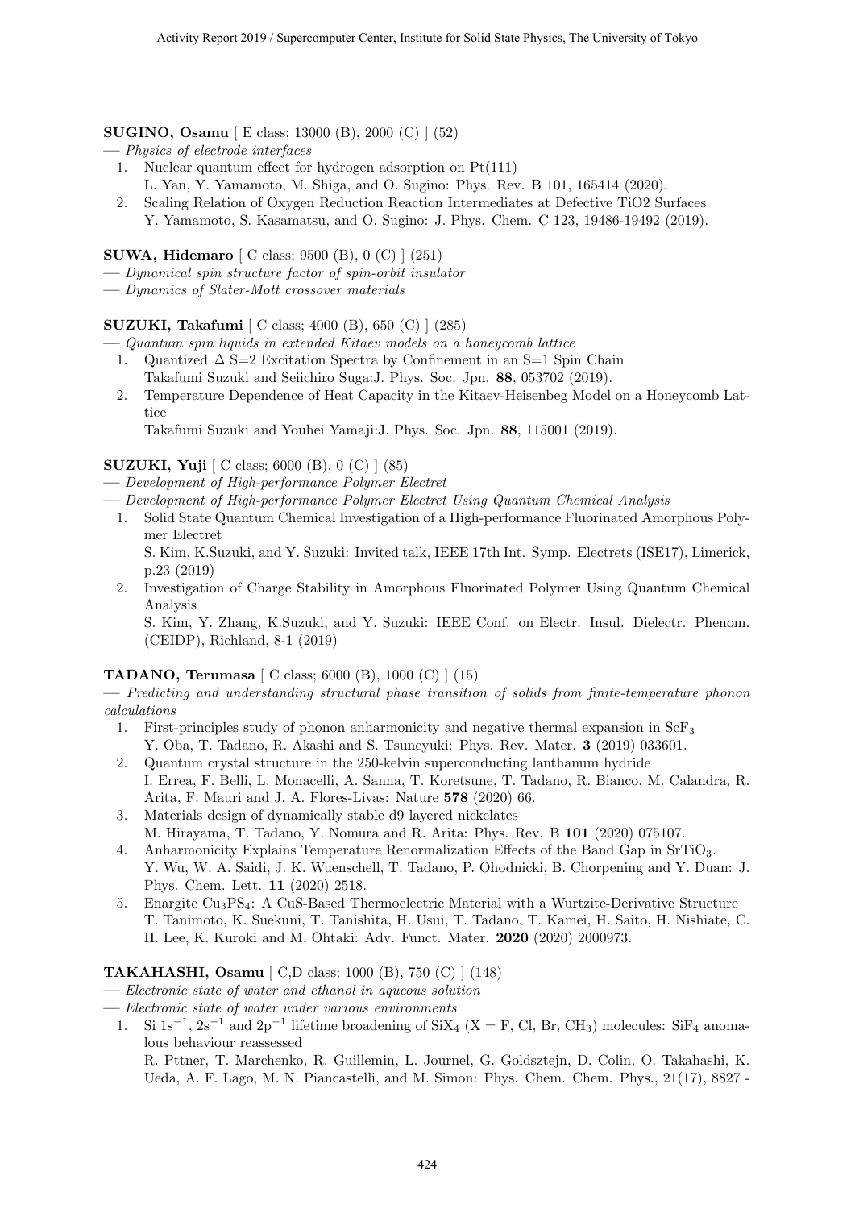**SUGINO, Osamu** [ E class; 13000 (B), 2000 (C) ] (52)

— *Physics of electrode interfaces*

1. Nuclear quantum effect for hydrogen adsorption on Pt(111)
   L. Yan, Y. Yamamoto, M. Shiga, and O. Sugino: Phys. Rev. B 101, 165414 (2020).
2. Scaling Relation of Oxygen Reduction Reaction Intermediates at Defective TiO2 Surfaces
   Y. Yamamoto, S. Kasamatsu, and O. Sugino: J. Phys. Chem. C 123, 19486-19492 (2019).

**SUWA, Hidemaro** [ C class; 9500 (B), 0 (C) ] (251)

— *Dynamical spin structure factor of spin-orbit insulator*

— *Dynamics of Slater-Mott crossover materials*

**SUZUKI, Takafumi** [ C class; 4000 (B), 650 (C) ] (285)

— *Quantum spin liquids in extended Kitaev models on a honeycomb lattice*

1. Quantized $\Delta$ S=2 Excitation Spectra by Confinement in an S=1 Spin Chain
   Takafumi Suzuki and Seiichiro Suga:J. Phys. Soc. Jpn. **88**, 053702 (2019).
2. Temperature Dependence of Heat Capacity in the Kitaev-Heisenbeg Model on a Honeycomb Lattice
   Takafumi Suzuki and Youhei Yamaji:J. Phys. Soc. Jpn. **88**, 115001 (2019).

**SUZUKI, Yuji** [ C class; 6000 (B), 0 (C) ] (85)

— *Development of High-performance Polymer Electret*

— *Development of High-performance Polymer Electret Using Quantum Chemical Analysis*

1. Solid State Quantum Chemical Investigation of a High-performance Fluorinated Amorphous Polymer Electret
   S. Kim, K.Suzuki, and Y. Suzuki: Invited talk, IEEE 17th Int. Symp. Electrets (ISE17), Limerick, p.23 (2019)
2. Investigation of Charge Stability in Amorphous Fluorinated Polymer Using Quantum Chemical Analysis
   S. Kim, Y. Zhang, K.Suzuki, and Y. Suzuki: IEEE Conf. on Electr. Insul. Dielectr. Phenom. (CEIDP), Richland, 8-1 (2019)

**TADANO, Terumasa** [ C class; 6000 (B), 1000 (C) ] (15)

— *Predicting and understanding structural phase transition of solids from finite-temperature phonon calculations*

1. First-principles study of phonon anharmonicity and negative thermal expansion in $ScF_3$
   Y. Oba, T. Tadano, R. Akashi and S. Tsuneyuki: Phys. Rev. Mater. **3** (2019) 033601.
2. Quantum crystal structure in the 250-kelvin superconducting lanthanum hydride
   I. Errea, F. Belli, L. Monacelli, A. Sanna, T. Koretsune, T. Tadano, R. Bianco, M. Calandra, R. Arita, F. Mauri and J. A. Flores-Livas: Nature **578** (2020) 66.
3. Materials design of dynamically stable d9 layered nickelates
   M. Hirayama, T. Tadano, Y. Nomura and R. Arita: Phys. Rev. B **101** (2020) 075107.
4. Anharmonicity Explains Temperature Renormalization Effects of the Band Gap in $SrTiO_3$.
   Y. Wu, W. A. Saidi, J. K. Wuenschell, T. Tadano, P. Ohodnicki, B. Chorpening and Y. Duan: J. Phys. Chem. Lett. **11** (2020) 2518.
5. Enargite $Cu_3PS_4$: A CuS-Based Thermoelectric Material with a Wurtzite-Derivative Structure
   T. Tanimoto, K. Suekuni, T. Tanishita, H. Usui, T. Tadano, T. Kamei, H. Saito, H. Nishiate, C. H. Lee, K. Kuroki and M. Ohtaki: Adv. Funct. Mater. **2020** (2020) 2000973.

**TAKAHASHI, Osamu** [ C,D class; 1000 (B), 750 (C) ] (148)

— *Electronic state of water and ethanol in aqueous solution*

— *Electronic state of water under various environments*

1. Si $1s^{-1}$, $2s^{-1}$ and $2p^{-1}$ lifetime broadening of $SiX_4$ (X = F, Cl, Br, $CH_3$) molecules: $SiF_4$ anomalous behaviour reassessed
   R. Pttner, T. Marchenko, R. Guillemin, L. Journel, G. Goldsztejn, D. Colin, O. Takahashi, K. Ueda, A. F. Lago, M. N. Piancastelli, and M. Simon: Phys. Chem. Chem. Phys., 21(17), 8827 -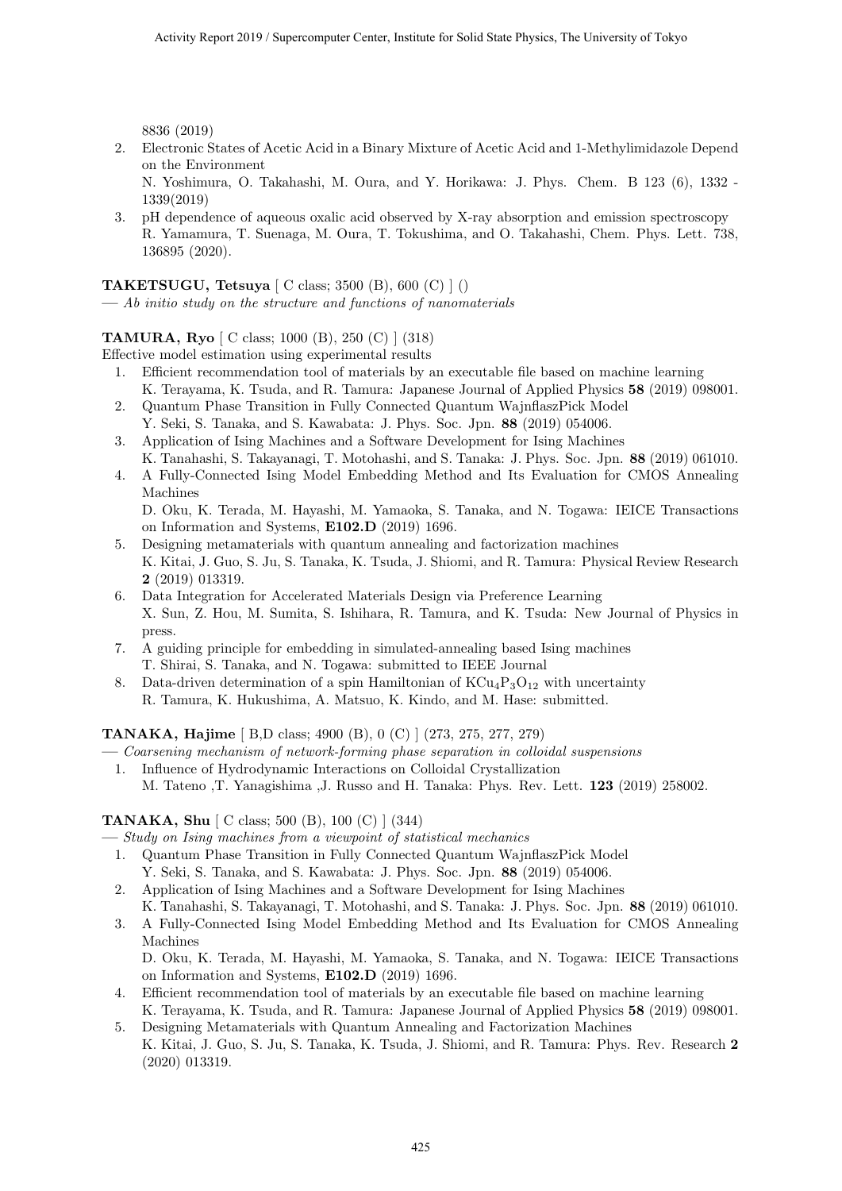8836 (2019)

2. Electronic States of Acetic Acid in a Binary Mixture of Acetic Acid and 1-Methylimidazole Depend on the Environment
   N. Yoshimura, O. Takahashi, M. Oura, and Y. Horikawa: J. Phys. Chem. B 123 (6), 1332 - 1339(2019)
3. pH dependence of aqueous oxalic acid observed by X-ray absorption and emission spectroscopy
   R. Yamamura, T. Suenaga, M. Oura, T. Tokushima, and O. Takahashi, Chem. Phys. Lett. 738, 136895 (2020).

**TAKETSUGU, Tetsuya** [ C class; 3500 (B), 600 (C) ] ()
— *Ab initio study on the structure and functions of nanomaterials*

**TAMURA, Ryo** [ C class; 1000 (B), 250 (C) ] (318)
Effective model estimation using experimental results

1. Efficient recommendation tool of materials by an executable file based on machine learning
   K. Terayama, K. Tsuda, and R. Tamura: Japanese Journal of Applied Physics **58** (2019) 098001.
2. Quantum Phase Transition in Fully Connected Quantum WajnflaszPick Model
   Y. Seki, S. Tanaka, and S. Kawabata: J. Phys. Soc. Jpn. **88** (2019) 054006.
3. Application of Ising Machines and a Software Development for Ising Machines
   K. Tanahashi, S. Takayanagi, T. Motohashi, and S. Tanaka: J. Phys. Soc. Jpn. **88** (2019) 061010.
4. A Fully-Connected Ising Model Embedding Method and Its Evaluation for CMOS Annealing Machines
   D. Oku, K. Terada, M. Hayashi, M. Yamaoka, S. Tanaka, and N. Togawa: IEICE Transactions on Information and Systems, **E102.D** (2019) 1696.
5. Designing metamaterials with quantum annealing and factorization machines
   K. Kitai, J. Guo, S. Ju, S. Tanaka, K. Tsuda, J. Shiomi, and R. Tamura: Physical Review Research **2** (2019) 013319.
6. Data Integration for Accelerated Materials Design via Preference Learning
   X. Sun, Z. Hou, M. Sumita, S. Ishihara, R. Tamura, and K. Tsuda: New Journal of Physics in press.
7. A guiding principle for embedding in simulated-annealing based Ising machines
   T. Shirai, S. Tanaka, and N. Togawa: submitted to IEEE Journal
8. Data-driven determination of a spin Hamiltonian of $KCu_4P_3O_{12}$ with uncertainty
   R. Tamura, K. Hukushima, A. Matsuo, K. Kindo, and M. Hase: submitted.

**TANAKA, Hajime** [ B,D class; 4900 (B), 0 (C) ] (273, 275, 277, 279)
— *Coarsening mechanism of network-forming phase separation in colloidal suspensions*

1. Influence of Hydrodynamic Interactions on Colloidal Crystallization
   M. Tateno ,T. Yanagishima ,J. Russo and H. Tanaka: Phys. Rev. Lett. **123** (2019) 258002.

**TANAKA, Shu** [ C class; 500 (B), 100 (C) ] (344)
— *Study on Ising machines from a viewpoint of statistical mechanics*

1. Quantum Phase Transition in Fully Connected Quantum WajnflaszPick Model
   Y. Seki, S. Tanaka, and S. Kawabata: J. Phys. Soc. Jpn. **88** (2019) 054006.
2. Application of Ising Machines and a Software Development for Ising Machines
   K. Tanahashi, S. Takayanagi, T. Motohashi, and S. Tanaka: J. Phys. Soc. Jpn. **88** (2019) 061010.
3. A Fully-Connected Ising Model Embedding Method and Its Evaluation for CMOS Annealing Machines
   D. Oku, K. Terada, M. Hayashi, M. Yamaoka, S. Tanaka, and N. Togawa: IEICE Transactions on Information and Systems, **E102.D** (2019) 1696.
4. Efficient recommendation tool of materials by an executable file based on machine learning
   K. Terayama, K. Tsuda, and R. Tamura: Japanese Journal of Applied Physics **58** (2019) 098001.
5. Designing Metamaterials with Quantum Annealing and Factorization Machines
   K. Kitai, J. Guo, S. Ju, S. Tanaka, K. Tsuda, J. Shiomi, and R. Tamura: Phys. Rev. Research **2** (2020) 013319.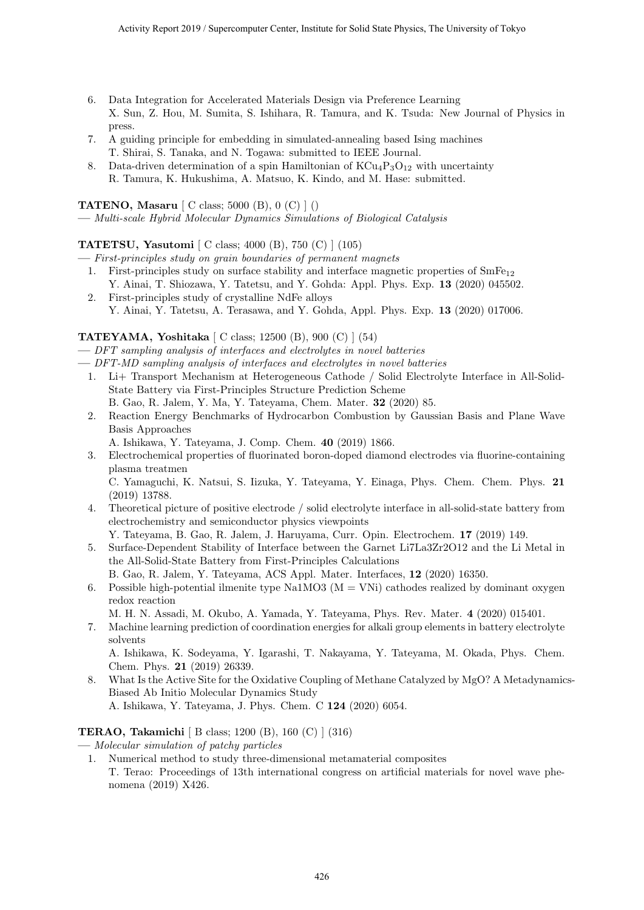6. Data Integration for Accelerated Materials Design via Preference Learning
   X. Sun, Z. Hou, M. Sumita, S. Ishihara, R. Tamura, and K. Tsuda: New Journal of Physics in press.
7. A guiding principle for embedding in simulated-annealing based Ising machines
   T. Shirai, S. Tanaka, and N. Togawa: submitted to IEEE Journal.
8. Data-driven determination of a spin Hamiltonian of $KCu_4P_3O_{12}$ with uncertainty
   R. Tamura, K. Hukushima, A. Matsuo, K. Kindo, and M. Hase: submitted.

**TATENO, Masaru** [ C class; 5000 (B), 0 (C) ] ()
— *Multi-scale Hybrid Molecular Dynamics Simulations of Biological Catalysis*

**TATETSU, Yasutomi** [ C class; 4000 (B), 750 (C) ] (105)
— *First-principles study on grain boundaries of permanent magnets*

1. First-principles study on surface stability and interface magnetic properties of $SmFe_{12}$
   Y. Ainai, T. Shiozawa, Y. Tatetsu, and Y. Gohda: Appl. Phys. Exp. **13** (2020) 045502.
2. First-principles study of crystalline NdFe alloys
   Y. Ainai, Y. Tatetsu, A. Terasawa, and Y. Gohda, Appl. Phys. Exp. **13** (2020) 017006.

**TATEYAMA, Yoshitaka** [ C class; 12500 (B), 900 (C) ] (54)
— *DFT sampling analysis of interfaces and electrolytes in novel batteries*
— *DFT-MD sampling analysis of interfaces and electrolytes in novel batteries*

1. Li+ Transport Mechanism at Heterogeneous Cathode / Solid Electrolyte Interface in All-Solid-State Battery via First-Principles Structure Prediction Scheme
   B. Gao, R. Jalem, Y. Ma, Y. Tateyama, Chem. Mater. **32** (2020) 85.
2. Reaction Energy Benchmarks of Hydrocarbon Combustion by Gaussian Basis and Plane Wave Basis Approaches
   A. Ishikawa, Y. Tateyama, J. Comp. Chem. **40** (2019) 1866.
3. Electrochemical properties of fluorinated boron-doped diamond electrodes via fluorine-containing plasma treatmen
   C. Yamaguchi, K. Natsui, S. Iizuka, Y. Tateyama, Y. Einaga, Phys. Chem. Chem. Phys. **21** (2019) 13788.
4. Theoretical picture of positive electrode / solid electrolyte interface in all-solid-state battery from electrochemistry and semiconductor physics viewpoints
   Y. Tateyama, B. Gao, R. Jalem, J. Haruyama, Curr. Opin. Electrochem. **17** (2019) 149.
5. Surface-Dependent Stability of Interface between the Garnet Li7La3Zr2O12 and the Li Metal in the All-Solid-State Battery from First-Principles Calculations
   B. Gao, R. Jalem, Y. Tateyama, ACS Appl. Mater. Interfaces, **12** (2020) 16350.
6. Possible high-potential ilmenite type Na1MO3 (M = VNi) cathodes realized by dominant oxygen redox reaction
   M. H. N. Assadi, M. Okubo, A. Yamada, Y. Tateyama, Phys. Rev. Mater. **4** (2020) 015401.
7. Machine learning prediction of coordination energies for alkali group elements in battery electrolyte solvents
   A. Ishikawa, K. Sodeyama, Y. Igarashi, T. Nakayama, Y. Tateyama, M. Okada, Phys. Chem. Chem. Phys. **21** (2019) 26339.
8. What Is the Active Site for the Oxidative Coupling of Methane Catalyzed by MgO? A Metadynamics-Biased Ab Initio Molecular Dynamics Study
   A. Ishikawa, Y. Tateyama, J. Phys. Chem. C **124** (2020) 6054.

**TERAO, Takamichi** [ B class; 1200 (B), 160 (C) ] (316)
— *Molecular simulation of patchy particles*

1. Numerical method to study three-dimensional metamaterial composites
   T. Terao: Proceedings of 13th international congress on artificial materials for novel wave phenomena (2019) X426.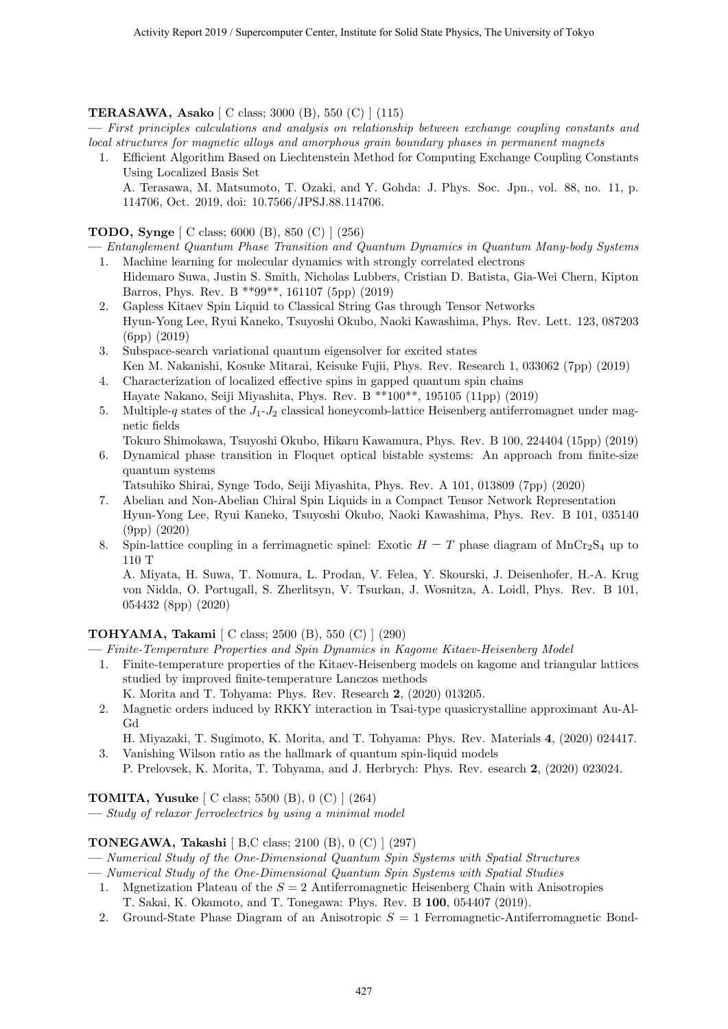**TERASAWA, Asako** [ C class; 3000 (B), 550 (C) ] (115)

— *First principles calculations and analysis on relationship between exchange coupling constants and local structures for magnetic alloys and amorphous grain boundary phases in permanent magnets*

1. Efficient Algorithm Based on Liechtenstein Method for Computing Exchange Coupling Constants Using Localized Basis Set
   A. Terasawa, M. Matsumoto, T. Ozaki, and Y. Gohda: J. Phys. Soc. Jpn., vol. 88, no. 11, p. 114706, Oct. 2019, doi: 10.7566/JPSJ.88.114706.

**TODO, Synge** [ C class; 6000 (B), 850 (C) ] (256)

— *Entanglement Quantum Phase Transition and Quantum Dynamics in Quantum Many-body Systems*

1. Machine learning for molecular dynamics with strongly correlated electrons
   Hidemaro Suwa, Justin S. Smith, Nicholas Lubbers, Cristian D. Batista, Gia-Wei Chern, Kipton Barros, Phys. Rev. B **99**, 161107 (5pp) (2019)
2. Gapless Kitaev Spin Liquid to Classical String Gas through Tensor Networks
   Hyun-Yong Lee, Ryui Kaneko, Tsuyoshi Okubo, Naoki Kawashima, Phys. Rev. Lett. 123, 087203 (6pp) (2019)
3. Subspace-search variational quantum eigensolver for excited states
   Ken M. Nakanishi, Kosuke Mitarai, Keisuke Fujii, Phys. Rev. Research 1, 033062 (7pp) (2019)
4. Characterization of localized effective spins in gapped quantum spin chains
   Hayate Nakano, Seiji Miyashita, Phys. Rev. B **100**, 195105 (11pp) (2019)
5. Multiple-$q$ states of the $J_1$-$J_2$ classical honeycomb-lattice Heisenberg antiferromagnet under magnetic fields
   Tokuro Shimokawa, Tsuyoshi Okubo, Hikaru Kawamura, Phys. Rev. B 100, 224404 (15pp) (2019)
6. Dynamical phase transition in Floquet optical bistable systems: An approach from finite-size quantum systems
   Tatsuhiko Shirai, Synge Todo, Seiji Miyashita, Phys. Rev. A 101, 013809 (7pp) (2020)
7. Abelian and Non-Abelian Chiral Spin Liquids in a Compact Tensor Network Representation
   Hyun-Yong Lee, Ryui Kaneko, Tsuyoshi Okubo, Naoki Kawashima, Phys. Rev. B 101, 035140 (9pp) (2020)
8. Spin-lattice coupling in a ferrimagnetic spinel: Exotic $H - T$ phase diagram of $MnCr_2S_4$ up to 110 T
   A. Miyata, H. Suwa, T. Nomura, L. Prodan, V. Felea, Y. Skourski, J. Deisenhofer, H.-A. Krug von Nidda, O. Portugall, S. Zherlitsyn, V. Tsurkan, J. Wosnitza, A. Loidl, Phys. Rev. B 101, 054432 (8pp) (2020)

**TOHYAMA, Takami** [ C class; 2500 (B), 550 (C) ] (290)

— *Finite-Temperature Properties and Spin Dynamics in Kagome Kitaev-Heisenberg Model*

1. Finite-temperature properties of the Kitaev-Heisenberg models on kagome and triangular lattices studied by improved finite-temperature Lanczos methods
   K. Morita and T. Tohyama: Phys. Rev. Research **2**, (2020) 013205.
2. Magnetic orders induced by RKKY interaction in Tsai-type quasicrystalline approximant Au-Al-Gd
   H. Miyazaki, T. Sugimoto, K. Morita, and T. Tohyama: Phys. Rev. Materials **4**, (2020) 024417.
3. Vanishing Wilson ratio as the hallmark of quantum spin-liquid models
   P. Prelovsek, K. Morita, T. Tohyama, and J. Herbrych: Phys. Rev. esearch **2**, (2020) 023024.

**TOMITA, Yusuke** [ C class; 5500 (B), 0 (C) ] (264)

— *Study of relaxor ferroelectrics by using a minimal model*

**TONEGAWA, Takashi** [ B,C class; 2100 (B), 0 (C) ] (297)

— *Numerical Study of the One-Dimensional Quantum Spin Systems with Spatial Structures*

— *Numerical Study of the One-Dimensional Quantum Spin Systems with Spatial Studies*

1. Mgnetization Plateau of the $S = 2$ Antiferromagnetic Heisenberg Chain with Anisotropies
   T. Sakai, K. Okamoto, and T. Tonegawa: Phys. Rev. B **100**, 054407 (2019).
2. Ground-State Phase Diagram of an Anisotropic $S = 1$ Ferromagnetic-Antiferromagnetic Bond-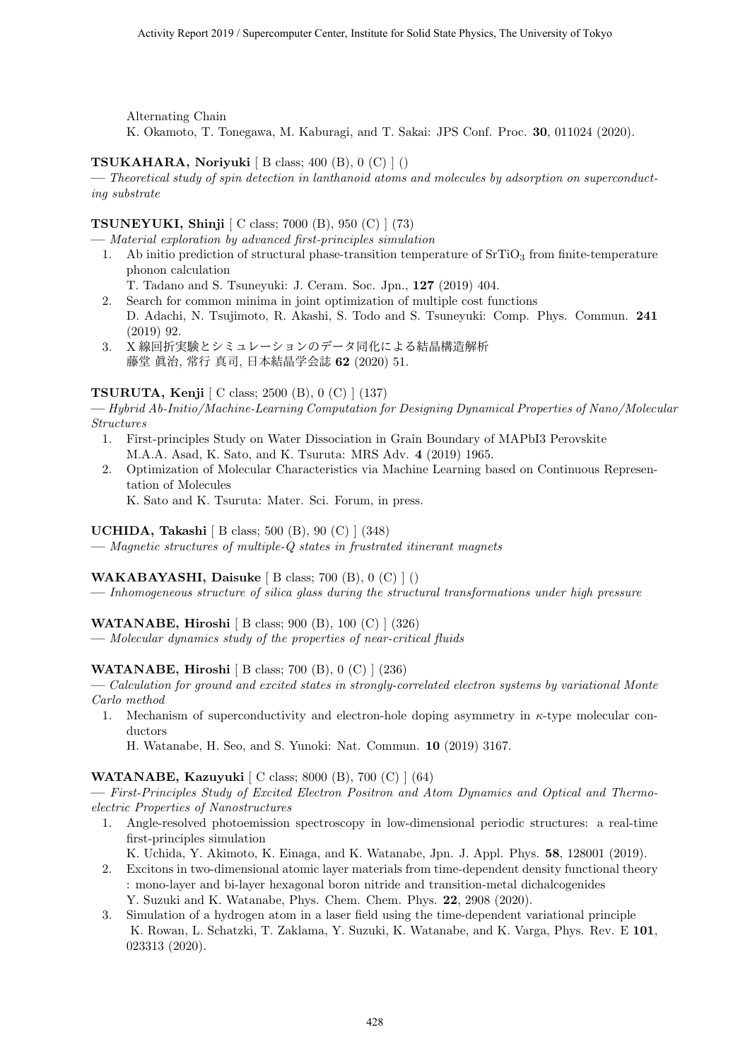Alternating Chain
K. Okamoto, T. Tonegawa, M. Kaburagi, and T. Sakai: JPS Conf. Proc. **30**, 011024 (2020).

**TSUKAHARA, Noriyuki** [ B class; 400 (B), 0 (C) ] ()
— *Theoretical study of spin detection in lanthanoid atoms and molecules by adsorption on superconducting substrate*

**TSUNEYUKI, Shinji** [ C class; 7000 (B), 950 (C) ] (73)
— *Material exploration by advanced first-principles simulation*

1. Ab initio prediction of structural phase-transition temperature of $SrTiO_3$ from finite-temperature phonon calculation
   T. Tadano and S. Tsuneyuki: J. Ceram. Soc. Jpn., **127** (2019) 404.
2. Search for common minima in joint optimization of multiple cost functions
   D. Adachi, N. Tsujimoto, R. Akashi, S. Todo and S. Tsuneyuki: Comp. Phys. Commun. **241** (2019) 92.
3. X 線回折実験とシミュレーションのデータ同化による結晶構造解析
   藤堂 眞治, 常行 真司, 日本結晶学会誌 **62** (2020) 51.

**TSURUTA, Kenji** [ C class; 2500 (B), 0 (C) ] (137)
— *Hybrid Ab-Initio/Machine-Learning Computation for Designing Dynamical Properties of Nano/Molecular Structures*

1. First-principles Study on Water Dissociation in Grain Boundary of MAPbI3 Perovskite
   M.A.A. Asad, K. Sato, and K. Tsuruta: MRS Adv. **4** (2019) 1965.
2. Optimization of Molecular Characteristics via Machine Learning based on Continuous Representation of Molecules
   K. Sato and K. Tsuruta: Mater. Sci. Forum, in press.

**UCHIDA, Takashi** [ B class; 500 (B), 90 (C) ] (348)
— *Magnetic structures of multiple-Q states in frustrated itinerant magnets*

**WAKABAYASHI, Daisuke** [ B class; 700 (B), 0 (C) ] ()
— *Inhomogeneous structure of silica glass during the structural transformations under high pressure*

**WATANABE, Hiroshi** [ B class; 900 (B), 100 (C) ] (326)
— *Molecular dynamics study of the properties of near-critical fluids*

**WATANABE, Hiroshi** [ B class; 700 (B), 0 (C) ] (236)
— *Calculation for ground and excited states in strongly-correlated electron systems by variational Monte Carlo method*

1. Mechanism of superconductivity and electron-hole doping asymmetry in $\kappa$-type molecular conductors
   H. Watanabe, H. Seo, and S. Yunoki: Nat. Commun. **10** (2019) 3167.

**WATANABE, Kazuyuki** [ C class; 8000 (B), 700 (C) ] (64)
— *First-Principles Study of Excited Electron Positron and Atom Dynamics and Optical and Thermoelectric Properties of Nanostructures*

1. Angle-resolved photoemission spectroscopy in low-dimensional periodic structures: a real-time first-principles simulation
   K. Uchida, Y. Akimoto, K. Einaga, and K. Watanabe, Jpn. J. Appl. Phys. **58**, 128001 (2019).
2. Excitons in two-dimensional atomic layer materials from time-dependent density functional theory : mono-layer and bi-layer hexagonal boron nitride and transition-metal dichalcogenides
   Y. Suzuki and K. Watanabe, Phys. Chem. Chem. Phys. **22**, 2908 (2020).
3. Simulation of a hydrogen atom in a laser field using the time-dependent variational principle
   K. Rowan, L. Schatzki, T. Zaklama, Y. Suzuki, K. Watanabe, and K. Varga, Phys. Rev. E **101**, 023313 (2020).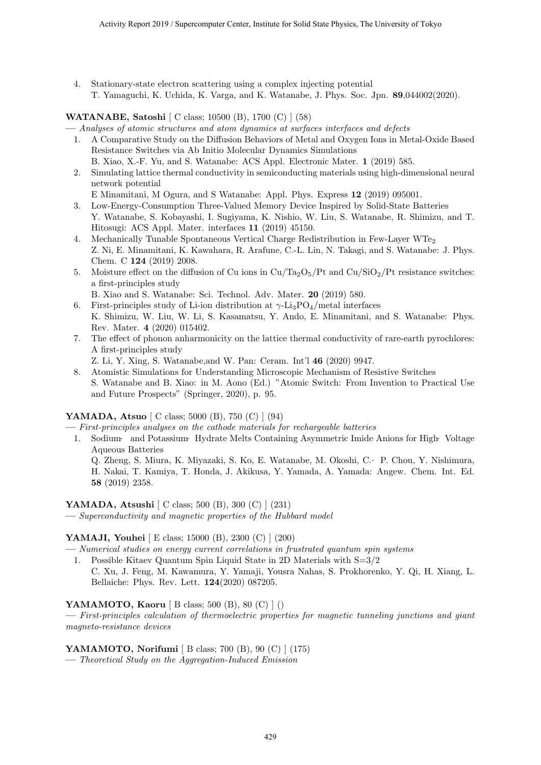4. Stationary-state electron scattering using a complex injecting potential
   T. Yamaguchi, K. Uchida, K. Varga, and K. Watanabe, J. Phys. Soc. Jpn. **89**,044002(2020).

**WATANABE, Satoshi** [ C class; 10500 (B), 1700 (C) ] (58)

— *Analyses of atomic structures and atom dynamics at surfaces interfaces and defects*

1. A Comparative Study on the Diffusion Behaviors of Metal and Oxygen Ions in Metal-Oxide Based Resistance Switches via Ab Initio Molecular Dynamics Simulations
   B. Xiao, X.-F. Yu, and S. Watanabe: ACS Appl. Electronic Mater. **1** (2019) 585.
2. Simulating lattice thermal conductivity in semiconducting materials using high-dimensional neural network potential
   E Minamitani, M Ogura, and S Watanabe: Appl. Phys. Express **12** (2019) 095001.
3. Low-Energy-Consumption Three-Valued Memory Device Inspired by Solid-State Batteries
   Y. Watanabe, S. Kobayashi, I. Sugiyama, K. Nishio, W. Liu, S. Watanabe, R. Shimizu, and T. Hitosugi: ACS Appl. Mater. interfaces **11** (2019) 45150.
4. Mechanically Tunable Spontaneous Vertical Charge Redistribution in Few-Layer $WTe_2$
   Z. Ni, E. Minamitani, K. Kawahara, R. Arafune, C.-L. Lin, N. Takagi, and S. Watanabe: J. Phys. Chem. C **124** (2019) 2008.
5. Moisture effect on the diffusion of Cu ions in $Cu/Ta_2O_5/Pt$ and $Cu/SiO_2/Pt$ resistance switches: a first-principles study
   B. Xiao and S. Watanabe: Sci. Technol. Adv. Mater. **20** (2019) 580.
6. First-principles study of Li-ion distribution at $\gamma$-$Li_3PO_4$/metal interfaces
   K. Shimizu, W. Liu, W. Li, S. Kasamatsu, Y. Ando, E. Minamitani, and S. Watanabe: Phys. Rev. Mater. **4** (2020) 015402.
7. The effect of phonon anharmonicity on the lattice thermal conductivity of rare-earth pyrochlores: A first-principles study
   Z. Li, Y. Xing, S. Watanabe,and W. Pan: Ceram. Int'l **46** (2020) 9947.
8. Atomistic Simulations for Understanding Microscopic Mechanism of Resistive Switches
   S. Watanabe and B. Xiao: in M. Aono (Ed.) "Atomic Switch: From Invention to Practical Use and Future Prospects" (Springer, 2020), p. 95.

**YAMADA, Atsuo** [ C class; 5000 (B), 750 (C) ] (94)

— *First-principles analyses on the cathode materials for rechargeable batteries*

1. Sodium- and Potassium- Hydrate Melts Containing Asymmetric Imide Anions for High- Voltage Aqueous Batteries
   Q. Zheng, S. Miura, K. Miyazaki, S. Ko, E. Watanabe, M. Okoshi, C.- P. Chou, Y. Nishimura, H. Nakai, T. Kamiya, T. Honda, J. Akikusa, Y. Yamada, A. Yamada: Angew. Chem. Int. Ed. **58** (2019) 2358.

**YAMADA, Atsushi** [ C class; 500 (B), 300 (C) ] (231)

— *Superconductivity and magnetic properties of the Hubbard model*

**YAMAJI, Youhei** [ E class; 15000 (B), 2300 (C) ] (200)

— *Numerical studies on energy current correlations in frustrated quantum spin systems*

1. Possible Kitaev Quantum Spin Liquid State in 2D Materials with S=3/2
   C. Xu, J. Feng, M. Kawamura, Y. Yamaji, Yousra Nahas, S. Prokhorenko, Y. Qi, H. Xiang, L. Bellaiche: Phys. Rev. Lett. **124**(2020) 087205.

**YAMAMOTO, Kaoru** [ B class; 500 (B), 80 (C) ] ()

— *First-principles calculation of thermoelectric properties for magnetic tunneling junctions and giant magneto-resistance devices*

**YAMAMOTO, Norifumi** [ B class; 700 (B), 90 (C) ] (175)

— *Theoretical Study on the Aggregation-Induced Emission*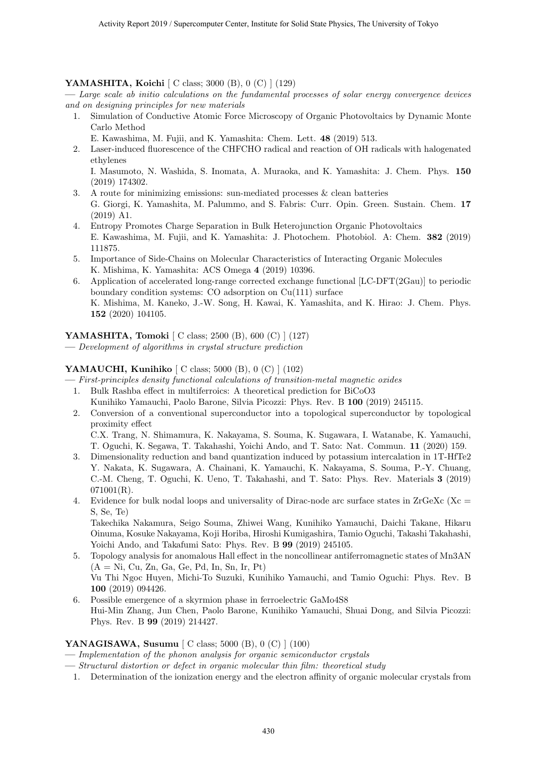**YAMASHITA, Koichi** [ C class; 3000 (B), 0 (C) ] (129)

— *Large scale ab initio calculations on the fundamental processes of solar energy convergence devices and on designing principles for new materials*

1. Simulation of Conductive Atomic Force Microscopy of Organic Photovoltaics by Dynamic Monte Carlo Method
   E. Kawashima, M. Fujii, and K. Yamashita: Chem. Lett. **48** (2019) 513.
2. Laser-induced fluorescence of the CHFCHO radical and reaction of OH radicals with halogenated ethylenes
   I. Masumoto, N. Washida, S. Inomata, A. Muraoka, and K. Yamashita: J. Chem. Phys. **150** (2019) 174302.
3. A route for minimizing emissions: sun-mediated processes & clean batteries
   G. Giorgi, K. Yamashita, M. Palummo, and S. Fabris: Curr. Opin. Green. Sustain. Chem. **17** (2019) A1.
4. Entropy Promotes Charge Separation in Bulk Heterojunction Organic Photovoltaics
   E. Kawashima, M. Fujii, and K. Yamashita: J. Photochem. Photobiol. A: Chem. **382** (2019) 111875.
5. Importance of Side-Chains on Molecular Characteristics of Interacting Organic Molecules
   K. Mishima, K. Yamashita: ACS Omega **4** (2019) 10396.
6. Application of accelerated long-range corrected exchange functional [LC-DFT(2Gau)] to periodic boundary condition systems: CO adsorption on Cu(111) surface
   K. Mishima, M. Kaneko, J.-W. Song, H. Kawai, K. Yamashita, and K. Hirao: J. Chem. Phys. **152** (2020) 104105.

**YAMASHITA, Tomoki** [ C class; 2500 (B), 600 (C) ] (127)

— *Development of algorithms in crystal structure prediction*

**YAMAUCHI, Kunihiko** [ C class; 5000 (B), 0 (C) ] (102)

— *First-principles density functional calculations of transition-metal magnetic oxides*

1. Bulk Rashba effect in multiferroics: A theoretical prediction for $BiCoO_3$
   Kunihiko Yamauchi, Paolo Barone, Silvia Picozzi: Phys. Rev. B **100** (2019) 245115.
2. Conversion of a conventional superconductor into a topological superconductor by topological proximity effect
   C.X. Trang, N. Shimamura, K. Nakayama, S. Souma, K. Sugawara, I. Watanabe, K. Yamauchi, T. Oguchi, K. Segawa, T. Takahashi, Yoichi Ando, and T. Sato: Nat. Commun. **11** (2020) 159.
3. Dimensionality reduction and band quantization induced by potassium intercalation in 1T-$HfTe_2$
   Y. Nakata, K. Sugawara, A. Chainani, K. Yamauchi, K. Nakayama, S. Souma, P.-Y. Chuang, C.-M. Cheng, T. Oguchi, K. Ueno, T. Takahashi, and T. Sato: Phys. Rev. Materials **3** (2019) 071001(R).
4. Evidence for bulk nodal loops and universality of Dirac-node arc surface states in ZrGeXc (Xc = S, Se, Te)
   Takechika Nakamura, Seigo Souma, Zhiwei Wang, Kunihiko Yamauchi, Daichi Takane, Hikaru Oinuma, Kosuke Nakayama, Koji Horiba, Hiroshi Kumigashira, Tamio Oguchi, Takashi Takahashi, Yoichi Ando, and Takafumi Sato: Phys. Rev. B **99** (2019) 245105.
5. Topology analysis for anomalous Hall effect in the noncollinear antiferromagnetic states of $Mn_3AN$ (A = Ni, Cu, Zn, Ga, Ge, Pd, In, Sn, Ir, Pt)
   Vu Thi Ngoc Huyen, Michi-To Suzuki, Kunihiko Yamauchi, and Tamio Oguchi: Phys. Rev. B **100** (2019) 094426.
6. Possible emergence of a skyrmion phase in ferroelectric $GaMo_4S_8$
   Hui-Min Zhang, Jun Chen, Paolo Barone, Kunihiko Yamauchi, Shuai Dong, and Silvia Picozzi: Phys. Rev. B **99** (2019) 214427.

**YANAGISAWA, Susumu** [ C class; 5000 (B), 0 (C) ] (100)

— *Implementation of the phonon analysis for organic semiconductor crystals*

— *Structural distortion or defect in organic molecular thin film: theoretical study*

1. Determination of the ionization energy and the electron affinity of organic molecular crystals from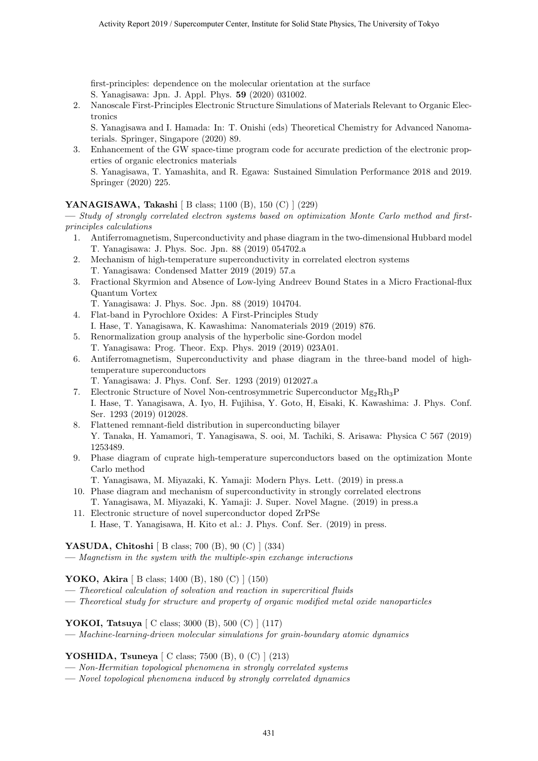first-principles: dependence on the molecular orientation at the surface
S. Yanagisawa: Jpn. J. Appl. Phys. **59** (2020) 031002.

2. Nanoscale First-Principles Electronic Structure Simulations of Materials Relevant to Organic Electronics
S. Yanagisawa and I. Hamada: In: T. Onishi (eds) Theoretical Chemistry for Advanced Nanomaterials. Springer, Singapore (2020) 89.
3. Enhancement of the GW space-time program code for accurate prediction of the electronic properties of organic electronics materials
S. Yanagisawa, T. Yamashita, and R. Egawa: Sustained Simulation Performance 2018 and 2019. Springer (2020) 225.

**YANAGISAWA, Takashi** [ B class; 1100 (B), 150 (C) ] (229)
— *Study of strongly correlated electron systems based on optimization Monte Carlo method and first-principles calculations*

1. Antiferromagnetism, Superconductivity and phase diagram in the two-dimensional Hubbard model
T. Yanagisawa: J. Phys. Soc. Jpn. 88 (2019) 054702.a
2. Mechanism of high-temperature superconductivity in correlated electron systems
T. Yanagisawa: Condensed Matter 2019 (2019) 57.a
3. Fractional Skyrmion and Absence of Low-lying Andreev Bound States in a Micro Fractional-flux Quantum Vortex
T. Yanagisawa: J. Phys. Soc. Jpn. 88 (2019) 104704.
4. Flat-band in Pyrochlore Oxides: A First-Principles Study
I. Hase, T. Yanagisawa, K. Kawashima: Nanomaterials 2019 (2019) 876.
5. Renormalization group analysis of the hyperbolic sine-Gordon model
T. Yanagisawa: Prog. Theor. Exp. Phys. 2019 (2019) 023A01.
6. Antiferromagnetism, Superconductivity and phase diagram in the three-band model of high-temperature superconductors
T. Yanagisawa: J. Phys. Conf. Ser. 1293 (2019) 012027.a
7. Electronic Structure of Novel Non-centrosymmetric Superconductor $Mg_2Rh_3P$
I. Hase, T. Yanagisawa, A. Iyo, H. Fujihisa, Y. Goto, H, Eisaki, K. Kawashima: J. Phys. Conf. Ser. 1293 (2019) 012028.
8. Flattened remnant-field distribution in superconducting bilayer
Y. Tanaka, H. Yamamori, T. Yanagisawa, S. ooi, M. Tachiki, S. Arisawa: Physica C 567 (2019) 1253489.
9. Phase diagram of cuprate high-temperature superconductors based on the optimization Monte Carlo method
T. Yanagisawa, M. Miyazaki, K. Yamaji: Modern Phys. Lett. (2019) in press.a
10. Phase diagram and mechanism of superconductivity in strongly correlated electrons
T. Yanagisawa, M. Miyazaki, K. Yamaji: J. Super. Novel Magne. (2019) in press.a
11. Electronic structure of novel superconductor doped ZrPSe
I. Hase, T. Yanagisawa, H. Kito et al.: J. Phys. Conf. Ser. (2019) in press.

**YASUDA, Chitoshi** [ B class; 700 (B), 90 (C) ] (334)
— *Magnetism in the system with the multiple-spin exchange interactions*

**YOKO, Akira** [ B class; 1400 (B), 180 (C) ] (150)
— *Theoretical calculation of solvation and reaction in supercritical fluids*
— *Theoretical study for structure and property of organic modified metal oxide nanoparticles*

**YOKOI, Tatsuya** [ C class; 3000 (B), 500 (C) ] (117)
— *Machine-learning-driven molecular simulations for grain-boundary atomic dynamics*

**YOSHIDA, Tsuneya** [ C class; 7500 (B), 0 (C) ] (213)
— *Non-Hermitian topological phenomena in strongly correlated systems*
— *Novel topological phenomena induced by strongly correlated dynamics*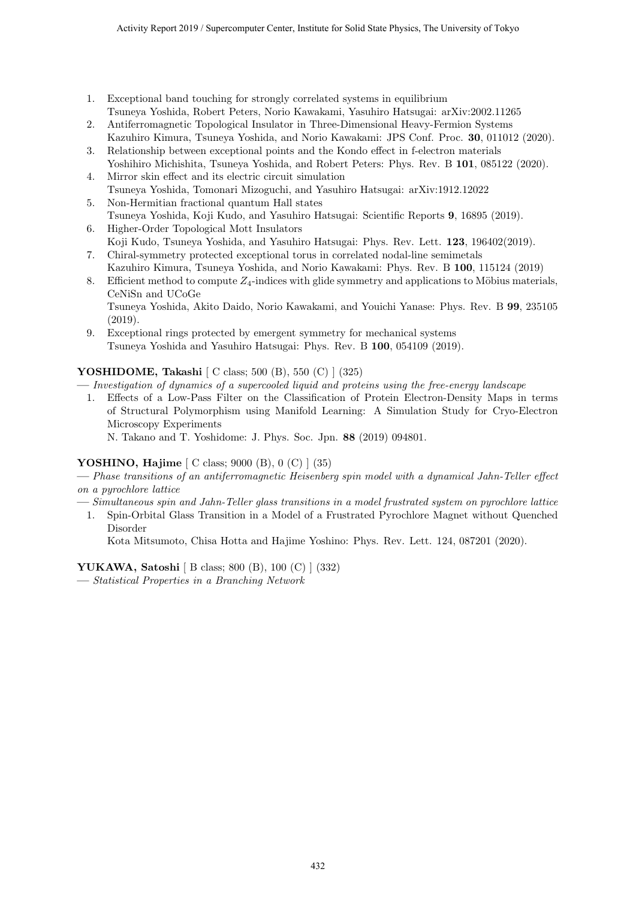1. Exceptional band touching for strongly correlated systems in equilibrium
   Tsuneya Yoshida, Robert Peters, Norio Kawakami, Yasuhiro Hatsugai: arXiv:2002.11265
2. Antiferromagnetic Topological Insulator in Three-Dimensional Heavy-Fermion Systems
   Kazuhiro Kimura, Tsuneya Yoshida, and Norio Kawakami: JPS Conf. Proc. **30**, 011012 (2020).
3. Relationship between exceptional points and the Kondo effect in f-electron materials
   Yoshihiro Michishita, Tsuneya Yoshida, and Robert Peters: Phys. Rev. B **101**, 085122 (2020).
4. Mirror skin effect and its electric circuit simulation
   Tsuneya Yoshida, Tomonari Mizoguchi, and Yasuhiro Hatsugai: arXiv:1912.12022
5. Non-Hermitian fractional quantum Hall states
   Tsuneya Yoshida, Koji Kudo, and Yasuhiro Hatsugai: Scientific Reports **9**, 16895 (2019).
6. Higher-Order Topological Mott Insulators
   Koji Kudo, Tsuneya Yoshida, and Yasuhiro Hatsugai: Phys. Rev. Lett. **123**, 196402(2019).
7. Chiral-symmetry protected exceptional torus in correlated nodal-line semimetals
   Kazuhiro Kimura, Tsuneya Yoshida, and Norio Kawakami: Phys. Rev. B **100**, 115124 (2019)
8. Efficient method to compute $Z_4$-indices with glide symmetry and applications to Möbius materials, CeNiSn and UCoGe
   Tsuneya Yoshida, Akito Daido, Norio Kawakami, and Youichi Yanase: Phys. Rev. B **99**, 235105 (2019).
9. Exceptional rings protected by emergent symmetry for mechanical systems
   Tsuneya Yoshida and Yasuhiro Hatsugai: Phys. Rev. B **100**, 054109 (2019).

**YOSHIDOME, Takashi** [ C class; 500 (B), 550 (C) ] (325)

— *Investigation of dynamics of a supercooled liquid and proteins using the free-energy landscape*

1. Effects of a Low-Pass Filter on the Classification of Protein Electron-Density Maps in terms of Structural Polymorphism using Manifold Learning: A Simulation Study for Cryo-Electron Microscopy Experiments
   N. Takano and T. Yoshidome: J. Phys. Soc. Jpn. **88** (2019) 094801.

**YOSHINO, Hajime** [ C class; 9000 (B), 0 (C) ] (35)

— *Phase transitions of an antiferromagnetic Heisenberg spin model with a dynamical Jahn-Teller effect on a pyrochlore lattice*

— *Simultaneous spin and Jahn-Teller glass transitions in a model frustrated system on pyrochlore lattice*

1. Spin-Orbital Glass Transition in a Model of a Frustrated Pyrochlore Magnet without Quenched Disorder
   Kota Mitsumoto, Chisa Hotta and Hajime Yoshino: Phys. Rev. Lett. 124, 087201 (2020).

**YUKAWA, Satoshi** [ B class; 800 (B), 100 (C) ] (332)

— *Statistical Properties in a Branching Network*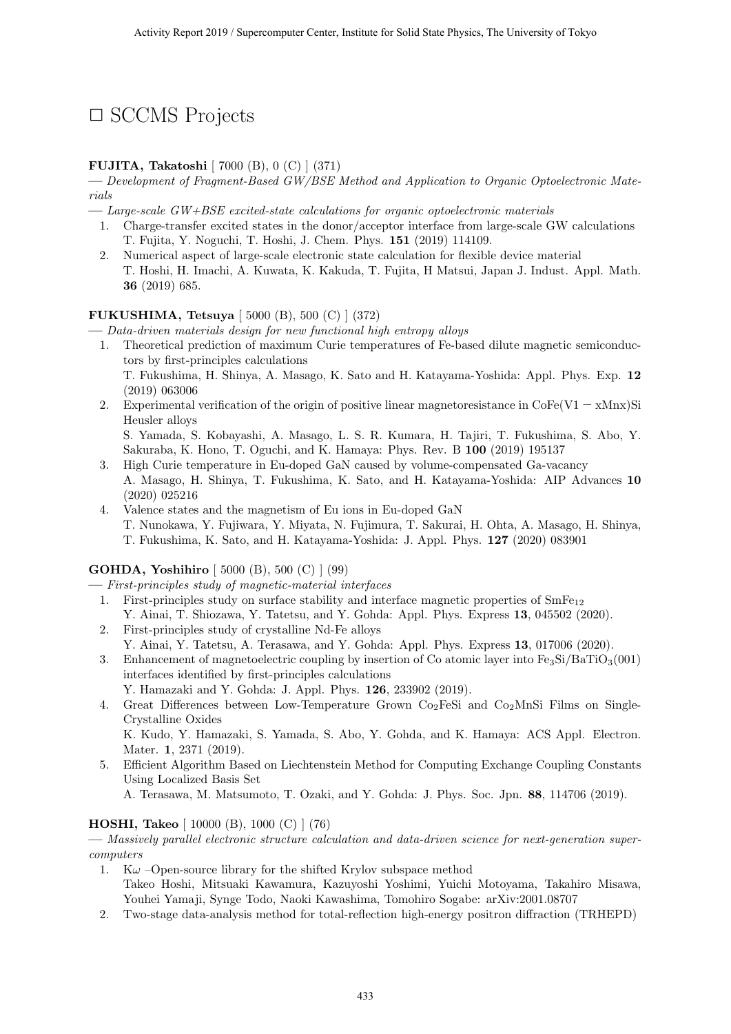# □ SCCMS Projects

**FUJITA, Takatoshi** [ 7000 (B), 0 (C) ] (371)

— *Development of Fragment-Based GW/BSE Method and Application to Organic Optoelectronic Materials*

— *Large-scale GW+BSE excited-state calculations for organic optoelectronic materials*

1. Charge-transfer excited states in the donor/acceptor interface from large-scale GW calculations
   T. Fujita, Y. Noguchi, T. Hoshi, J. Chem. Phys. **151** (2019) 114109.
2. Numerical aspect of large-scale electronic state calculation for flexible device material
   T. Hoshi, H. Imachi, A. Kuwata, K. Kakuda, T. Fujita, H Matsui, Japan J. Indust. Appl. Math. **36** (2019) 685.

**FUKUSHIMA, Tetsuya** [ 5000 (B), 500 (C) ] (372)

— *Data-driven materials design for new functional high entropy alloys*

1. Theoretical prediction of maximum Curie temperatures of Fe-based dilute magnetic semiconductors by first-principles calculations
   T. Fukushima, H. Shinya, A. Masago, K. Sato and H. Katayama-Yoshida: Appl. Phys. Exp. **12** (2019) 063006
2. Experimental verification of the origin of positive linear magnetoresistance in CoFe(V1 − xMnx)Si Heusler alloys
   S. Yamada, S. Kobayashi, A. Masago, L. S. R. Kumara, H. Tajiri, T. Fukushima, S. Abo, Y. Sakuraba, K. Hono, T. Oguchi, and K. Hamaya: Phys. Rev. B **100** (2019) 195137
3. High Curie temperature in Eu-doped GaN caused by volume-compensated Ga-vacancy
   A. Masago, H. Shinya, T. Fukushima, K. Sato, and H. Katayama-Yoshida: AIP Advances **10** (2020) 025216
4. Valence states and the magnetism of Eu ions in Eu-doped GaN
   T. Nunokawa, Y. Fujiwara, Y. Miyata, N. Fujimura, T. Sakurai, H. Ohta, A. Masago, H. Shinya, T. Fukushima, K. Sato, and H. Katayama-Yoshida: J. Appl. Phys. **127** (2020) 083901

**GOHDA, Yoshihiro** [ 5000 (B), 500 (C) ] (99)

— *First-principles study of magnetic-material interfaces*

1. First-principles study on surface stability and interface magnetic properties of $SmFe_{12}$
   Y. Ainai, T. Shiozawa, Y. Tatetsu, and Y. Gohda: Appl. Phys. Express **13**, 045502 (2020).
2. First-principles study of crystalline Nd-Fe alloys
   Y. Ainai, Y. Tatetsu, A. Terasawa, and Y. Gohda: Appl. Phys. Express **13**, 017006 (2020).
3. Enhancement of magnetoelectric coupling by insertion of Co atomic layer into $Fe_3Si/BaTiO_3(001)$ interfaces identified by first-principles calculations
   Y. Hamazaki and Y. Gohda: J. Appl. Phys. **126**, 233902 (2019).
4. Great Differences between Low-Temperature Grown $Co_2FeSi$ and $Co_2MnSi$ Films on Single-Crystalline Oxides
   K. Kudo, Y. Hamazaki, S. Yamada, S. Abo, Y. Gohda, and K. Hamaya: ACS Appl. Electron. Mater. **1**, 2371 (2019).
5. Efficient Algorithm Based on Liechtenstein Method for Computing Exchange Coupling Constants Using Localized Basis Set
   A. Terasawa, M. Matsumoto, T. Ozaki, and Y. Gohda: J. Phys. Soc. Jpn. **88**, 114706 (2019).

**HOSHI, Takeo** [ 10000 (B), 1000 (C) ] (76)

— *Massively parallel electronic structure calculation and data-driven science for next-generation supercomputers*

1. K$\omega$ –Open-source library for the shifted Krylov subspace method
   Takeo Hoshi, Mitsuaki Kawamura, Kazuyoshi Yoshimi, Yuichi Motoyama, Takahiro Misawa, Youhei Yamaji, Synge Todo, Naoki Kawashima, Tomohiro Sogabe: arXiv:2001.08707
2. Two-stage data-analysis method for total-reflection high-energy positron diffraction (TRHEPD)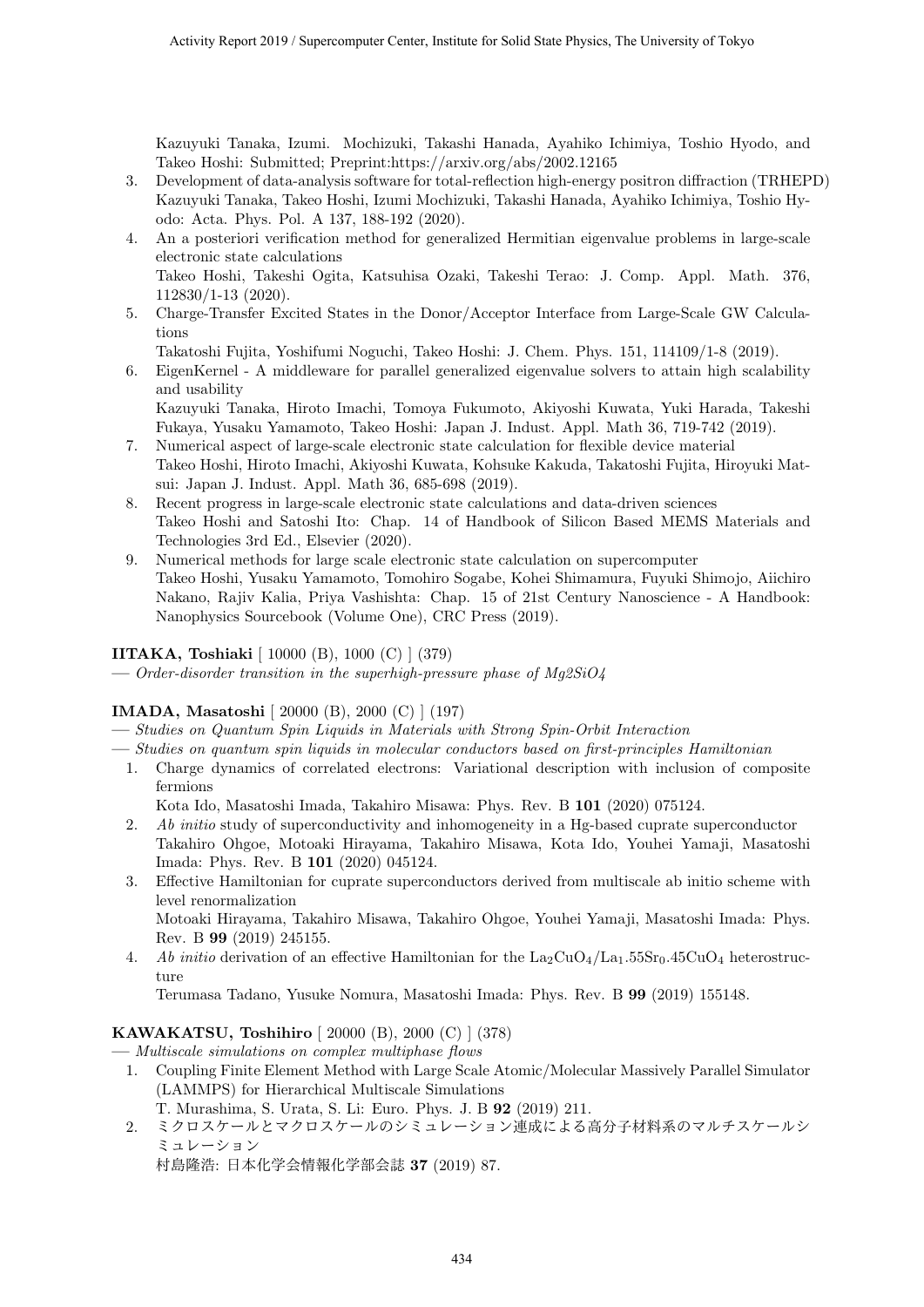Kazuyuki Tanaka, Izumi. Mochizuki, Takashi Hanada, Ayahiko Ichimiya, Toshio Hyodo, and Takeo Hoshi: Submitted; Preprint:https://arxiv.org/abs/2002.12165

3. Development of data-analysis software for total-reflection high-energy positron diffraction (TRHEPD)
   Kazuyuki Tanaka, Takeo Hoshi, Izumi Mochizuki, Takashi Hanada, Ayahiko Ichimiya, Toshio Hyodo: Acta. Phys. Pol. A 137, 188-192 (2020).
4. An a posteriori verification method for generalized Hermitian eigenvalue problems in large-scale electronic state calculations
   Takeo Hoshi, Takeshi Ogita, Katsuhisa Ozaki, Takeshi Terao: J. Comp. Appl. Math. 376, 112830/1-13 (2020).
5. Charge-Transfer Excited States in the Donor/Acceptor Interface from Large-Scale GW Calculations
   Takatoshi Fujita, Yoshifumi Noguchi, Takeo Hoshi: J. Chem. Phys. 151, 114109/1-8 (2019).
6. EigenKernel - A middleware for parallel generalized eigenvalue solvers to attain high scalability and usability
   Kazuyuki Tanaka, Hiroto Imachi, Tomoya Fukumoto, Akiyoshi Kuwata, Yuki Harada, Takeshi Fukaya, Yusaku Yamamoto, Takeo Hoshi: Japan J. Indust. Appl. Math 36, 719-742 (2019).
7. Numerical aspect of large-scale electronic state calculation for flexible device material
   Takeo Hoshi, Hiroto Imachi, Akiyoshi Kuwata, Kohsuke Kakuda, Takatoshi Fujita, Hiroyuki Matsui: Japan J. Indust. Appl. Math 36, 685-698 (2019).
8. Recent progress in large-scale electronic state calculations and data-driven sciences
   Takeo Hoshi and Satoshi Ito: Chap. 14 of Handbook of Silicon Based MEMS Materials and Technologies 3rd Ed., Elsevier (2020).
9. Numerical methods for large scale electronic state calculation on supercomputer
   Takeo Hoshi, Yusaku Yamamoto, Tomohiro Sogabe, Kohei Shimamura, Fuyuki Shimojo, Aiichiro Nakano, Rajiv Kalia, Priya Vashishta: Chap. 15 of 21st Century Nanoscience - A Handbook: Nanophysics Sourcebook (Volume One), CRC Press (2019).

**IITAKA, Toshiaki** [ 10000 (B), 1000 (C) ] (379)

— *Order-disorder transition in the superhigh-pressure phase of Mg2SiO4*

**IMADA, Masatoshi** [ 20000 (B), 2000 (C) ] (197)

— *Studies on Quantum Spin Liquids in Materials with Strong Spin-Orbit Interaction*

— *Studies on quantum spin liquids in molecular conductors based on first-principles Hamiltonian*

1. Charge dynamics of correlated electrons: Variational description with inclusion of composite fermions
   Kota Ido, Masatoshi Imada, Takahiro Misawa: Phys. Rev. B **101** (2020) 075124.
2. *Ab initio* study of superconductivity and inhomogeneity in a Hg-based cuprate superconductor
   Takahiro Ohgoe, Motoaki Hirayama, Takahiro Misawa, Kota Ido, Youhei Yamaji, Masatoshi Imada: Phys. Rev. B **101** (2020) 045124.
3. Effective Hamiltonian for cuprate superconductors derived from multiscale ab initio scheme with level renormalization
   Motoaki Hirayama, Takahiro Misawa, Takahiro Ohgoe, Youhei Yamaji, Masatoshi Imada: Phys. Rev. B **99** (2019) 245155.
4. *Ab initio* derivation of an effective Hamiltonian for the $La_2CuO_4/La_1.55Sr_0.45CuO_4$ heterostructure
   Terumasa Tadano, Yusuke Nomura, Masatoshi Imada: Phys. Rev. B **99** (2019) 155148.

**KAWAKATSU, Toshihiro** [ 20000 (B), 2000 (C) ] (378)

— *Multiscale simulations on complex multiphase flows*

1. Coupling Finite Element Method with Large Scale Atomic/Molecular Massively Parallel Simulator (LAMMPS) for Hierarchical Multiscale Simulations
   T. Murashima, S. Urata, S. Li: Euro. Phys. J. B **92** (2019) 211.
2. ミクロスケールとマクロスケールのシミュレーション連成による高分子材料系のマルチスケールシミュレーション
   村島隆浩: 日本化学会情報化学部会誌 **37** (2019) 87.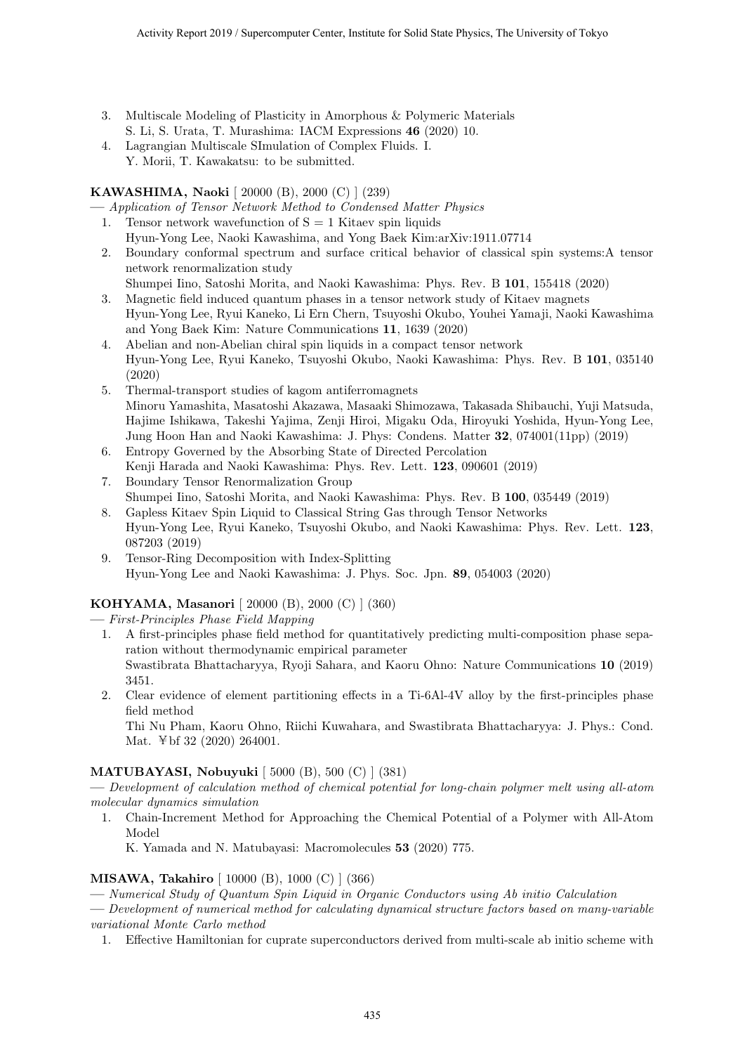3. Multiscale Modeling of Plasticity in Amorphous & Polymeric Materials
   S. Li, S. Urata, T. Murashima: IACM Expressions **46** (2020) 10.
4. Lagrangian Multiscale SImulation of Complex Fluids. I.
   Y. Morii, T. Kawakatsu: to be submitted.

**KAWASHIMA, Naoki** [ 20000 (B), 2000 (C) ] (239)

— *Application of Tensor Network Method to Condensed Matter Physics*

1. Tensor network wavefunction of S = 1 Kitaev spin liquids
   Hyun-Yong Lee, Naoki Kawashima, and Yong Baek Kim:arXiv:1911.07714
2. Boundary conformal spectrum and surface critical behavior of classical spin systems:A tensor network renormalization study
   Shumpei Iino, Satoshi Morita, and Naoki Kawashima: Phys. Rev. B **101**, 155418 (2020)
3. Magnetic field induced quantum phases in a tensor network study of Kitaev magnets
   Hyun-Yong Lee, Ryui Kaneko, Li Ern Chern, Tsuyoshi Okubo, Youhei Yamaji, Naoki Kawashima and Yong Baek Kim: Nature Communications **11**, 1639 (2020)
4. Abelian and non-Abelian chiral spin liquids in a compact tensor network
   Hyun-Yong Lee, Ryui Kaneko, Tsuyoshi Okubo, Naoki Kawashima: Phys. Rev. B **101**, 035140 (2020)
5. Thermal-transport studies of kagom antiferromagnets
   Minoru Yamashita, Masatoshi Akazawa, Masaaki Shimozawa, Takasada Shibauchi, Yuji Matsuda, Hajime Ishikawa, Takeshi Yajima, Zenji Hiroi, Migaku Oda, Hiroyuki Yoshida, Hyun-Yong Lee, Jung Hoon Han and Naoki Kawashima: J. Phys: Condens. Matter **32**, 074001(11pp) (2019)
6. Entropy Governed by the Absorbing State of Directed Percolation
   Kenji Harada and Naoki Kawashima: Phys. Rev. Lett. **123**, 090601 (2019)
7. Boundary Tensor Renormalization Group
   Shumpei Iino, Satoshi Morita, and Naoki Kawashima: Phys. Rev. B **100**, 035449 (2019)
8. Gapless Kitaev Spin Liquid to Classical String Gas through Tensor Networks
   Hyun-Yong Lee, Ryui Kaneko, Tsuyoshi Okubo, and Naoki Kawashima: Phys. Rev. Lett. **123**, 087203 (2019)
9. Tensor-Ring Decomposition with Index-Splitting
   Hyun-Yong Lee and Naoki Kawashima: J. Phys. Soc. Jpn. **89**, 054003 (2020)

**KOHYAMA, Masanori** [ 20000 (B), 2000 (C) ] (360)

— *First-Principles Phase Field Mapping*

1. A first-principles phase field method for quantitatively predicting multi-composition phase separation without thermodynamic empirical parameter
   Swastibrata Bhattacharyya, Ryoji Sahara, and Kaoru Ohno: Nature Communications **10** (2019) 3451.
2. Clear evidence of element partitioning effects in a Ti-6Al-4V alloy by the first-principles phase field method
   Thi Nu Pham, Kaoru Ohno, Riichi Kuwahara, and Swastibrata Bhattacharyya: J. Phys.: Cond. Mat. ￥bf 32 (2020) 264001.

**MATUBAYASI, Nobuyuki** [ 5000 (B), 500 (C) ] (381)

— *Development of calculation method of chemical potential for long-chain polymer melt using all-atom molecular dynamics simulation*

1. Chain-Increment Method for Approaching the Chemical Potential of a Polymer with All-Atom Model
   K. Yamada and N. Matubayasi: Macromolecules **53** (2020) 775.

**MISAWA, Takahiro** [ 10000 (B), 1000 (C) ] (366)

— *Numerical Study of Quantum Spin Liquid in Organic Conductors using Ab initio Calculation*

— *Development of numerical method for calculating dynamical structure factors based on many-variable variational Monte Carlo method*

1. Effective Hamiltonian for cuprate superconductors derived from multi-scale ab initio scheme with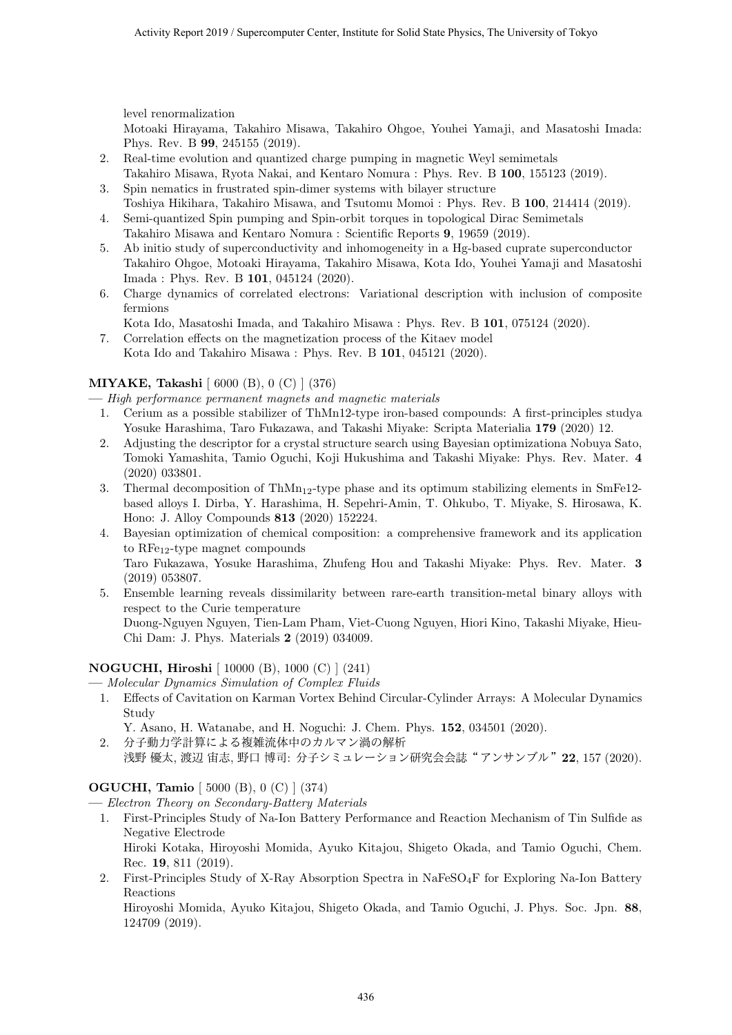level renormalization
Motoaki Hirayama, Takahiro Misawa, Takahiro Ohgoe, Youhei Yamaji, and Masatoshi Imada: Phys. Rev. B **99**, 245155 (2019).

2. Real-time evolution and quantized charge pumping in magnetic Weyl semimetals
Takahiro Misawa, Ryota Nakai, and Kentaro Nomura : Phys. Rev. B **100**, 155123 (2019).
3. Spin nematics in frustrated spin-dimer systems with bilayer structure
Toshiya Hikihara, Takahiro Misawa, and Tsutomu Momoi : Phys. Rev. B **100**, 214414 (2019).
4. Semi-quantized Spin pumping and Spin-orbit torques in topological Dirac Semimetals
Takahiro Misawa and Kentaro Nomura : Scientific Reports **9**, 19659 (2019).
5. Ab initio study of superconductivity and inhomogeneity in a Hg-based cuprate superconductor
Takahiro Ohgoe, Motoaki Hirayama, Takahiro Misawa, Kota Ido, Youhei Yamaji and Masatoshi Imada : Phys. Rev. B **101**, 045124 (2020).
6. Charge dynamics of correlated electrons: Variational description with inclusion of composite fermions
Kota Ido, Masatoshi Imada, and Takahiro Misawa : Phys. Rev. B **101**, 075124 (2020).
7. Correlation effects on the magnetization process of the Kitaev model
Kota Ido and Takahiro Misawa : Phys. Rev. B **101**, 045121 (2020).

**MIYAKE, Takashi** [ 6000 (B), 0 (C) ] (376)

— *High performance permanent magnets and magnetic materials*

1. Cerium as a possible stabilizer of ThMn12-type iron-based compounds: A first-principles studya Yosuke Harashima, Taro Fukazawa, and Takashi Miyake: Scripta Materialia **179** (2020) 12.
2. Adjusting the descriptor for a crystal structure search using Bayesian optimizationa Nobuya Sato, Tomoki Yamashita, Tamio Oguchi, Koji Hukushima and Takashi Miyake: Phys. Rev. Mater. **4** (2020) 033801.
3. Thermal decomposition of $ThMn_{12}$-type phase and its optimum stabilizing elements in SmFe12-based alloys I. Dirba, Y. Harashima, H. Sepehri-Amin, T. Ohkubo, T. Miyake, S. Hirosawa, K. Hono: J. Alloy Compounds **813** (2020) 152224.
4. Bayesian optimization of chemical composition: a comprehensive framework and its application to $RFe_{12}$-type magnet compounds
Taro Fukazawa, Yosuke Harashima, Zhufeng Hou and Takashi Miyake: Phys. Rev. Mater. **3** (2019) 053807.
5. Ensemble learning reveals dissimilarity between rare-earth transition-metal binary alloys with respect to the Curie temperature
Duong-Nguyen Nguyen, Tien-Lam Pham, Viet-Cuong Nguyen, Hiori Kino, Takashi Miyake, Hieu-Chi Dam: J. Phys. Materials **2** (2019) 034009.

**NOGUCHI, Hiroshi** [ 10000 (B), 1000 (C) ] (241)

— *Molecular Dynamics Simulation of Complex Fluids*

1. Effects of Cavitation on Karman Vortex Behind Circular-Cylinder Arrays: A Molecular Dynamics Study
Y. Asano, H. Watanabe, and H. Noguchi: J. Chem. Phys. **152**, 034501 (2020).
2. 分子動力学計算による複雑流体中のカルマン渦の解析
浅野 優太, 渡辺 宙志, 野口 博司: 分子シミュレーション研究会会誌 "アンサンブル" **22**, 157 (2020).

**OGUCHI, Tamio** [ 5000 (B), 0 (C) ] (374)

— *Electron Theory on Secondary-Battery Materials*

1. First-Principles Study of Na-Ion Battery Performance and Reaction Mechanism of Tin Sulfide as Negative Electrode
Hiroki Kotaka, Hiroyoshi Momida, Ayuko Kitajou, Shigeto Okada, and Tamio Oguchi, Chem. Rec. **19**, 811 (2019).
2. First-Principles Study of X-Ray Absorption Spectra in $NaFeSO_4F$ for Exploring Na-Ion Battery Reactions
Hiroyoshi Momida, Ayuko Kitajou, Shigeto Okada, and Tamio Oguchi, J. Phys. Soc. Jpn. **88**, 124709 (2019).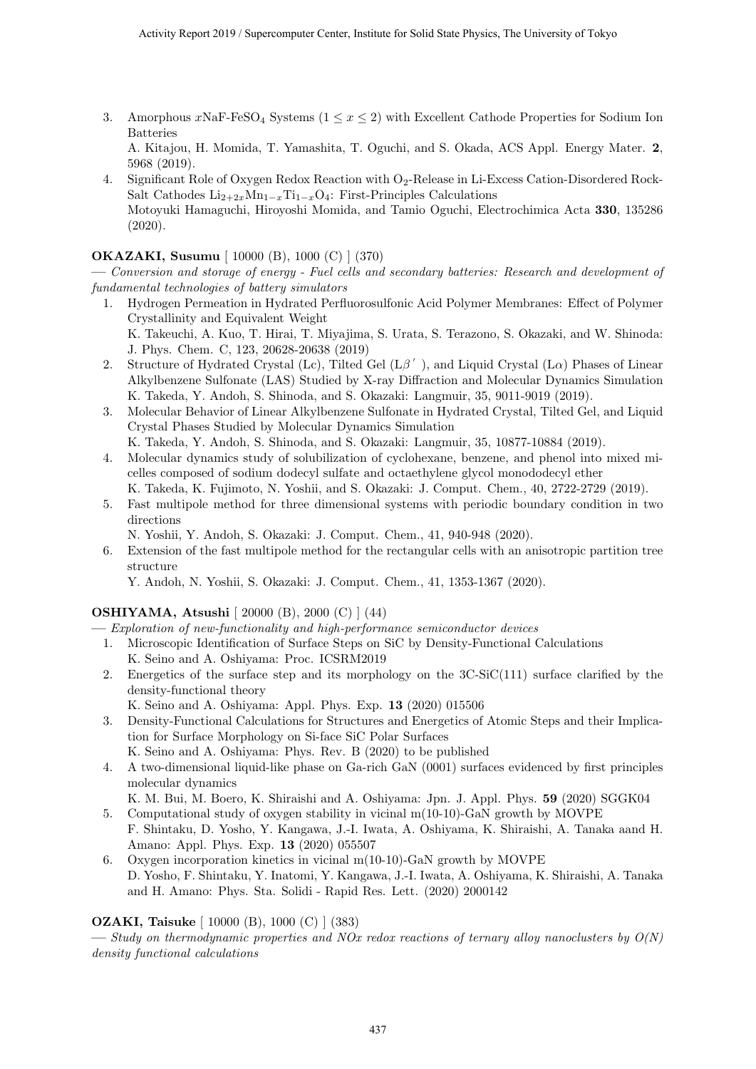3. Amorphous $x$NaF-$FeSO_4$ Systems ($1 \leq x \leq 2$) with Excellent Cathode Properties for Sodium Ion Batteries
   A. Kitajou, H. Momida, T. Yamashita, T. Oguchi, and S. Okada, ACS Appl. Energy Mater. **2**, 5968 (2019).
4. Significant Role of Oxygen Redox Reaction with $O_2$-Release in Li-Excess Cation-Disordered Rock-Salt Cathodes $Li_{2+2x}Mn_{1-x}Ti_{1-x}O_4$: First-Principles Calculations
   Motoyuki Hamaguchi, Hiroyoshi Momida, and Tamio Oguchi, Electrochimica Acta **330**, 135286 (2020).

**OKAZAKI, Susumu** [ 10000 (B), 1000 (C) ] (370)

— *Conversion and storage of energy - Fuel cells and secondary batteries: Research and development of fundamental technologies of battery simulators*

1. Hydrogen Permeation in Hydrated Perfluorosulfonic Acid Polymer Membranes: Effect of Polymer Crystallinity and Equivalent Weight
   K. Takeuchi, A. Kuo, T. Hirai, T. Miyajima, S. Urata, S. Terazono, S. Okazaki, and W. Shinoda: J. Phys. Chem. C, 123, 20628-20638 (2019)
2. Structure of Hydrated Crystal (Lc), Tilted Gel (L$\beta'$), and Liquid Crystal (L$\alpha$) Phases of Linear Alkylbenzene Sulfonate (LAS) Studied by X-ray Diffraction and Molecular Dynamics Simulation
   K. Takeda, Y. Andoh, S. Shinoda, and S. Okazaki: Langmuir, 35, 9011-9019 (2019).
3. Molecular Behavior of Linear Alkylbenzene Sulfonate in Hydrated Crystal, Tilted Gel, and Liquid Crystal Phases Studied by Molecular Dynamics Simulation
   K. Takeda, Y. Andoh, S. Shinoda, and S. Okazaki: Langmuir, 35, 10877-10884 (2019).
4. Molecular dynamics study of solubilization of cyclohexane, benzene, and phenol into mixed micelles composed of sodium dodecyl sulfate and octaethylene glycol monododecyl ether
   K. Takeda, K. Fujimoto, N. Yoshii, and S. Okazaki: J. Comput. Chem., 40, 2722-2729 (2019).
5. Fast multipole method for three dimensional systems with periodic boundary condition in two directions
   N. Yoshii, Y. Andoh, S. Okazaki: J. Comput. Chem., 41, 940-948 (2020).
6. Extension of the fast multipole method for the rectangular cells with an anisotropic partition tree structure
   Y. Andoh, N. Yoshii, S. Okazaki: J. Comput. Chem., 41, 1353-1367 (2020).

**OSHIYAMA, Atsushi** [ 20000 (B), 2000 (C) ] (44)

— *Exploration of new-functionality and high-performance semiconductor devices*

1. Microscopic Identification of Surface Steps on SiC by Density-Functional Calculations
   K. Seino and A. Oshiyama: Proc. ICSRM2019
2. Energetics of the surface step and its morphology on the 3C-SiC(111) surface clarified by the density-functional theory
   K. Seino and A. Oshiyama: Appl. Phys. Exp. **13** (2020) 015506
3. Density-Functional Calculations for Structures and Energetics of Atomic Steps and their Implication for Surface Morphology on Si-face SiC Polar Surfaces
   K. Seino and A. Oshiyama: Phys. Rev. B (2020) to be published
4. A two-dimensional liquid-like phase on Ga-rich GaN (0001) surfaces evidenced by first principles molecular dynamics
   K. M. Bui, M. Boero, K. Shiraishi and A. Oshiyama: Jpn. J. Appl. Phys. **59** (2020) SGGK04
5. Computational study of oxygen stability in vicinal m(10-10)-GaN growth by MOVPE
   F. Shintaku, D. Yosho, Y. Kangawa, J.-I. Iwata, A. Oshiyama, K. Shiraishi, A. Tanaka aand H. Amano: Appl. Phys. Exp. **13** (2020) 055507
6. Oxygen incorporation kinetics in vicinal m(10-10)-GaN growth by MOVPE
   D. Yosho, F. Shintaku, Y. Inatomi, Y. Kangawa, J.-I. Iwata, A. Oshiyama, K. Shiraishi, A. Tanaka and H. Amano: Phys. Sta. Solidi - Rapid Res. Lett. (2020) 2000142

**OZAKI, Taisuke** [ 10000 (B), 1000 (C) ] (383)

— *Study on thermodynamic properties and NOx redox reactions of ternary alloy nanoclusters by O(N) density functional calculations*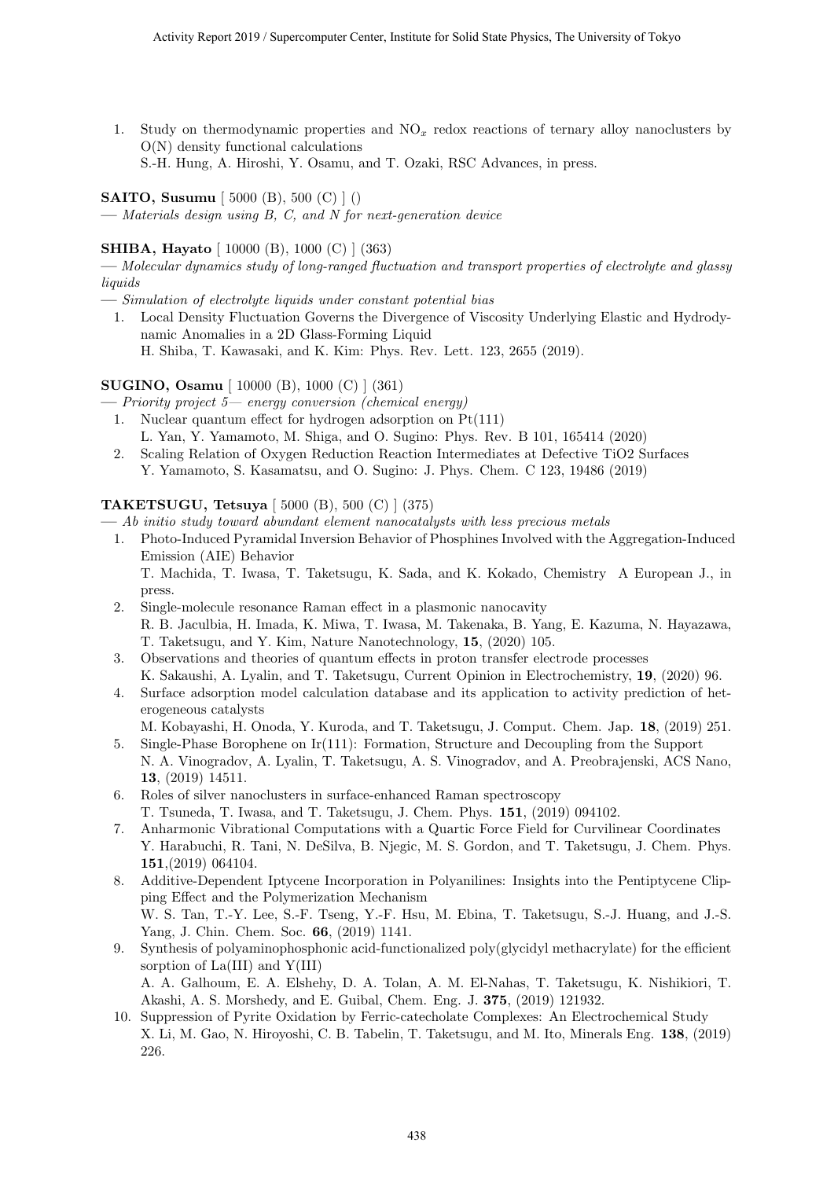1. Study on thermodynamic properties and $NO_x$ redox reactions of ternary alloy nanoclusters by O(N) density functional calculations
   S.-H. Hung, A. Hiroshi, Y. Osamu, and T. Ozaki, RSC Advances, in press.

**SAITO, Susumu** [ 5000 (B), 500 (C) ] ()

— *Materials design using B, C, and N for next-generation device*

**SHIBA, Hayato** [ 10000 (B), 1000 (C) ] (363)

— *Molecular dynamics study of long-ranged fluctuation and transport properties of electrolyte and glassy liquids*

— *Simulation of electrolyte liquids under constant potential bias*

1. Local Density Fluctuation Governs the Divergence of Viscosity Underlying Elastic and Hydrodynamic Anomalies in a 2D Glass-Forming Liquid
   H. Shiba, T. Kawasaki, and K. Kim: Phys. Rev. Lett. 123, 2655 (2019).

**SUGINO, Osamu** [ 10000 (B), 1000 (C) ] (361)

— *Priority project 5— energy conversion (chemical energy)*

1. Nuclear quantum effect for hydrogen adsorption on Pt(111)
   L. Yan, Y. Yamamoto, M. Shiga, and O. Sugino: Phys. Rev. B 101, 165414 (2020)
2. Scaling Relation of Oxygen Reduction Reaction Intermediates at Defective TiO2 Surfaces
   Y. Yamamoto, S. Kasamatsu, and O. Sugino: J. Phys. Chem. C 123, 19486 (2019)

**TAKETSUGU, Tetsuya** [ 5000 (B), 500 (C) ] (375)

— *Ab initio study toward abundant element nanocatalysts with less precious metals*

1. Photo-Induced Pyramidal Inversion Behavior of Phosphines Involved with the Aggregation-Induced Emission (AIE) Behavior
   T. Machida, T. Iwasa, T. Taketsugu, K. Sada, and K. Kokado, Chemistry A European J., in press.
2. Single-molecule resonance Raman effect in a plasmonic nanocavity
   R. B. Jaculbia, H. Imada, K. Miwa, T. Iwasa, M. Takenaka, B. Yang, E. Kazuma, N. Hayazawa, T. Taketsugu, and Y. Kim, Nature Nanotechnology, **15**, (2020) 105.
3. Observations and theories of quantum effects in proton transfer electrode processes
   K. Sakaushi, A. Lyalin, and T. Taketsugu, Current Opinion in Electrochemistry, **19**, (2020) 96.
4. Surface adsorption model calculation database and its application to activity prediction of heterogeneous catalysts
   M. Kobayashi, H. Onoda, Y. Kuroda, and T. Taketsugu, J. Comput. Chem. Jap. **18**, (2019) 251.
5. Single-Phase Borophene on Ir(111): Formation, Structure and Decoupling from the Support
   N. A. Vinogradov, A. Lyalin, T. Taketsugu, A. S. Vinogradov, and A. Preobrajenski, ACS Nano, **13**, (2019) 14511.
6. Roles of silver nanoclusters in surface-enhanced Raman spectroscopy
   T. Tsuneda, T. Iwasa, and T. Taketsugu, J. Chem. Phys. **151**, (2019) 094102.
7. Anharmonic Vibrational Computations with a Quartic Force Field for Curvilinear Coordinates
   Y. Harabuchi, R. Tani, N. DeSilva, B. Njegic, M. S. Gordon, and T. Taketsugu, J. Chem. Phys. **151**,(2019) 064104.
8. Additive-Dependent Iptycene Incorporation in Polyanilines: Insights into the Pentiptycene Clipping Effect and the Polymerization Mechanism
   W. S. Tan, T.-Y. Lee, S.-F. Tseng, Y.-F. Hsu, M. Ebina, T. Taketsugu, S.-J. Huang, and J.-S. Yang, J. Chin. Chem. Soc. **66**, (2019) 1141.
9. Synthesis of polyaminophosphonic acid-functionalized poly(glycidyl methacrylate) for the efficient sorption of La(III) and Y(III)
   A. A. Galhoum, E. A. Elshehy, D. A. Tolan, A. M. El-Nahas, T. Taketsugu, K. Nishikiori, T. Akashi, A. S. Morshedy, and E. Guibal, Chem. Eng. J. **375**, (2019) 121932.
10. Suppression of Pyrite Oxidation by Ferric-catecholate Complexes: An Electrochemical Study
    X. Li, M. Gao, N. Hiroyoshi, C. B. Tabelin, T. Taketsugu, and M. Ito, Minerals Eng. **138**, (2019) 226.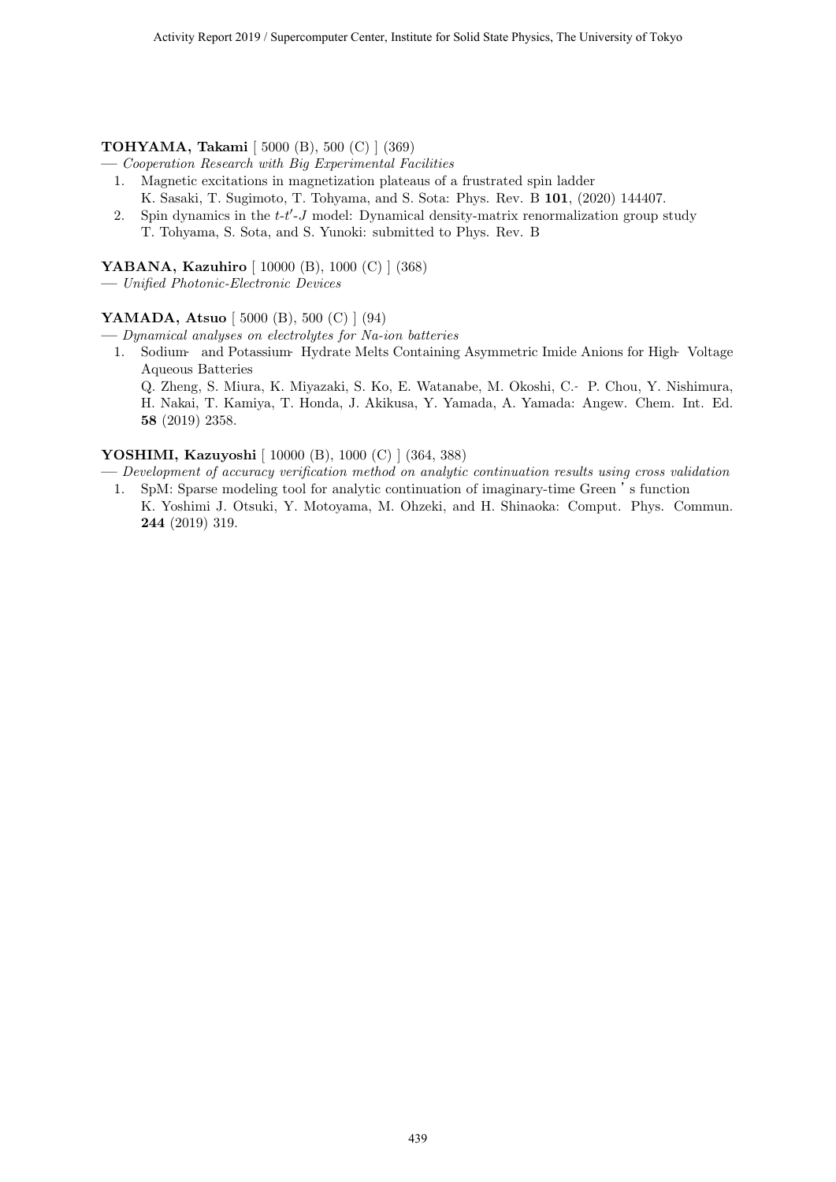**TOHYAMA, Takami** [ 5000 (B), 500 (C) ] (369)

— *Cooperation Research with Big Experimental Facilities*

1. Magnetic excitations in magnetization plateaus of a frustrated spin ladder
   K. Sasaki, T. Sugimoto, T. Tohyama, and S. Sota: Phys. Rev. B **101**, (2020) 144407.
2. Spin dynamics in the $t$-$t'$-$J$ model: Dynamical density-matrix renormalization group study
   T. Tohyama, S. Sota, and S. Yunoki: submitted to Phys. Rev. B

**YABANA, Kazuhiro** [ 10000 (B), 1000 (C) ] (368)

— *Unified Photonic-Electronic Devices*

**YAMADA, Atsuo** [ 5000 (B), 500 (C) ] (94)

— *Dynamical analyses on electrolytes for Na-ion batteries*

1. Sodium- and Potassium- Hydrate Melts Containing Asymmetric Imide Anions for High- Voltage Aqueous Batteries
   Q. Zheng, S. Miura, K. Miyazaki, S. Ko, E. Watanabe, M. Okoshi, C.- P. Chou, Y. Nishimura, H. Nakai, T. Kamiya, T. Honda, J. Akikusa, Y. Yamada, A. Yamada: Angew. Chem. Int. Ed. **58** (2019) 2358.

**YOSHIMI, Kazuyoshi** [ 10000 (B), 1000 (C) ] (364, 388)

— *Development of accuracy verification method on analytic continuation results using cross validation*

1. SpM: Sparse modeling tool for analytic continuation of imaginary-time Green ' s function
   K. Yoshimi J. Otsuki, Y. Motoyama, M. Ohzeki, and H. Shinaoka: Comput. Phys. Commun. **244** (2019) 319.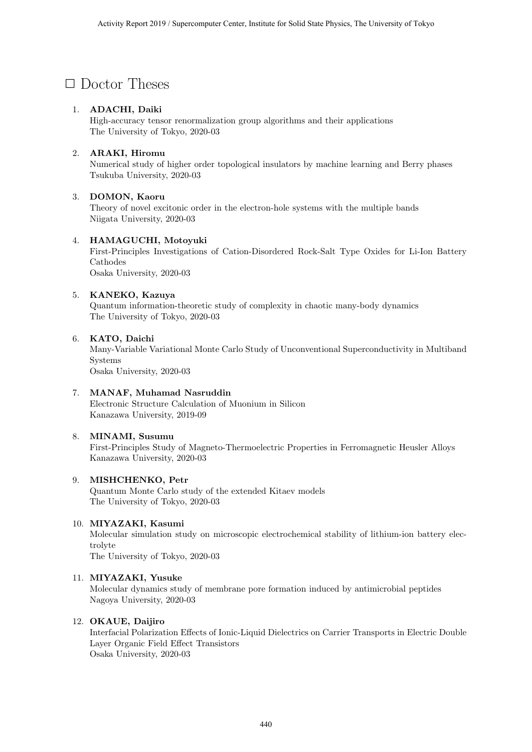# □ Doctor Theses

1. **ADACHI, Daiki**
   High-accuracy tensor renormalization group algorithms and their applications
   The University of Tokyo, 2020-03

2. **ARAKI, Hiromu**
   Numerical study of higher order topological insulators by machine learning and Berry phases
   Tsukuba University, 2020-03

3. **DOMON, Kaoru**
   Theory of novel excitonic order in the electron-hole systems with the multiple bands
   Niigata University, 2020-03

4. **HAMAGUCHI, Motoyuki**
   First-Principles Investigations of Cation-Disordered Rock-Salt Type Oxides for Li-Ion Battery Cathodes
   Osaka University, 2020-03

5. **KANEKO, Kazuya**
   Quantum information-theoretic study of complexity in chaotic many-body dynamics
   The University of Tokyo, 2020-03

6. **KATO, Daichi**
   Many-Variable Variational Monte Carlo Study of Unconventional Superconductivity in Multiband Systems
   Osaka University, 2020-03

7. **MANAF, Muhamad Nasruddin**
   Electronic Structure Calculation of Muonium in Silicon
   Kanazawa University, 2019-09

8. **MINAMI, Susumu**
   First-Principles Study of Magneto-Thermoelectric Properties in Ferromagnetic Heusler Alloys
   Kanazawa University, 2020-03

9. **MISHCHENKO, Petr**
   Quantum Monte Carlo study of the extended Kitaev models
   The University of Tokyo, 2020-03

10. **MIYAZAKI, Kasumi**
    Molecular simulation study on microscopic electrochemical stability of lithium-ion battery electrolyte
    The University of Tokyo, 2020-03

11. **MIYAZAKI, Yusuke**
    Molecular dynamics study of membrane pore formation induced by antimicrobial peptides
    Nagoya University, 2020-03

12. **OKAUE, Daijiro**
    Interfacial Polarization Effects of Ionic-Liquid Dielectrics on Carrier Transports in Electric Double Layer Organic Field Effect Transistors
    Osaka University, 2020-03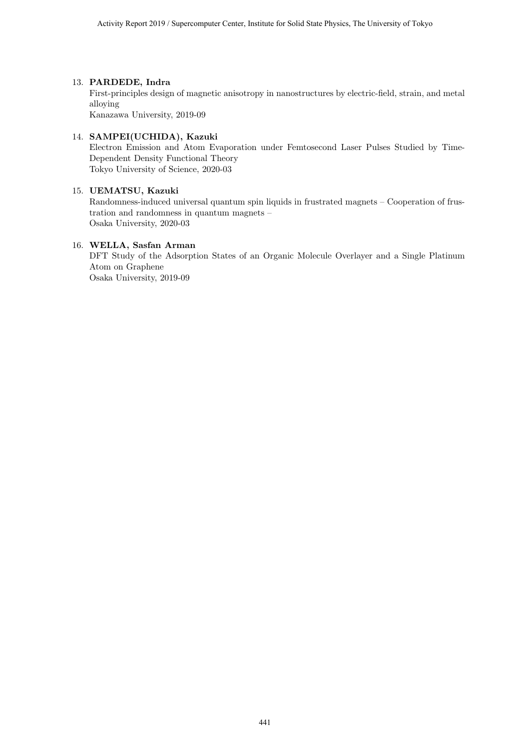13. **PARDEDE, Indra**
    First-principles design of magnetic anisotropy in nanostructures by electric-field, strain, and metal alloying
    Kanazawa University, 2019-09

14. **SAMPEI(UCHIDA), Kazuki**
    Electron Emission and Atom Evaporation under Femtosecond Laser Pulses Studied by Time-Dependent Density Functional Theory
    Tokyo University of Science, 2020-03

15. **UEMATSU, Kazuki**
    Randomness-induced universal quantum spin liquids in frustrated magnets – Cooperation of frustration and randomness in quantum magnets –
    Osaka University, 2020-03

16. **WELLA, Sasfan Arman**
    DFT Study of the Adsorption States of an Organic Molecule Overlayer and a Single Platinum Atom on Graphene
    Osaka University, 2019-09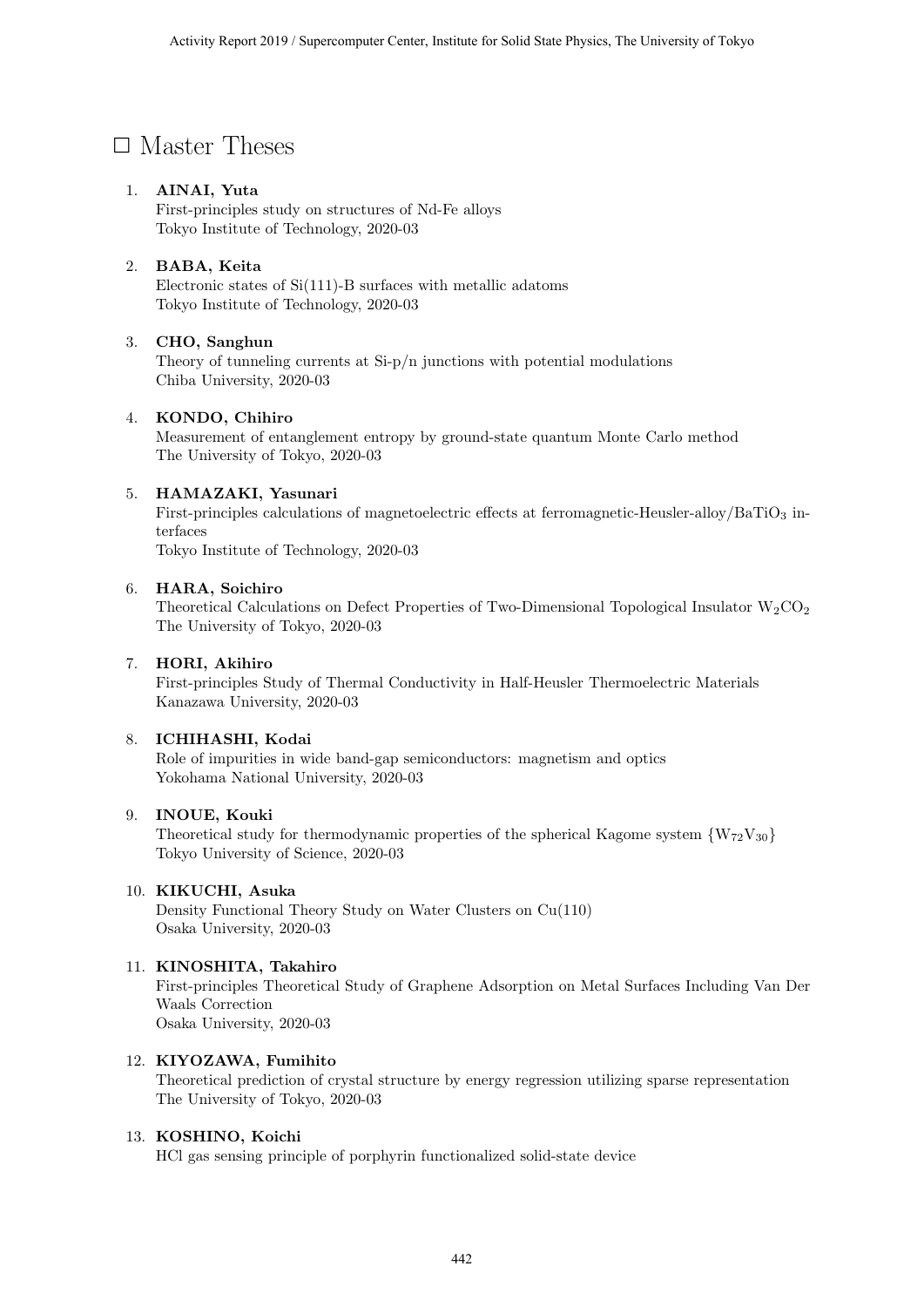## □ Master Theses

1. **AINAI, Yuta**
   First-principles study on structures of Nd-Fe alloys
   Tokyo Institute of Technology, 2020-03

2. **BABA, Keita**
   Electronic states of Si(111)-B surfaces with metallic adatoms
   Tokyo Institute of Technology, 2020-03

3. **CHO, Sanghun**
   Theory of tunneling currents at Si-p/n junctions with potential modulations
   Chiba University, 2020-03

4. **KONDO, Chihiro**
   Measurement of entanglement entropy by ground-state quantum Monte Carlo method
   The University of Tokyo, 2020-03

5. **HAMAZAKI, Yasunari**
   First-principles calculations of magnetoelectric effects at ferromagnetic-Heusler-alloy/$BaTiO_3$ interfaces
   Tokyo Institute of Technology, 2020-03

6. **HARA, Soichiro**
   Theoretical Calculations on Defect Properties of Two-Dimensional Topological Insulator $W_2CO_2$
   The University of Tokyo, 2020-03

7. **HORI, Akihiro**
   First-principles Study of Thermal Conductivity in Half-Heusler Thermoelectric Materials
   Kanazawa University, 2020-03

8. **ICHIHASHI, Kodai**
   Role of impurities in wide band-gap semiconductors: magnetism and optics
   Yokohama National University, 2020-03

9. **INOUE, Kouki**
   Theoretical study for thermodynamic properties of the spherical Kagome system $\{W_{72}V_{30}\}$
   Tokyo University of Science, 2020-03

10. **KIKUCHI, Asuka**
    Density Functional Theory Study on Water Clusters on Cu(110)
    Osaka University, 2020-03

11. **KINOSHITA, Takahiro**
    First-principles Theoretical Study of Graphene Adsorption on Metal Surfaces Including Van Der Waals Correction
    Osaka University, 2020-03

12. **KIYOZAWA, Fumihito**
    Theoretical prediction of crystal structure by energy regression utilizing sparse representation
    The University of Tokyo, 2020-03

13. **KOSHINO, Koichi**
    HCl gas sensing principle of porphyrin functionalized solid-state device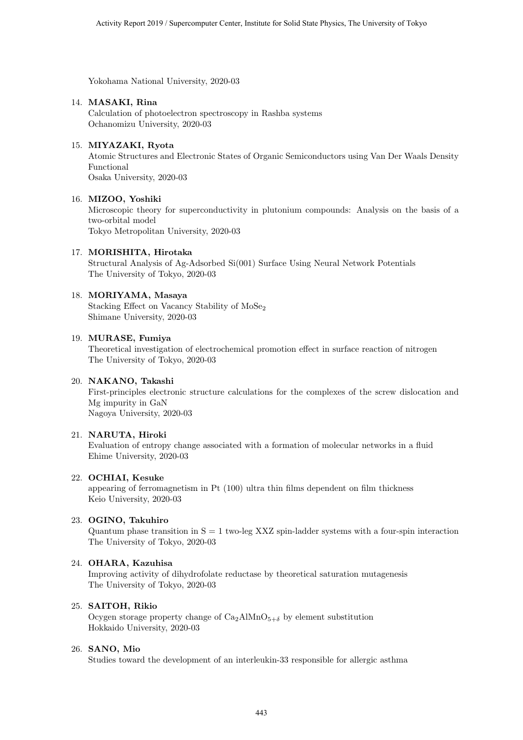Yokohama National University, 2020-03

14. **MASAKI, Rina**
    Calculation of photoelectron spectroscopy in Rashba systems
    Ochanomizu University, 2020-03

15. **MIYAZAKI, Ryota**
    Atomic Structures and Electronic States of Organic Semiconductors using Van Der Waals Density Functional
    Osaka University, 2020-03

16. **MIZOO, Yoshiki**
    Microscopic theory for superconductivity in plutonium compounds: Analysis on the basis of a two-orbital model
    Tokyo Metropolitan University, 2020-03

17. **MORISHITA, Hirotaka**
    Structural Analysis of Ag-Adsorbed Si(001) Surface Using Neural Network Potentials
    The University of Tokyo, 2020-03

18. **MORIYAMA, Masaya**
    Stacking Effect on Vacancy Stability of $MoSe_2$
    Shimane University, 2020-03

19. **MURASE, Fumiya**
    Theoretical investigation of electrochemical promotion effect in surface reaction of nitrogen
    The University of Tokyo, 2020-03

20. **NAKANO, Takashi**
    First-principles electronic structure calculations for the complexes of the screw dislocation and Mg impurity in GaN
    Nagoya University, 2020-03

21. **NARUTA, Hiroki**
    Evaluation of entropy change associated with a formation of molecular networks in a fluid
    Ehime University, 2020-03

22. **OCHIAI, Kesuke**
    appearing of ferromagnetism in Pt (100) ultra thin films dependent on film thickness
    Keio University, 2020-03

23. **OGINO, Takuhiro**
    Quantum phase transition in $S = 1$ two-leg XXZ spin-ladder systems with a four-spin interaction
    The University of Tokyo, 2020-03

24. **OHARA, Kazuhisa**
    Improving activity of dihydrofolate reductase by theoretical saturation mutagenesis
    The University of Tokyo, 2020-03

25. **SAITOH, Rikio**
    Ocygen storage property change of $Ca_2AlMnO_{5+\delta}$ by element substitution
    Hokkaido University, 2020-03

26. **SANO, Mio**
    Studies toward the development of an interleukin-33 responsible for allergic asthma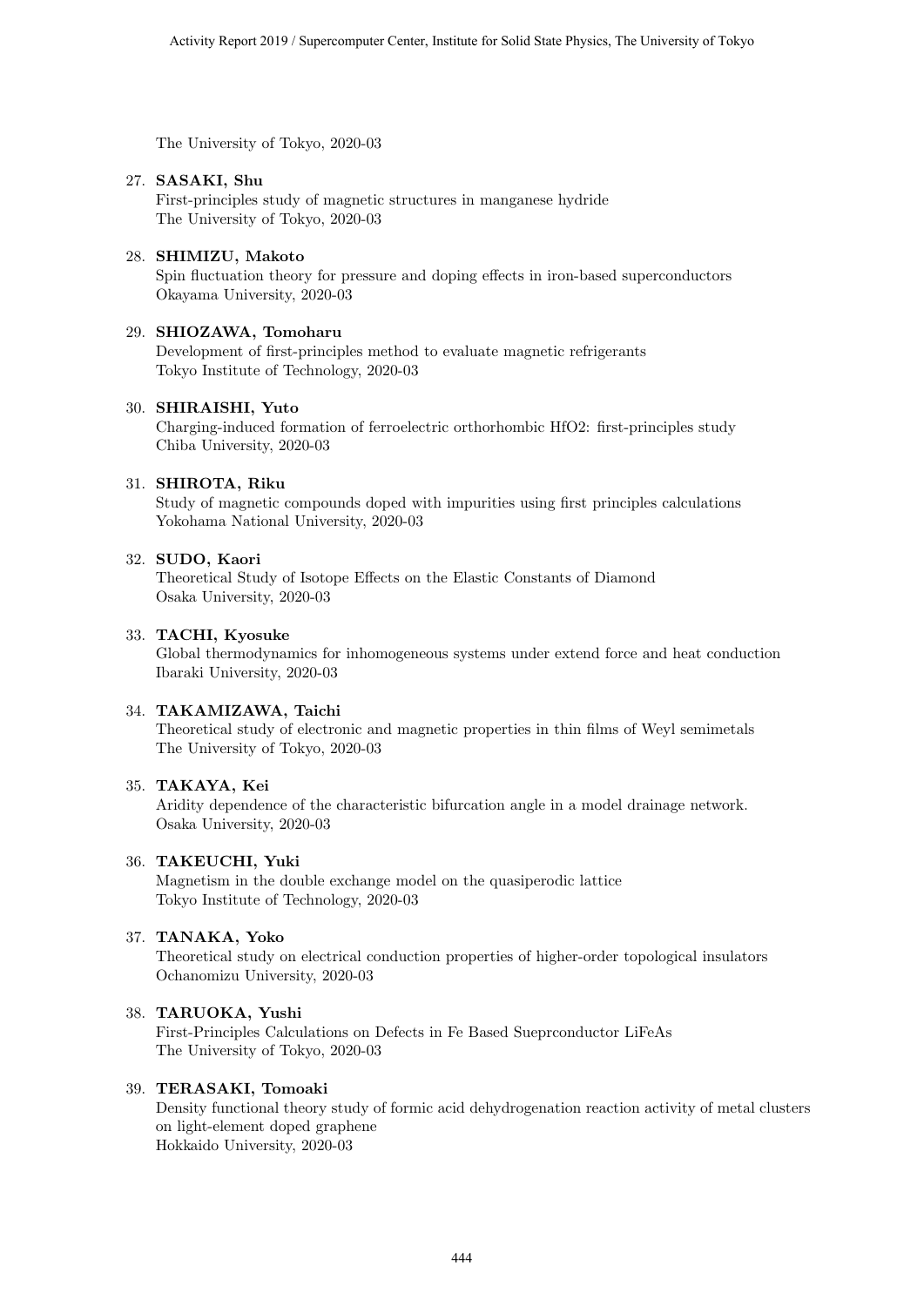The University of Tokyo, 2020-03

27. **SASAKI, Shu**
    First-principles study of magnetic structures in manganese hydride
    The University of Tokyo, 2020-03

28. **SHIMIZU, Makoto**
    Spin fluctuation theory for pressure and doping effects in iron-based superconductors
    Okayama University, 2020-03

29. **SHIOZAWA, Tomoharu**
    Development of first-principles method to evaluate magnetic refrigerants
    Tokyo Institute of Technology, 2020-03

30. **SHIRAISHI, Yuto**
    Charging-induced formation of ferroelectric orthorhombic HfO2: first-principles study
    Chiba University, 2020-03

31. **SHIROTA, Riku**
    Study of magnetic compounds doped with impurities using first principles calculations
    Yokohama National University, 2020-03

32. **SUDO, Kaori**
    Theoretical Study of Isotope Effects on the Elastic Constants of Diamond
    Osaka University, 2020-03

33. **TACHI, Kyosuke**
    Global thermodynamics for inhomogeneous systems under extend force and heat conduction
    Ibaraki University, 2020-03

34. **TAKAMIZAWA, Taichi**
    Theoretical study of electronic and magnetic properties in thin films of Weyl semimetals
    The University of Tokyo, 2020-03

35. **TAKAYA, Kei**
    Aridity dependence of the characteristic bifurcation angle in a model drainage network.
    Osaka University, 2020-03

36. **TAKEUCHI, Yuki**
    Magnetism in the double exchange model on the quasiperodic lattice
    Tokyo Institute of Technology, 2020-03

37. **TANAKA, Yoko**
    Theoretical study on electrical conduction properties of higher-order topological insulators
    Ochanomizu University, 2020-03

38. **TARUOKA, Yushi**
    First-Principles Calculations on Defects in Fe Based Sueprconductor LiFeAs
    The University of Tokyo, 2020-03

39. **TERASAKI, Tomoaki**
    Density functional theory study of formic acid dehydrogenation reaction activity of metal clusters on light-element doped graphene
    Hokkaido University, 2020-03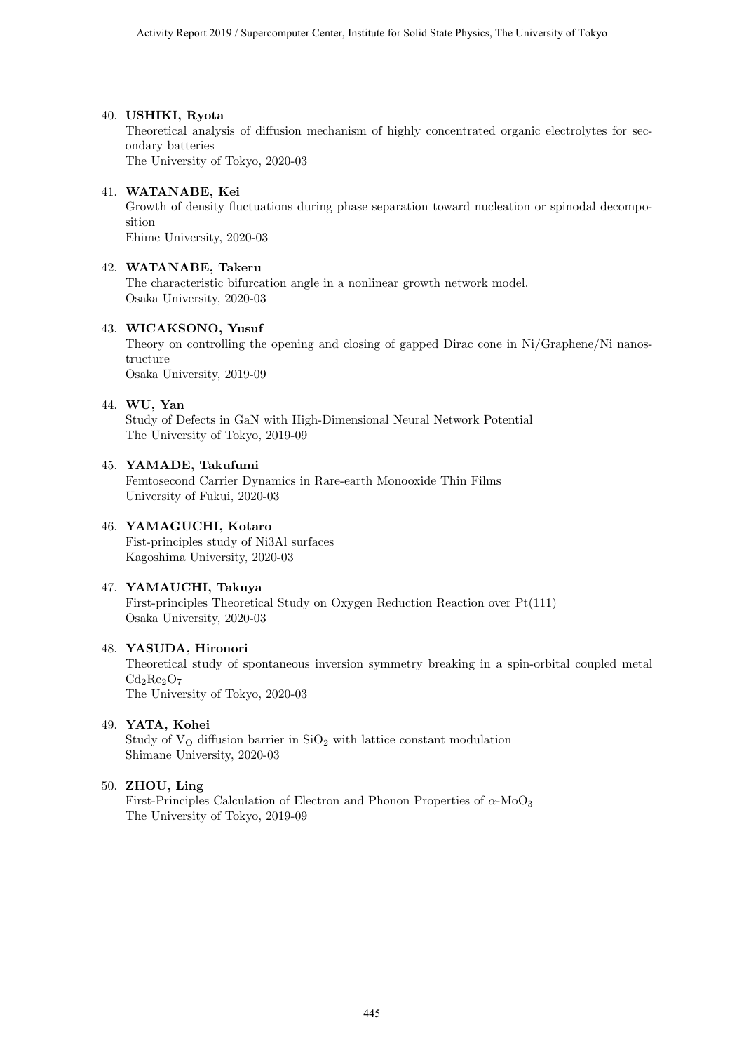40. **USHIKI, Ryota**
 Theoretical analysis of diffusion mechanism of highly concentrated organic electrolytes for secondary batteries
 The University of Tokyo, 2020-03

41. **WATANABE, Kei**
 Growth of density fluctuations during phase separation toward nucleation or spinodal decomposition
 Ehime University, 2020-03

42. **WATANABE, Takeru**
 The characteristic bifurcation angle in a nonlinear growth network model.
 Osaka University, 2020-03

43. **WICAKSONO, Yusuf**
 Theory on controlling the opening and closing of gapped Dirac cone in Ni/Graphene/Ni nanostructure
 Osaka University, 2019-09

44. **WU, Yan**
 Study of Defects in GaN with High-Dimensional Neural Network Potential
 The University of Tokyo, 2019-09

45. **YAMADE, Takufumi**
 Femtosecond Carrier Dynamics in Rare-earth Monooxide Thin Films
 University of Fukui, 2020-03

46. **YAMAGUCHI, Kotaro**
 Fist-principles study of Ni3Al surfaces
 Kagoshima University, 2020-03

47. **YAMAUCHI, Takuya**
 First-principles Theoretical Study on Oxygen Reduction Reaction over Pt(111)
 Osaka University, 2020-03

48. **YASUDA, Hironori**
 Theoretical study of spontaneous inversion symmetry breaking in a spin-orbital coupled metal $Cd_2Re_2O_7$
 The University of Tokyo, 2020-03

49. **YATA, Kohei**
 Study of $V_O$ diffusion barrier in $SiO_2$ with lattice constant modulation
 Shimane University, 2020-03

50. **ZHOU, Ling**
 First-Principles Calculation of Electron and Phonon Properties of $\alpha$-$MoO_3$
 The University of Tokyo, 2019-09